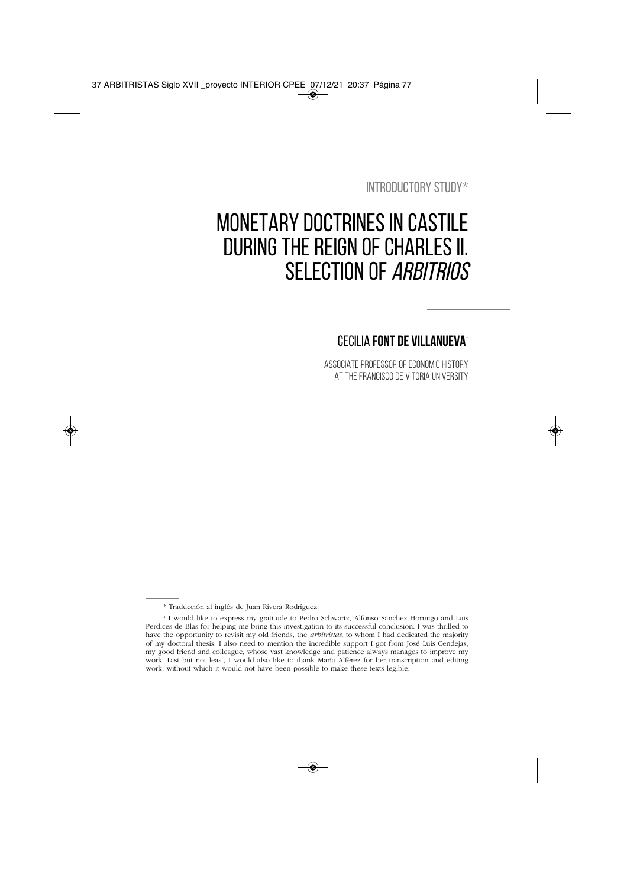INTRODUCTORY STUDY*

# MONETARY DOCTRINES IN CASTILE DURING THE REIGN OF CHARLES II. SELECTION OF *ARBITRIOS*

## CECILIA **FONT DE VILLANUEVA**[1]

ASSOCIATE PROFESSOR OF ECONOMIC HISTORY AT THE FRANCISCO DE VITORIA UNIVERSITY

---

\* Traducción al inglés de Juan Rivera Rodríguez.

[1] I would like to express my gratitude to Pedro Schwartz, Alfonso Sánchez Hormigo and Luis Perdices de Blas for helping me bring this investigation to its successful conclusion. I was thrilled to have the opportunity to revisit my old friends, the *arbitristas*, to whom I had dedicated the majority of my doctoral thesis. I also need to mention the incredible support I got from José Luis Cendejas, my good friend and colleague, whose vast knowledge and patience always manages to improve my work. Last but not least, I would also like to thank María Alférez for her transcription and editing work, without which it would not have been possible to make these texts legible.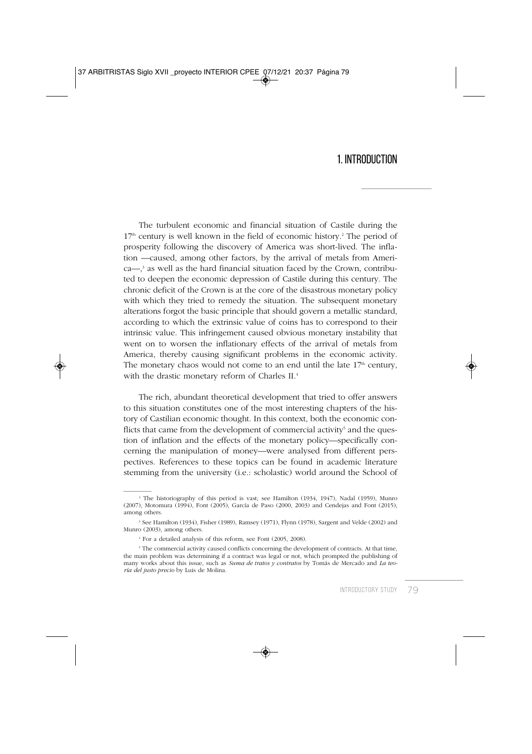# 1. INTRODUCTION

The turbulent economic and financial situation of Castile during the 17th century is well known in the field of economic history.[2] The period of prosperity following the discovery of America was short-lived. The inflation —caused, among other factors, by the arrival of metals from America—,[3] as well as the hard financial situation faced by the Crown, contributed to deepen the economic depression of Castile during this century. The chronic deficit of the Crown is at the core of the disastrous monetary policy with which they tried to remedy the situation. The subsequent monetary alterations forgot the basic principle that should govern a metallic standard, according to which the extrinsic value of coins has to correspond to their intrinsic value. This infringement caused obvious monetary instability that went on to worsen the inflationary effects of the arrival of metals from America, thereby causing significant problems in the economic activity. The monetary chaos would not come to an end until the late 17th century, with the drastic monetary reform of Charles II.[4]

The rich, abundant theoretical development that tried to offer answers to this situation constitutes one of the most interesting chapters of the history of Castilian economic thought. In this context, both the economic conflicts that came from the development of commercial activity[5] and the question of inflation and the effects of the monetary policy—specifically concerning the manipulation of money—were analysed from different perspectives. References to these topics can be found in academic literature stemming from the university (i.e.: scholastic) world around the School of

---

[2] The historiography of this period is vast; see Hamilton (1934, 1947), Nadal (1959), Munro (2007), Motomura (1994), Font (2005), García de Paso (2000, 2003) and Cendejas and Font (2015), among others.

[3] See Hamilton (1934), Fisher (1989), Ramsey (1971), Flynn (1978), Sargent and Velde (2002) and Munro (2003), among others.

[4] For a detailed analysis of this reform, see Font (2005, 2008).

[5] The commercial activity caused conflicts concerning the development of contracts. At that time, the main problem was determining if a contract was legal or not, which prompted the publishing of many works about this issue, such as *Suma de tratos y contratos* by Tomás de Mercado and *La teoría del justo precio* by Luis de Molina.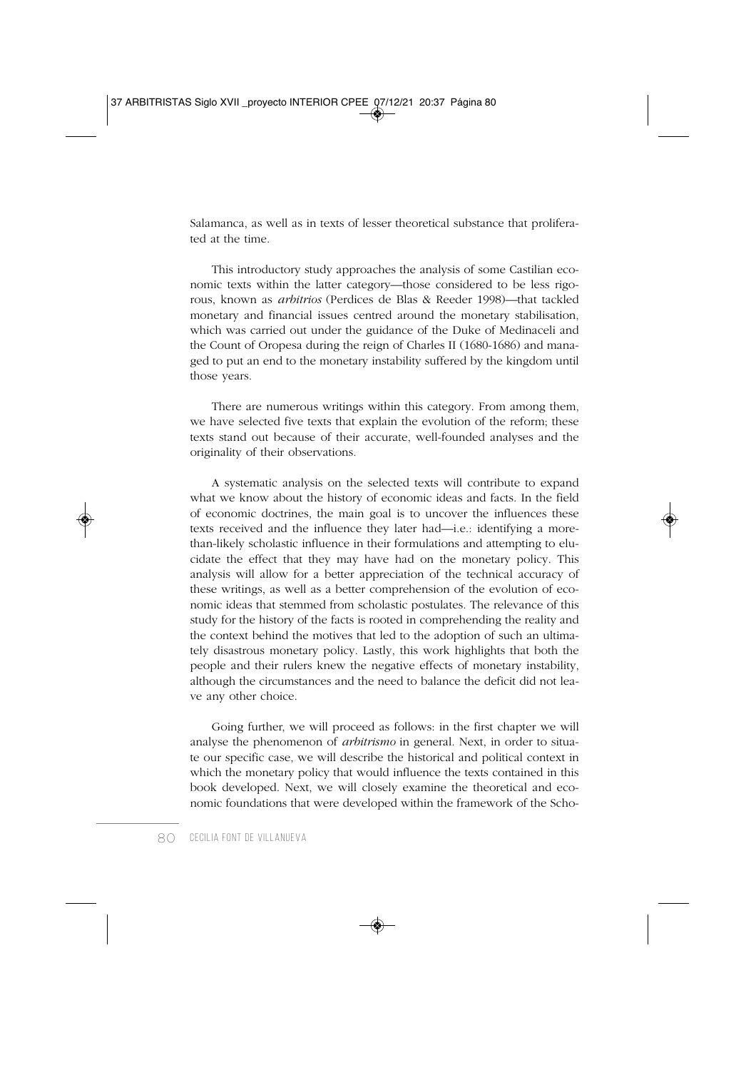Salamanca, as well as in texts of lesser theoretical substance that proliferated at the time.

This introductory study approaches the analysis of some Castilian economic texts within the latter category—those considered to be less rigorous, known as *arbitrios* (Perdices de Blas & Reeder 1998)—that tackled monetary and financial issues centred around the monetary stabilisation, which was carried out under the guidance of the Duke of Medinaceli and the Count of Oropesa during the reign of Charles II (1680-1686) and managed to put an end to the monetary instability suffered by the kingdom until those years.

There are numerous writings within this category. From among them, we have selected five texts that explain the evolution of the reform; these texts stand out because of their accurate, well-founded analyses and the originality of their observations.

A systematic analysis on the selected texts will contribute to expand what we know about the history of economic ideas and facts. In the field of economic doctrines, the main goal is to uncover the influences these texts received and the influence they later had—i.e.: identifying a more-than-likely scholastic influence in their formulations and attempting to elucidate the effect that they may have had on the monetary policy. This analysis will allow for a better appreciation of the technical accuracy of these writings, as well as a better comprehension of the evolution of economic ideas that stemmed from scholastic postulates. The relevance of this study for the history of the facts is rooted in comprehending the reality and the context behind the motives that led to the adoption of such an ultimately disastrous monetary policy. Lastly, this work highlights that both the people and their rulers knew the negative effects of monetary instability, although the circumstances and the need to balance the deficit did not leave any other choice.

Going further, we will proceed as follows: in the first chapter we will analyse the phenomenon of *arbitrismo* in general. Next, in order to situate our specific case, we will describe the historical and political context in which the monetary policy that would influence the texts contained in this book developed. Next, we will closely examine the theoretical and economic foundations that were developed within the framework of the Scho-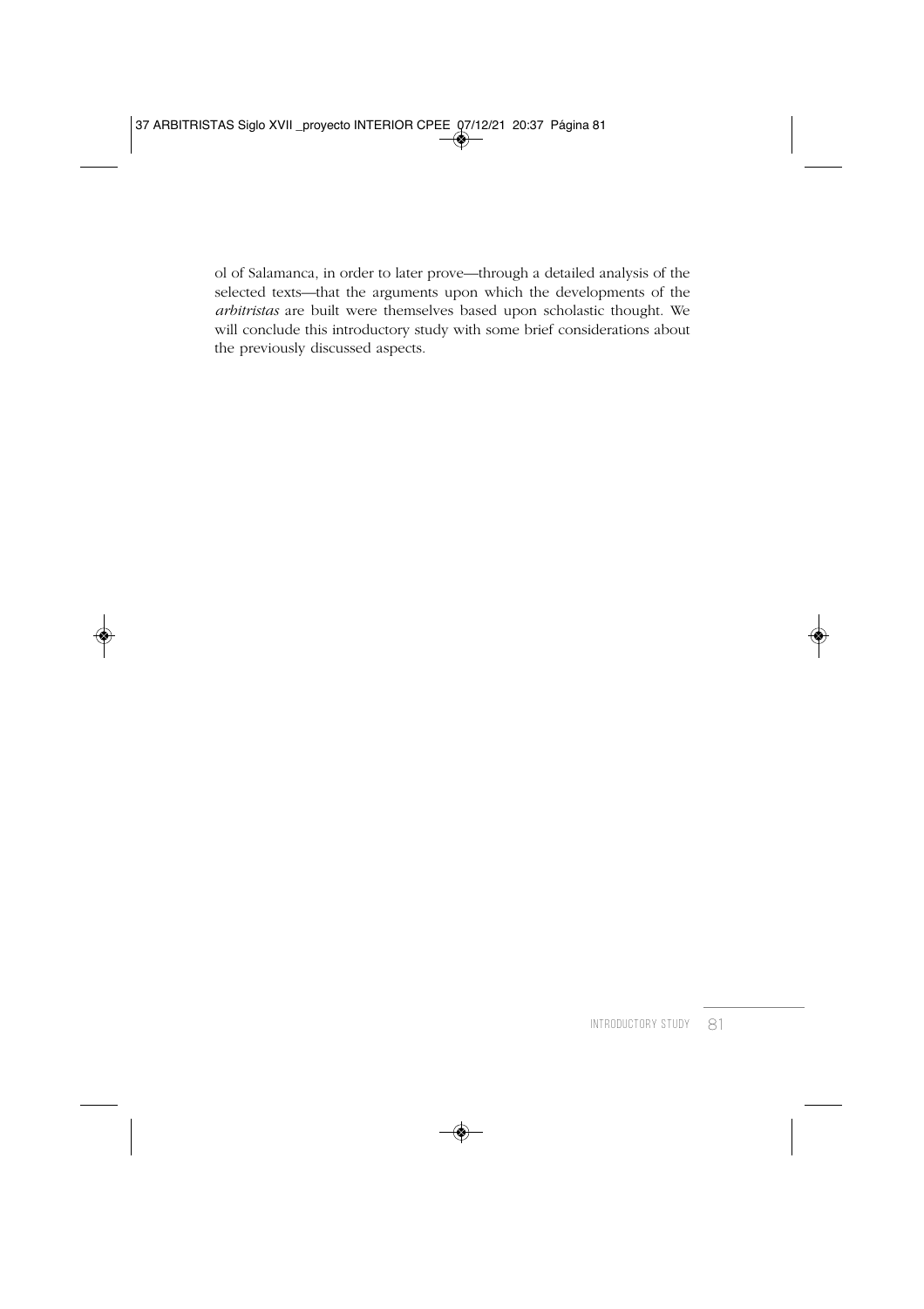ol of Salamanca, in order to later prove—through a detailed analysis of the selected texts—that the arguments upon which the developments of the *arbitristas* are built were themselves based upon scholastic thought. We will conclude this introductory study with some brief considerations about the previously discussed aspects.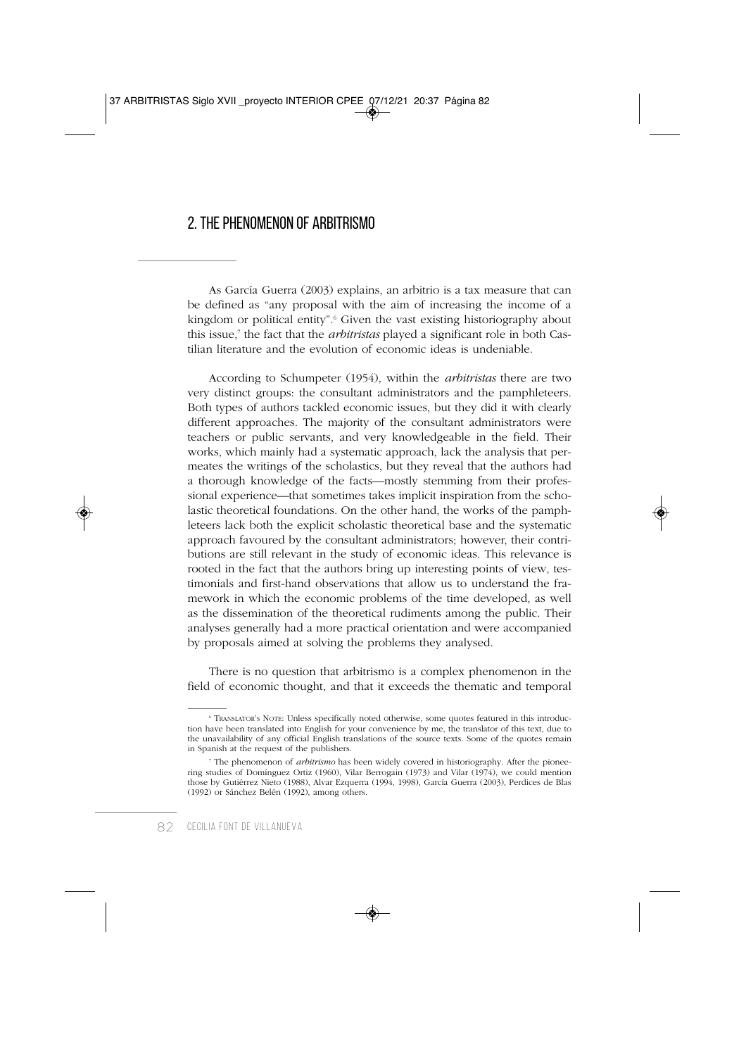## 2. THE PHENOMENON OF ARBITRISMO

As García Guerra (2003) explains, an arbitrio is a tax measure that can be defined as "any proposal with the aim of increasing the income of a kingdom or political entity".[6] Given the vast existing historiography about this issue,[7] the fact that the *arbitristas* played a significant role in both Castilian literature and the evolution of economic ideas is undeniable.

According to Schumpeter (1954), within the *arbitristas* there are two very distinct groups: the consultant administrators and the pamphleteers. Both types of authors tackled economic issues, but they did it with clearly different approaches. The majority of the consultant administrators were teachers or public servants, and very knowledgeable in the field. Their works, which mainly had a systematic approach, lack the analysis that permeates the writings of the scholastics, but they reveal that the authors had a thorough knowledge of the facts—mostly stemming from their professional experience—that sometimes takes implicit inspiration from the scholastic theoretical foundations. On the other hand, the works of the pamphleteers lack both the explicit scholastic theoretical base and the systematic approach favoured by the consultant administrators; however, their contributions are still relevant in the study of economic ideas. This relevance is rooted in the fact that the authors bring up interesting points of view, testimonials and first-hand observations that allow us to understand the framework in which the economic problems of the time developed, as well as the dissemination of the theoretical rudiments among the public. Their analyses generally had a more practical orientation and were accompanied by proposals aimed at solving the problems they analysed.

There is no question that arbitrismo is a complex phenomenon in the field of economic thought, and that it exceeds the thematic and temporal

---

[6] TRANSLATOR'S NOTE: Unless specifically noted otherwise, some quotes featured in this introduction have been translated into English for your convenience by me, the translator of this text, due to the unavailability of any official English translations of the source texts. Some of the quotes remain in Spanish at the request of the publishers.

[7] The phenomenon of *arbitrismo* has been widely covered in historiography. After the pioneering studies of Domínguez Ortiz (1960), Vilar Berrogain (1973) and Vilar (1974), we could mention those by Gutiérrez Nieto (1988), Alvar Ezquerra (1994, 1998), García Guerra (2003), Perdices de Blas (1992) or Sánchez Belén (1992), among others.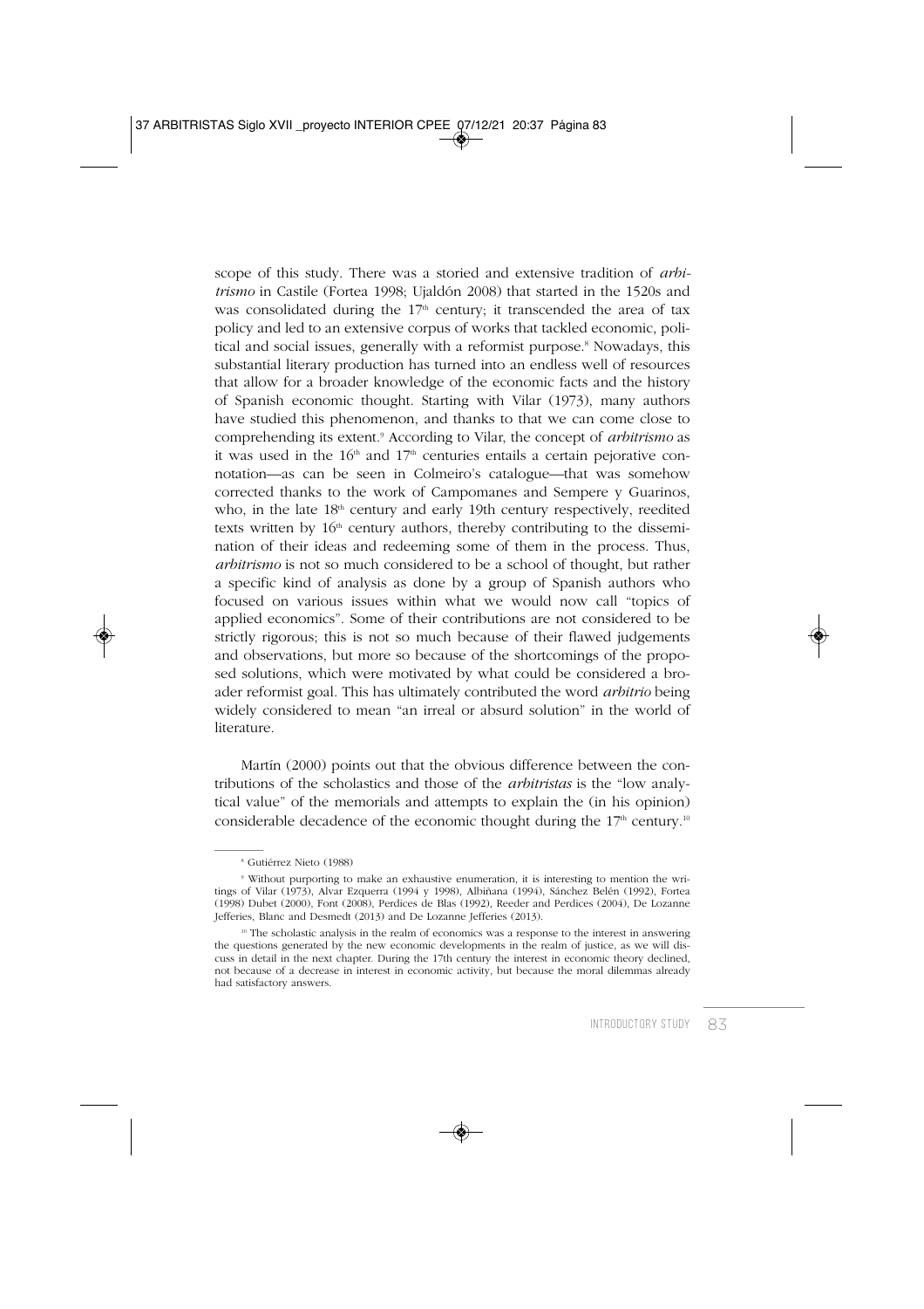scope of this study. There was a storied and extensive tradition of *arbitrismo* in Castile (Fortea 1998; Ujaldón 2008) that started in the 1520s and was consolidated during the 17th century; it transcended the area of tax policy and led to an extensive corpus of works that tackled economic, political and social issues, generally with a reformist purpose.[8] Nowadays, this substantial literary production has turned into an endless well of resources that allow for a broader knowledge of the economic facts and the history of Spanish economic thought. Starting with Vilar (1973), many authors have studied this phenomenon, and thanks to that we can come close to comprehending its extent.[9] According to Vilar, the concept of *arbitrismo* as it was used in the 16th and 17th centuries entails a certain pejorative connotation—as can be seen in Colmeiro's catalogue—that was somehow corrected thanks to the work of Campomanes and Sempere y Guarinos, who, in the late 18th century and early 19th century respectively, reedited texts written by 16th century authors, thereby contributing to the dissemination of their ideas and redeeming some of them in the process. Thus, *arbitrismo* is not so much considered to be a school of thought, but rather a specific kind of analysis as done by a group of Spanish authors who focused on various issues within what we would now call "topics of applied economics". Some of their contributions are not considered to be strictly rigorous; this is not so much because of their flawed judgements and observations, but more so because of the shortcomings of the proposed solutions, which were motivated by what could be considered a broader reformist goal. This has ultimately contributed the word *arbitrio* being widely considered to mean "an irreal or absurd solution" in the world of literature.

Martín (2000) points out that the obvious difference between the contributions of the scholastics and those of the *arbitristas* is the "low analytical value" of the memorials and attempts to explain the (in his opinion) considerable decadence of the economic thought during the 17th century.[10]

---

[8] Gutiérrez Nieto (1988)

[9] Without purporting to make an exhaustive enumeration, it is interesting to mention the writings of Vilar (1973), Alvar Ezquerra (1994 y 1998), Albiñana (1994), Sánchez Belén (1992), Fortea (1998) Dubet (2000), Font (2008), Perdices de Blas (1992), Reeder and Perdices (2004), De Lozanne Jefferies, Blanc and Desmedt (2013) and De Lozanne Jefferies (2013).

[10] The scholastic analysis in the realm of economics was a response to the interest in answering the questions generated by the new economic developments in the realm of justice, as we will discuss in detail in the next chapter. During the 17th century the interest in economic theory declined, not because of a decrease in interest in economic activity, but because the moral dilemmas already had satisfactory answers.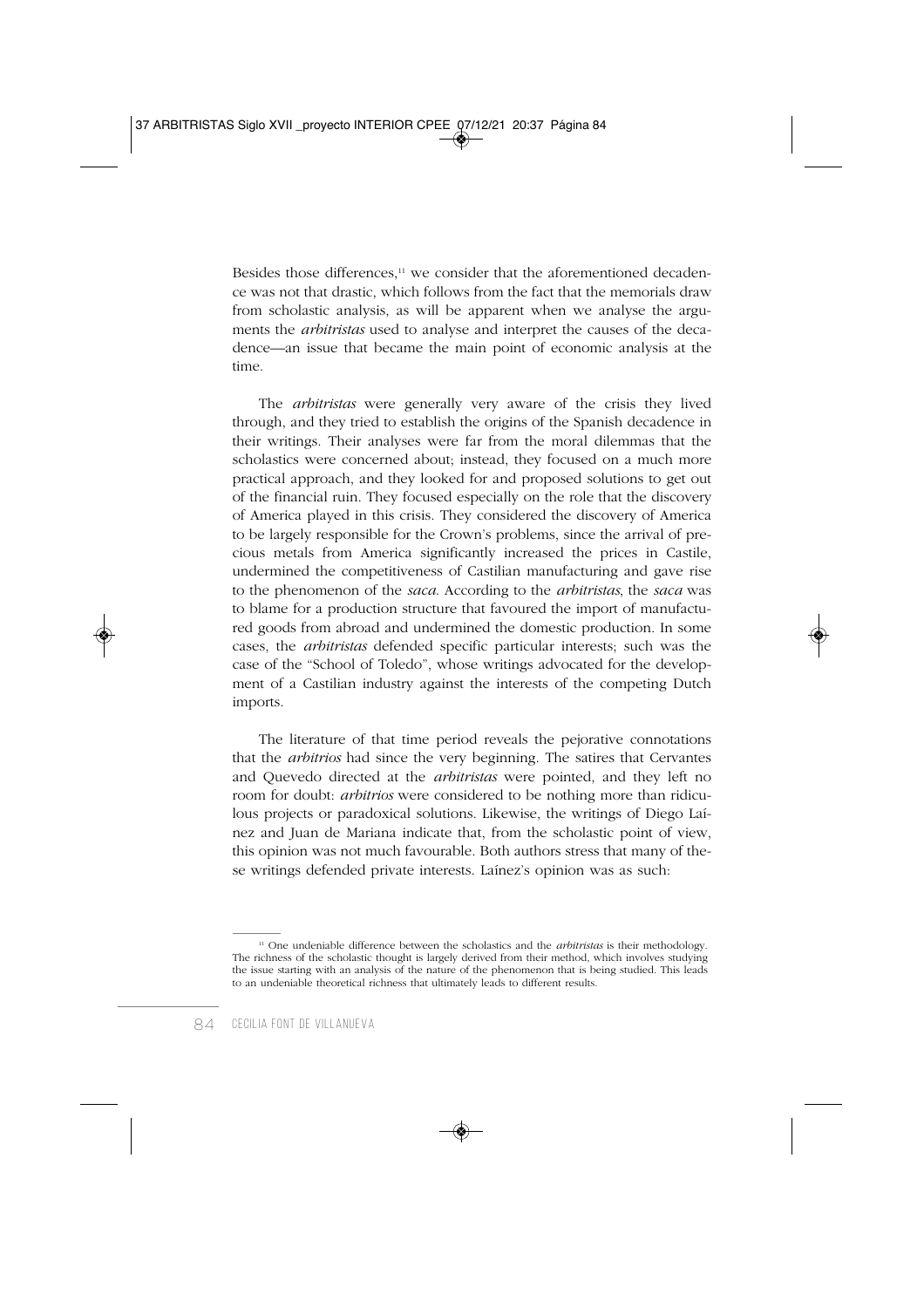Besides those differences,[11] we consider that the aforementioned decadence was not that drastic, which follows from the fact that the memorials draw from scholastic analysis, as will be apparent when we analyse the arguments the *arbitristas* used to analyse and interpret the causes of the decadence—an issue that became the main point of economic analysis at the time.

The *arbitristas* were generally very aware of the crisis they lived through, and they tried to establish the origins of the Spanish decadence in their writings. Their analyses were far from the moral dilemmas that the scholastics were concerned about; instead, they focused on a much more practical approach, and they looked for and proposed solutions to get out of the financial ruin. They focused especially on the role that the discovery of America played in this crisis. They considered the discovery of America to be largely responsible for the Crown's problems, since the arrival of precious metals from America significantly increased the prices in Castile, undermined the competitiveness of Castilian manufacturing and gave rise to the phenomenon of the *saca*. According to the *arbitristas*, the *saca* was to blame for a production structure that favoured the import of manufactured goods from abroad and undermined the domestic production. In some cases, the *arbitristas* defended specific particular interests; such was the case of the "School of Toledo", whose writings advocated for the development of a Castilian industry against the interests of the competing Dutch imports.

The literature of that time period reveals the pejorative connotations that the *arbitrios* had since the very beginning. The satires that Cervantes and Quevedo directed at the *arbitristas* were pointed, and they left no room for doubt: *arbitrios* were considered to be nothing more than ridiculous projects or paradoxical solutions. Likewise, the writings of Diego Laínez and Juan de Mariana indicate that, from the scholastic point of view, this opinion was not much favourable. Both authors stress that many of these writings defended private interests. Laínez's opinion was as such:

[11] One undeniable difference between the scholastics and the *arbitristas* is their methodology. The richness of the scholastic thought is largely derived from their method, which involves studying the issue starting with an analysis of the nature of the phenomenon that is being studied. This leads to an undeniable theoretical richness that ultimately leads to different results.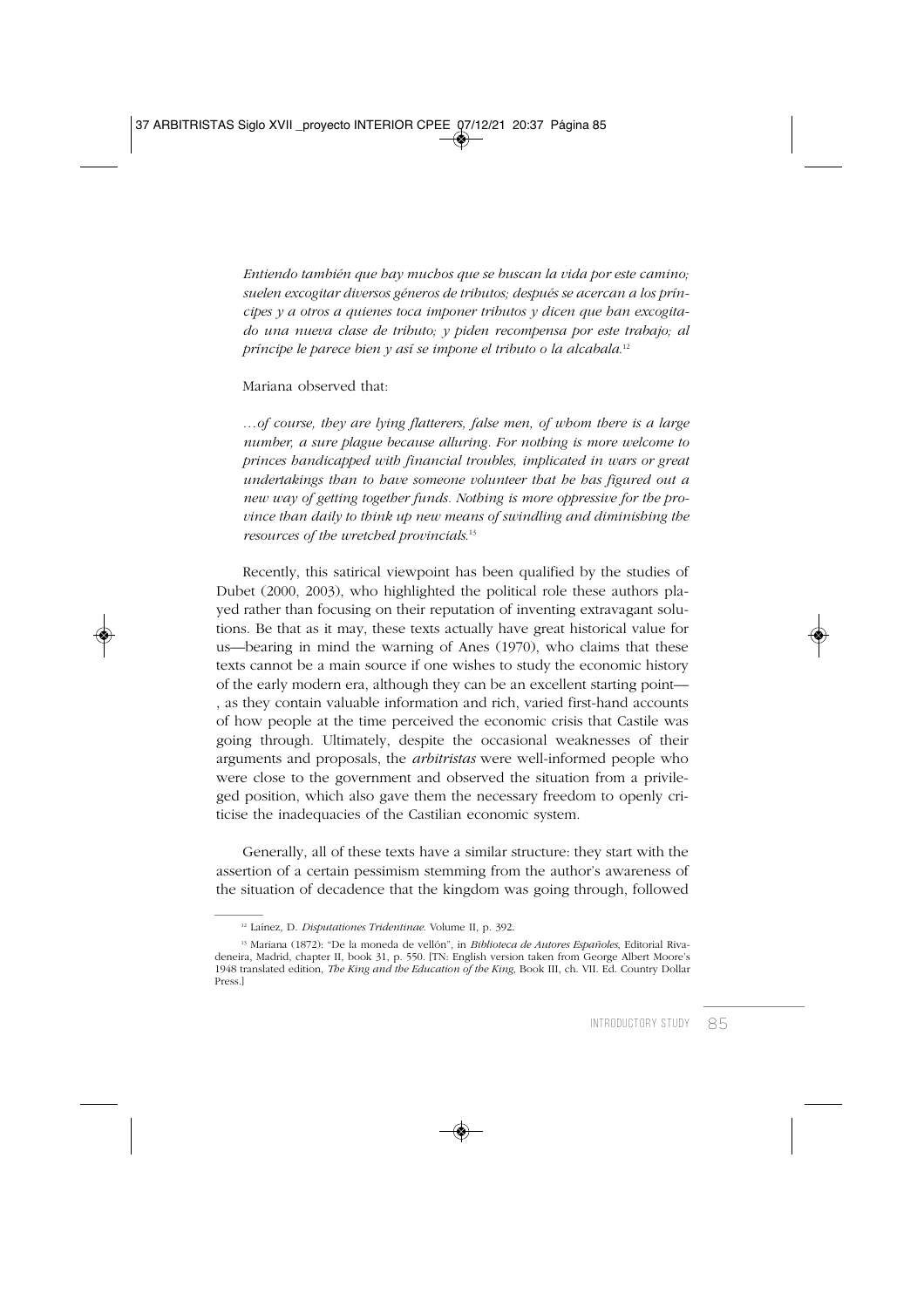*Entiendo también que hay muchos que se buscan la vida por este camino; suelen excogitar diversos géneros de tributos; después se acercan a los príncipes y a otros a quienes toca imponer tributos y dicen que han excogitado una nueva clase de tributo; y piden recompensa por este trabajo; al príncipe le parece bien y así se impone el tributo o la alcabala.*[12]

Mariana observed that:

*…of course, they are lying flatterers, false men, of whom there is a large number, a sure plague because alluring. For nothing is more welcome to princes handicapped with financial troubles, implicated in wars or great undertakings than to have someone volunteer that he has figured out a new way of getting together funds. Nothing is more oppressive for the province than daily to think up new means of swindling and diminishing the resources of the wretched provincials.*[13]

Recently, this satirical viewpoint has been qualified by the studies of Dubet (2000, 2003), who highlighted the political role these authors played rather than focusing on their reputation of inventing extravagant solutions. Be that as it may, these texts actually have great historical value for us—bearing in mind the warning of Anes (1970), who claims that these texts cannot be a main source if one wishes to study the economic history of the early modern era, although they can be an excellent starting point—, as they contain valuable information and rich, varied first-hand accounts of how people at the time perceived the economic crisis that Castile was going through. Ultimately, despite the occasional weaknesses of their arguments and proposals, the *arbitristas* were well-informed people who were close to the government and observed the situation from a privileged position, which also gave them the necessary freedom to openly criticise the inadequacies of the Castilian economic system.

Generally, all of these texts have a similar structure: they start with the assertion of a certain pessimism stemming from the author's awareness of the situation of decadence that the kingdom was going through, followed

---

[12] Laínez, D. *Disputationes Tridentinae*. Volume II, p. 392.

[13] Mariana (1872): "De la moneda de vellón", in *Biblioteca de Autores Españoles*, Editorial Rivadeneira, Madrid, chapter II, book 31, p. 550. [TN: English version taken from George Albert Moore's 1948 translated edition, *The King and the Education of the King*, Book III, ch. VII. Ed. Country Dollar Press.]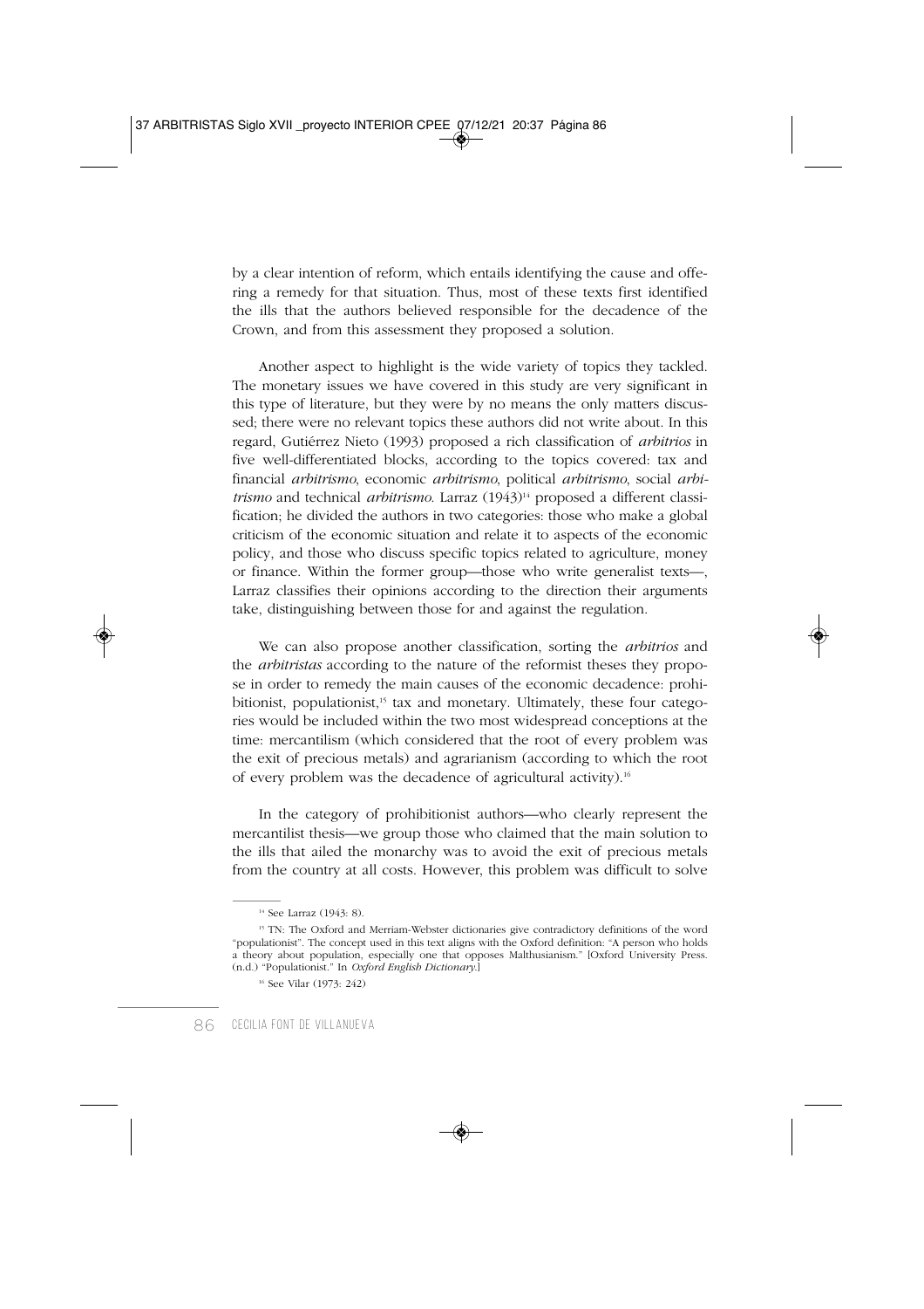by a clear intention of reform, which entails identifying the cause and offering a remedy for that situation. Thus, most of these texts first identified the ills that the authors believed responsible for the decadence of the Crown, and from this assessment they proposed a solution.

Another aspect to highlight is the wide variety of topics they tackled. The monetary issues we have covered in this study are very significant in this type of literature, but they were by no means the only matters discussed; there were no relevant topics these authors did not write about. In this regard, Gutiérrez Nieto (1993) proposed a rich classification of *arbitrios* in five well-differentiated blocks, according to the topics covered: tax and financial *arbitrismo*, economic *arbitrismo*, political *arbitrismo*, social *arbitrismo* and technical *arbitrismo*. Larraz (1943)[14] proposed a different classification; he divided the authors in two categories: those who make a global criticism of the economic situation and relate it to aspects of the economic policy, and those who discuss specific topics related to agriculture, money or finance. Within the former group—those who write generalist texts—, Larraz classifies their opinions according to the direction their arguments take, distinguishing between those for and against the regulation.

We can also propose another classification, sorting the *arbitrios* and the *arbitristas* according to the nature of the reformist theses they propose in order to remedy the main causes of the economic decadence: prohibitionist, populationist,[15] tax and monetary. Ultimately, these four categories would be included within the two most widespread conceptions at the time: mercantilism (which considered that the root of every problem was the exit of precious metals) and agrarianism (according to which the root of every problem was the decadence of agricultural activity).[16]

In the category of prohibitionist authors—who clearly represent the mercantilist thesis—we group those who claimed that the main solution to the ills that ailed the monarchy was to avoid the exit of precious metals from the country at all costs. However, this problem was difficult to solve

---

[14] See Larraz (1943: 8).

[15] TN: The Oxford and Merriam-Webster dictionaries give contradictory definitions of the word "populationist". The concept used in this text aligns with the Oxford definition: "A person who holds a theory about population, especially one that opposes Malthusianism." [Oxford University Press. (n.d.) "Populationist." In *Oxford English Dictionary*.]

[16] See Vilar (1973: 242)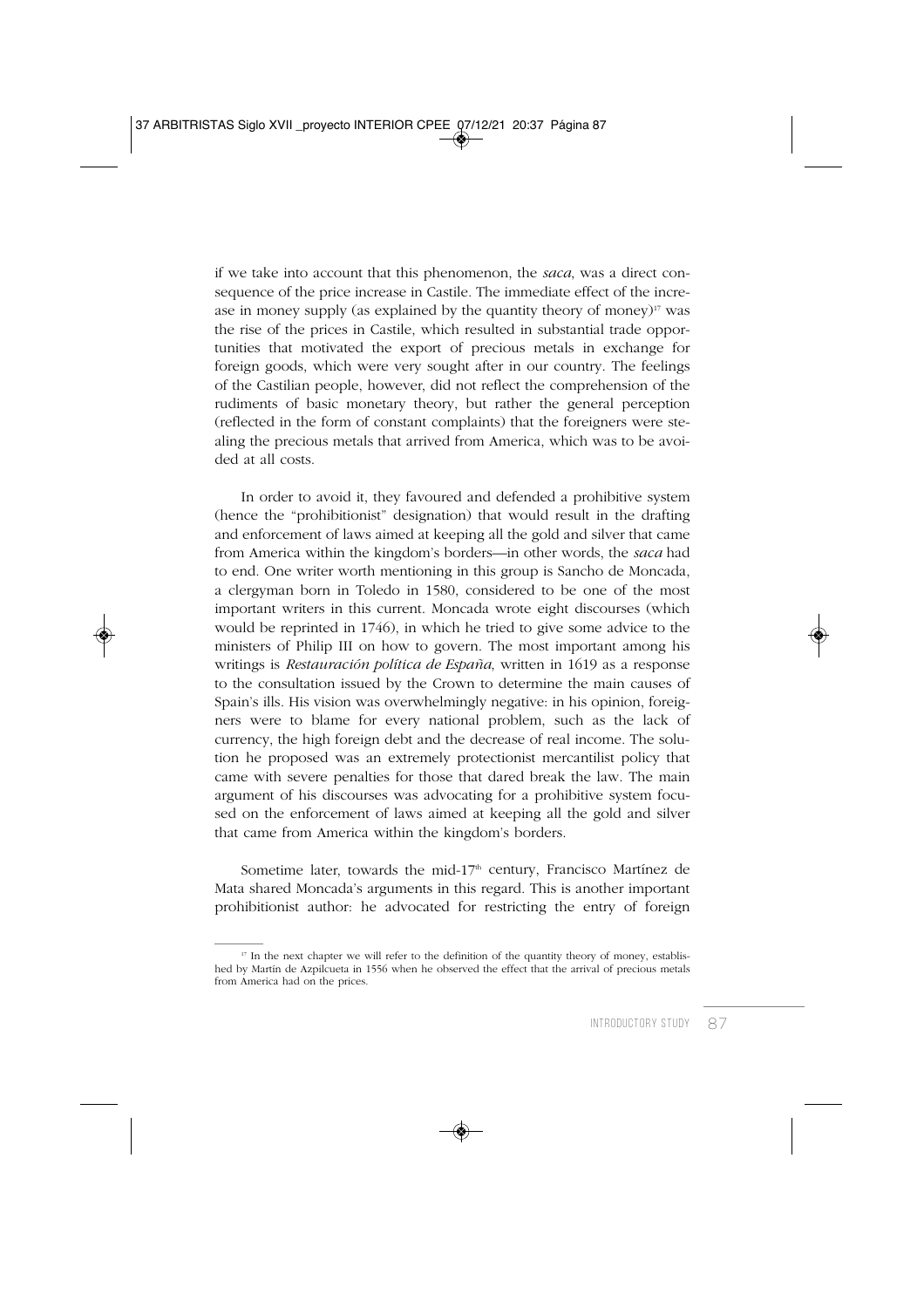if we take into account that this phenomenon, the *saca*, was a direct consequence of the price increase in Castile. The immediate effect of the increase in money supply (as explained by the quantity theory of money)[17] was the rise of the prices in Castile, which resulted in substantial trade opportunities that motivated the export of precious metals in exchange for foreign goods, which were very sought after in our country. The feelings of the Castilian people, however, did not reflect the comprehension of the rudiments of basic monetary theory, but rather the general perception (reflected in the form of constant complaints) that the foreigners were stealing the precious metals that arrived from America, which was to be avoided at all costs.

In order to avoid it, they favoured and defended a prohibitive system (hence the "prohibitionist" designation) that would result in the drafting and enforcement of laws aimed at keeping all the gold and silver that came from America within the kingdom's borders—in other words, the *saca* had to end. One writer worth mentioning in this group is Sancho de Moncada, a clergyman born in Toledo in 1580, considered to be one of the most important writers in this current. Moncada wrote eight discourses (which would be reprinted in 1746), in which he tried to give some advice to the ministers of Philip III on how to govern. The most important among his writings is *Restauración política de España*, written in 1619 as a response to the consultation issued by the Crown to determine the main causes of Spain's ills. His vision was overwhelmingly negative: in his opinion, foreigners were to blame for every national problem, such as the lack of currency, the high foreign debt and the decrease of real income. The solution he proposed was an extremely protectionist mercantilist policy that came with severe penalties for those that dared break the law. The main argument of his discourses was advocating for a prohibitive system focused on the enforcement of laws aimed at keeping all the gold and silver that came from America within the kingdom's borders.

Sometime later, towards the mid-17th century, Francisco Martínez de Mata shared Moncada's arguments in this regard. This is another important prohibitionist author: he advocated for restricting the entry of foreign

[17] In the next chapter we will refer to the definition of the quantity theory of money, established by Martín de Azpilcueta in 1556 when he observed the effect that the arrival of precious metals from America had on the prices.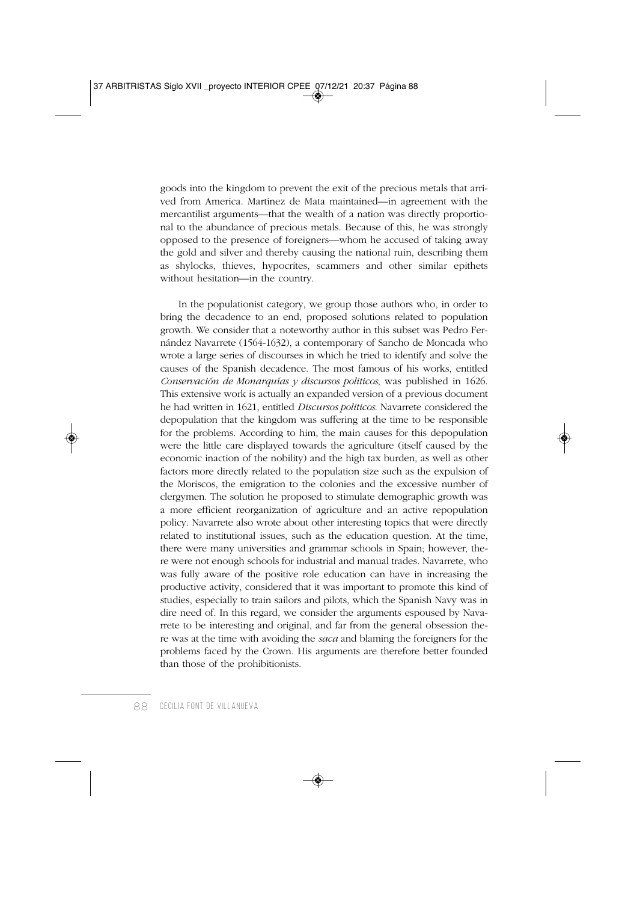goods into the kingdom to prevent the exit of the precious metals that arrived from America. Martínez de Mata maintained—in agreement with the mercantilist arguments—that the wealth of a nation was directly proportional to the abundance of precious metals. Because of this, he was strongly opposed to the presence of foreigners—whom he accused of taking away the gold and silver and thereby causing the national ruin, describing them as shylocks, thieves, hypocrites, scammers and other similar epithets without hesitation—in the country.

In the populationist category, we group those authors who, in order to bring the decadence to an end, proposed solutions related to population growth. We consider that a noteworthy author in this subset was Pedro Fernández Navarrete (1564-1632), a contemporary of Sancho de Moncada who wrote a large series of discourses in which he tried to identify and solve the causes of the Spanish decadence. The most famous of his works, entitled *Conservación de Monarquías y discursos politicos*, was published in 1626. This extensive work is actually an expanded version of a previous document he had written in 1621, entitled *Discursos politicos*. Navarrete considered the depopulation that the kingdom was suffering at the time to be responsible for the problems. According to him, the main causes for this depopulation were the little care displayed towards the agriculture (itself caused by the economic inaction of the nobility) and the high tax burden, as well as other factors more directly related to the population size such as the expulsion of the Moriscos, the emigration to the colonies and the excessive number of clergymen. The solution he proposed to stimulate demographic growth was a more efficient reorganization of agriculture and an active repopulation policy. Navarrete also wrote about other interesting topics that were directly related to institutional issues, such as the education question. At the time, there were many universities and grammar schools in Spain; however, there were not enough schools for industrial and manual trades. Navarrete, who was fully aware of the positive role education can have in increasing the productive activity, considered that it was important to promote this kind of studies, especially to train sailors and pilots, which the Spanish Navy was in dire need of. In this regard, we consider the arguments espoused by Navarrete to be interesting and original, and far from the general obsession there was at the time with avoiding the *saca* and blaming the foreigners for the problems faced by the Crown. His arguments are therefore better founded than those of the prohibitionists.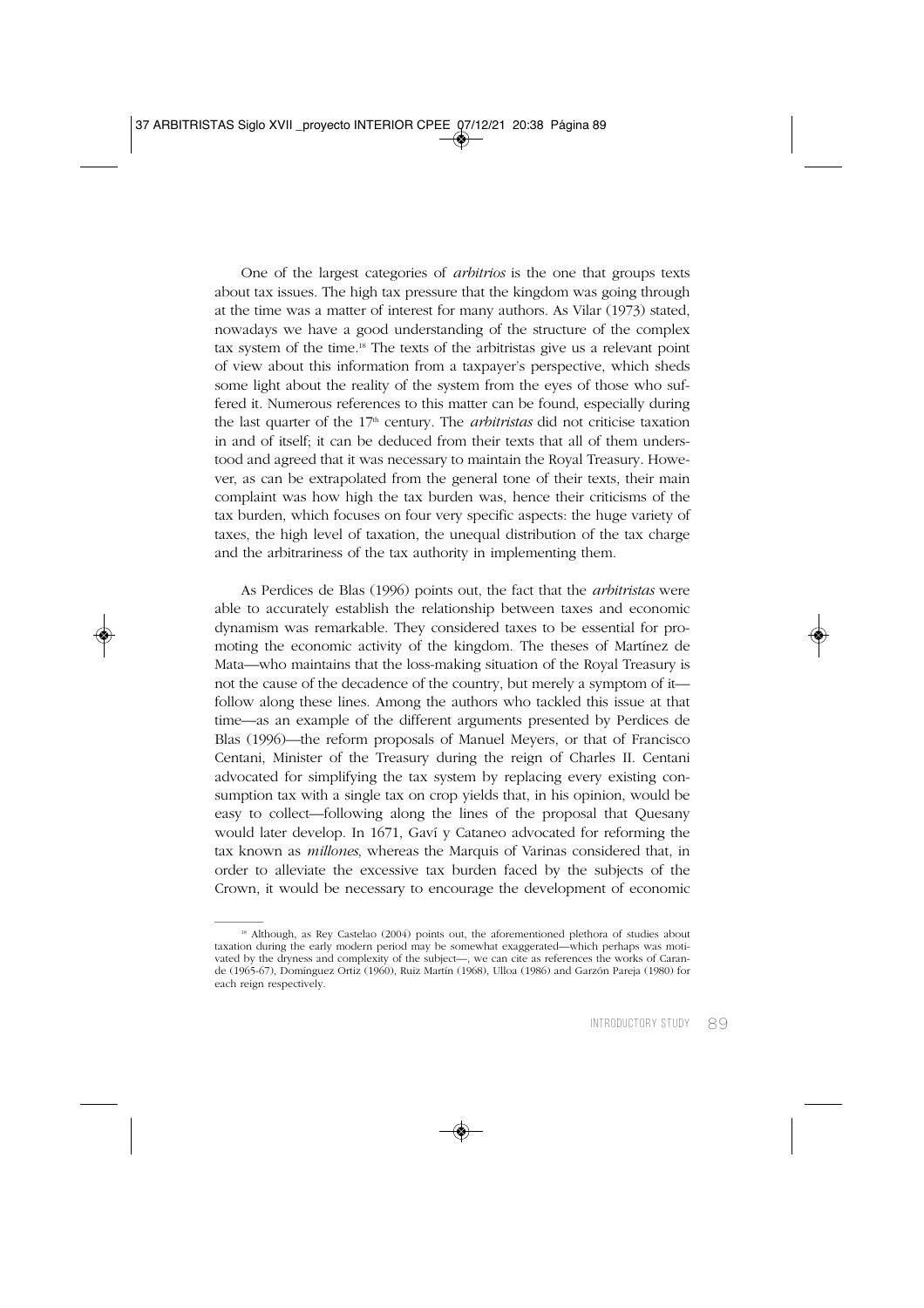One of the largest categories of *arbitrios* is the one that groups texts about tax issues. The high tax pressure that the kingdom was going through at the time was a matter of interest for many authors. As Vilar (1973) stated, nowadays we have a good understanding of the structure of the complex tax system of the time.[18] The texts of the arbitristas give us a relevant point of view about this information from a taxpayer's perspective, which sheds some light about the reality of the system from the eyes of those who suffered it. Numerous references to this matter can be found, especially during the last quarter of the 17th century. The *arbitristas* did not criticise taxation in and of itself; it can be deduced from their texts that all of them understood and agreed that it was necessary to maintain the Royal Treasury. However, as can be extrapolated from the general tone of their texts, their main complaint was how high the tax burden was, hence their criticisms of the tax burden, which focuses on four very specific aspects: the huge variety of taxes, the high level of taxation, the unequal distribution of the tax charge and the arbitrariness of the tax authority in implementing them.

As Perdices de Blas (1996) points out, the fact that the *arbitristas* were able to accurately establish the relationship between taxes and economic dynamism was remarkable. They considered taxes to be essential for promoting the economic activity of the kingdom. The theses of Martínez de Mata—who maintains that the loss-making situation of the Royal Treasury is not the cause of the decadence of the country, but merely a symptom of it—follow along these lines. Among the authors who tackled this issue at that time—as an example of the different arguments presented by Perdices de Blas (1996)—the reform proposals of Manuel Meyers, or that of Francisco Centani, Minister of the Treasury during the reign of Charles II. Centani advocated for simplifying the tax system by replacing every existing consumption tax with a single tax on crop yields that, in his opinion, would be easy to collect—following along the lines of the proposal that Quesany would later develop. In 1671, Gaví y Cataneo advocated for reforming the tax known as *millones*, whereas the Marquis of Varinas considered that, in order to alleviate the excessive tax burden faced by the subjects of the Crown, it would be necessary to encourage the development of economic

---

[18] Although, as Rey Castelao (2004) points out, the aforementioned plethora of studies about taxation during the early modern period may be somewhat exaggerated—which perhaps was motivated by the dryness and complexity of the subject—, we can cite as references the works of Carande (1965-67), Domínguez Ortiz (1960), Ruiz Martín (1968), Ulloa (1986) and Garzón Pareja (1980) for each reign respectively.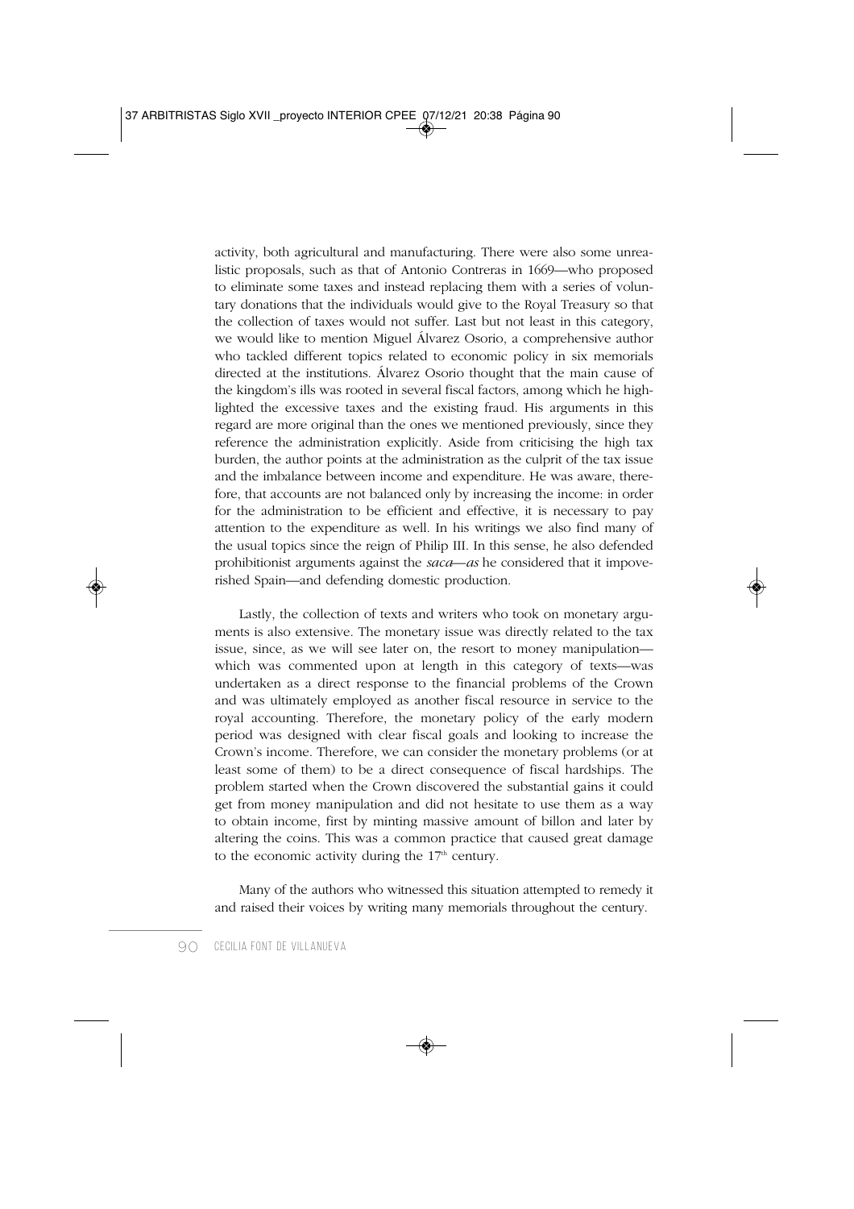activity, both agricultural and manufacturing. There were also some unrealistic proposals, such as that of Antonio Contreras in 1669—who proposed to eliminate some taxes and instead replacing them with a series of voluntary donations that the individuals would give to the Royal Treasury so that the collection of taxes would not suffer. Last but not least in this category, we would like to mention Miguel Álvarez Osorio, a comprehensive author who tackled different topics related to economic policy in six memorials directed at the institutions. Álvarez Osorio thought that the main cause of the kingdom's ills was rooted in several fiscal factors, among which he highlighted the excessive taxes and the existing fraud. His arguments in this regard are more original than the ones we mentioned previously, since they reference the administration explicitly. Aside from criticising the high tax burden, the author points at the administration as the culprit of the tax issue and the imbalance between income and expenditure. He was aware, therefore, that accounts are not balanced only by increasing the income: in order for the administration to be efficient and effective, it is necessary to pay attention to the expenditure as well. In his writings we also find many of the usual topics since the reign of Philip III. In this sense, he also defended prohibitionist arguments against the *saca—as* he considered that it impoverished Spain—and defending domestic production.

Lastly, the collection of texts and writers who took on monetary arguments is also extensive. The monetary issue was directly related to the tax issue, since, as we will see later on, the resort to money manipulation—which was commented upon at length in this category of texts—was undertaken as a direct response to the financial problems of the Crown and was ultimately employed as another fiscal resource in service to the royal accounting. Therefore, the monetary policy of the early modern period was designed with clear fiscal goals and looking to increase the Crown's income. Therefore, we can consider the monetary problems (or at least some of them) to be a direct consequence of fiscal hardships. The problem started when the Crown discovered the substantial gains it could get from money manipulation and did not hesitate to use them as a way to obtain income, first by minting massive amount of billon and later by altering the coins. This was a common practice that caused great damage to the economic activity during the 17th century.

Many of the authors who witnessed this situation attempted to remedy it and raised their voices by writing many memorials throughout the century.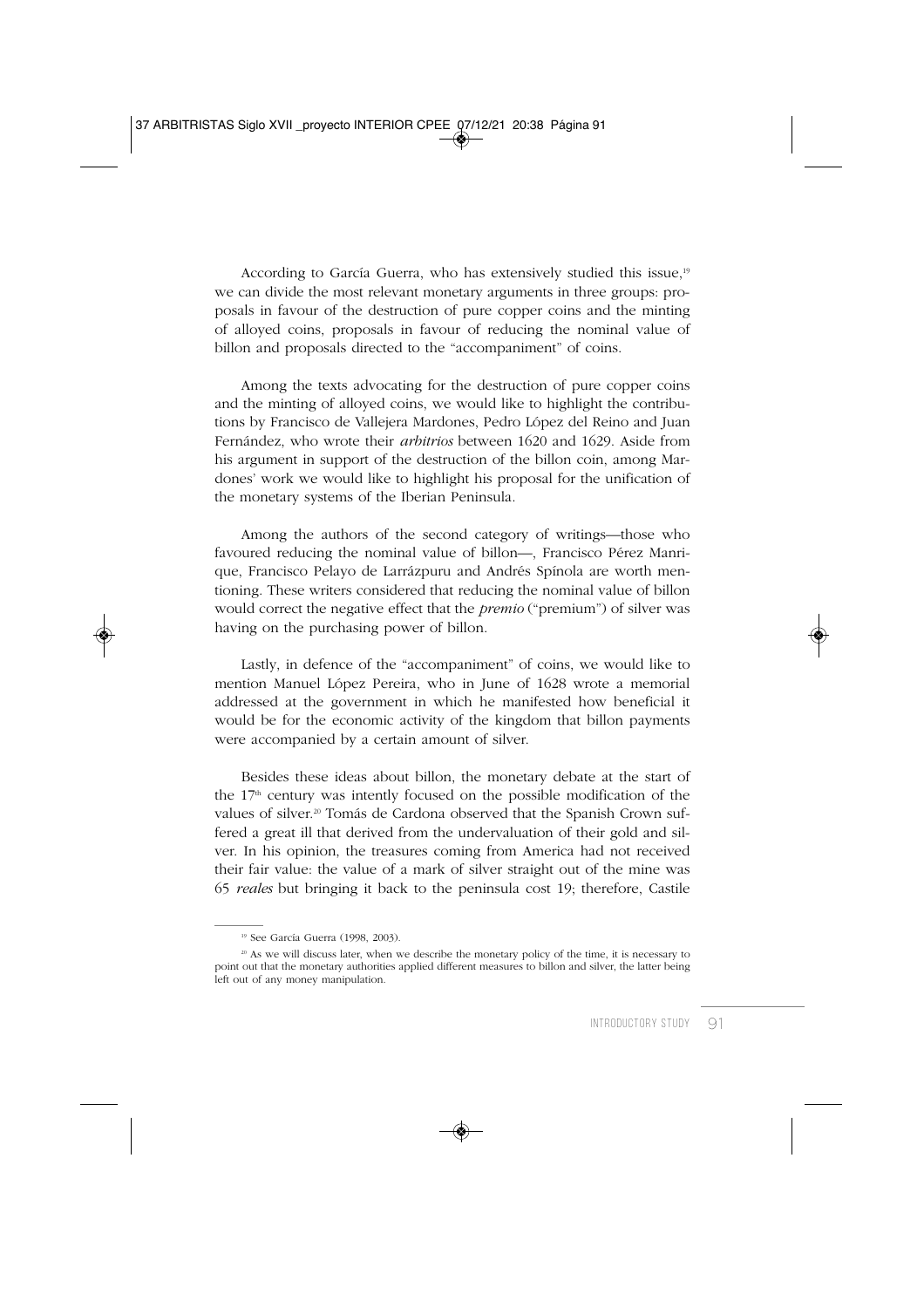According to García Guerra, who has extensively studied this issue,[19] we can divide the most relevant monetary arguments in three groups: proposals in favour of the destruction of pure copper coins and the minting of alloyed coins, proposals in favour of reducing the nominal value of billon and proposals directed to the "accompaniment" of coins.

Among the texts advocating for the destruction of pure copper coins and the minting of alloyed coins, we would like to highlight the contributions by Francisco de Vallejera Mardones, Pedro López del Reino and Juan Fernández, who wrote their *arbitrios* between 1620 and 1629. Aside from his argument in support of the destruction of the billon coin, among Mardones' work we would like to highlight his proposal for the unification of the monetary systems of the Iberian Peninsula.

Among the authors of the second category of writings—those who favoured reducing the nominal value of billon—, Francisco Pérez Manrique, Francisco Pelayo de Larrázpuru and Andrés Spínola are worth mentioning. These writers considered that reducing the nominal value of billon would correct the negative effect that the *premio* ("premium") of silver was having on the purchasing power of billon.

Lastly, in defence of the "accompaniment" of coins, we would like to mention Manuel López Pereira, who in June of 1628 wrote a memorial addressed at the government in which he manifested how beneficial it would be for the economic activity of the kingdom that billon payments were accompanied by a certain amount of silver.

Besides these ideas about billon, the monetary debate at the start of the 17th century was intently focused on the possible modification of the values of silver.[20] Tomás de Cardona observed that the Spanish Crown suffered a great ill that derived from the undervaluation of their gold and silver. In his opinion, the treasures coming from America had not received their fair value: the value of a mark of silver straight out of the mine was 65 *reales* but bringing it back to the peninsula cost 19; therefore, Castile

---

[19] See García Guerra (1998, 2003).

[20] As we will discuss later, when we describe the monetary policy of the time, it is necessary to point out that the monetary authorities applied different measures to billon and silver, the latter being left out of any money manipulation.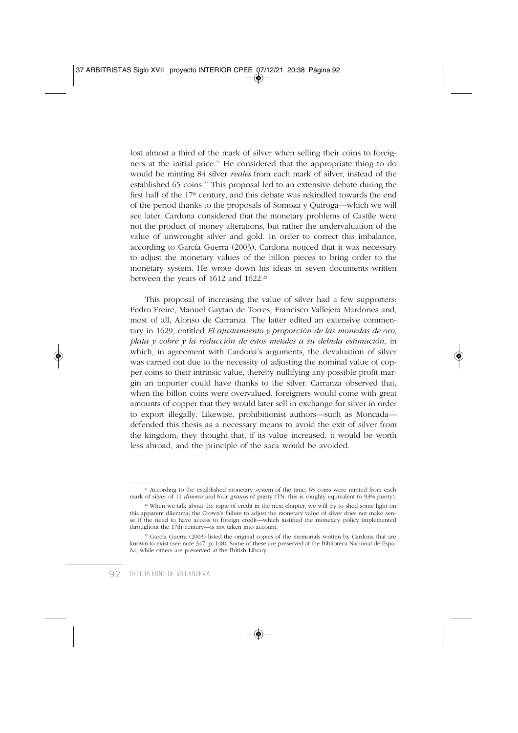lost almost a third of the mark of silver when selling their coins to foreigners at the initial price.[21] He considered that the appropriate thing to do would be minting 84 silver *reales* from each mark of silver, instead of the established 65 coins.[22] This proposal led to an extensive debate during the first half of the 17th century, and this debate was rekindled towards the end of the period thanks to the proposals of Somoza y Quiroga—which we will see later. Cardona considered that the monetary problems of Castile were not the product of money alterations, but rather the undervaluation of the value of unwrought silver and gold. In order to correct this imbalance, according to García Guerra (2003), Cardona noticed that it was necessary to adjust the monetary values of the billon pieces to bring order to the monetary system. He wrote down his ideas in seven documents written between the years of 1612 and 1622.[23]

This proposal of increasing the value of silver had a few supporters: Pedro Freire, Manuel Gaytan de Torres, Francisco Vallejera Mardones and, most of all, Alonso de Carranza. The latter edited an extensive commentary in 1629, entitled *El ajustamiento y proporción de las monedas de oro, plata y cobre y la reducción de estos metales a su debida estimación*, in which, in agreement with Cardona's arguments, the devaluation of silver was carried out due to the necessity of adjusting the nominal value of copper coins to their intrinsic value, thereby nullifying any possible profit margin an importer could have thanks to the silver. Carranza observed that, when the billon coins were overvalued, foreigners would come with great amounts of copper that they would later sell in exchange for silver in order to export illegally. Likewise, prohibitionist authors—such as Moncada—defended this thesis as a necessary means to avoid the exit of silver from the kingdom; they thought that, if its value increased, it would be worth less abroad, and the principle of the saca would be avoided.

---

[21] According to the established monetary system of the time, 65 coins were minted from each mark of silver of 11 *dineros* and four *granos* of purity (TN: this is roughly equivalent to 93% purity).

[22] When we talk about the topic of credit in the next chapter, we will try to shed some light on this apparent dilemma; the Crown's failure to adjust the monetary value of silver does not make sense if the need to have access to foreign credit—which justified the monetary policy implemented throughout the 17th century—is not taken into account.

[23] García Guerra (2003) listed the original copies of the memorials written by Cardona that are known to exist (see note 347, p. 148). Some of these are preserved at the Biblioteca Nacional de España, while others are preserved at the British Library.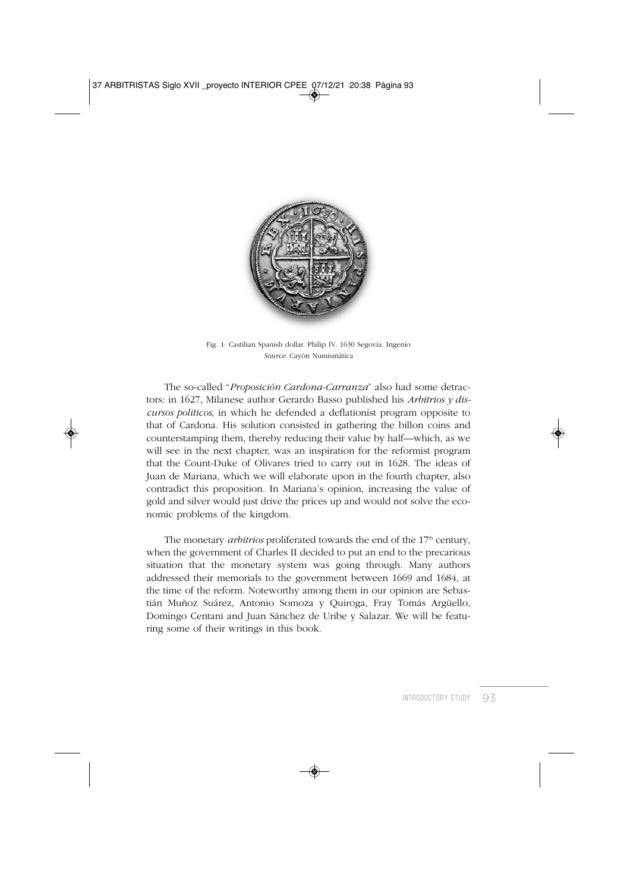Fig. 1: Castilian Spanish dollar. Philip IV. 1630 Segovia. Ingenio
*Source*: Cayón Numismática

The so-called "*Proposición Cardona-Carranza*" also had some detractors: in 1627, Milanese author Gerardo Basso published his *Arbitrios y discursos políticos*, in which he defended a deflationist program opposite to that of Cardona. His solution consisted in gathering the billon coins and counterstamping them, thereby reducing their value by half—which, as we will see in the next chapter, was an inspiration for the reformist program that the Count-Duke of Olivares tried to carry out in 1628. The ideas of Juan de Mariana, which we will elaborate upon in the fourth chapter, also contradict this proposition. In Mariana's opinion, increasing the value of gold and silver would just drive the prices up and would not solve the economic problems of the kingdom.

The monetary *arbitrios* proliferated towards the end of the 17th century, when the government of Charles II decided to put an end to the precarious situation that the monetary system was going through. Many authors addressed their memorials to the government between 1669 and 1684, at the time of the reform. Noteworthy among them in our opinion are Sebastián Muñoz Suárez, Antonio Somoza y Quiroga, Fray Tomás Argüello, Domingo Centani and Juan Sánchez de Uribe y Salazar. We will be featuring some of their writings in this book.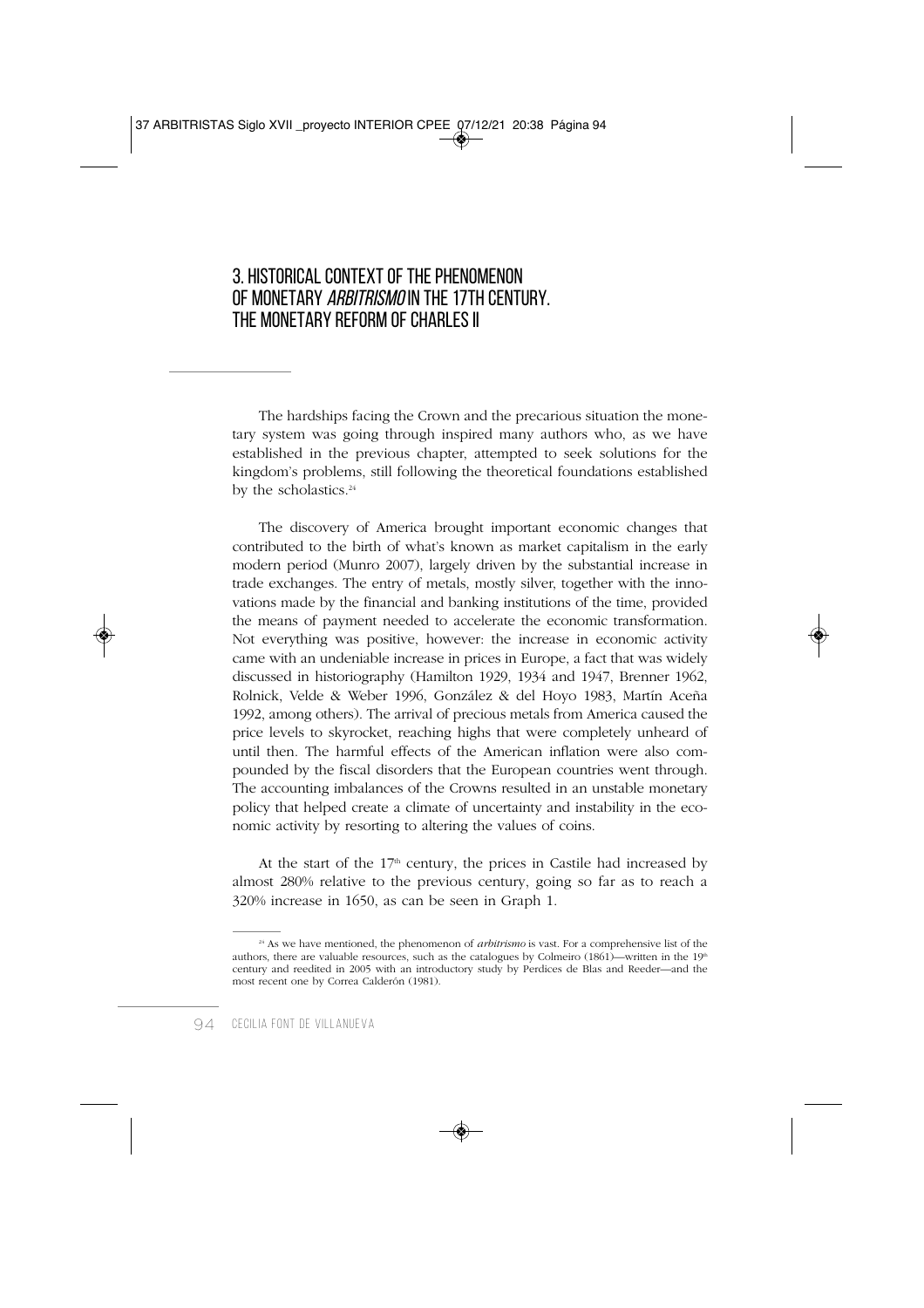# 3. HISTORICAL CONTEXT OF THE PHENOMENON OF MONETARY *ARBITRISMO* IN THE 17TH CENTURY. THE MONETARY REFORM OF CHARLES II

The hardships facing the Crown and the precarious situation the monetary system was going through inspired many authors who, as we have established in the previous chapter, attempted to seek solutions for the kingdom's problems, still following the theoretical foundations established by the scholastics.[24]

The discovery of America brought important economic changes that contributed to the birth of what's known as market capitalism in the early modern period (Munro 2007), largely driven by the substantial increase in trade exchanges. The entry of metals, mostly silver, together with the innovations made by the financial and banking institutions of the time, provided the means of payment needed to accelerate the economic transformation. Not everything was positive, however: the increase in economic activity came with an undeniable increase in prices in Europe, a fact that was widely discussed in historiography (Hamilton 1929, 1934 and 1947, Brenner 1962, Rolnick, Velde & Weber 1996, González & del Hoyo 1983, Martín Aceña 1992, among others). The arrival of precious metals from America caused the price levels to skyrocket, reaching highs that were completely unheard of until then. The harmful effects of the American inflation were also compounded by the fiscal disorders that the European countries went through. The accounting imbalances of the Crowns resulted in an unstable monetary policy that helped create a climate of uncertainty and instability in the economic activity by resorting to altering the values of coins.

At the start of the 17th century, the prices in Castile had increased by almost 280% relative to the previous century, going so far as to reach a 320% increase in 1650, as can be seen in Graph 1.

---

[24] As we have mentioned, the phenomenon of *arbitrismo* is vast. For a comprehensive list of the authors, there are valuable resources, such as the catalogues by Colmeiro (1861)—written in the 19th century and reedited in 2005 with an introductory study by Perdices de Blas and Reeder—and the most recent one by Correa Calderón (1981).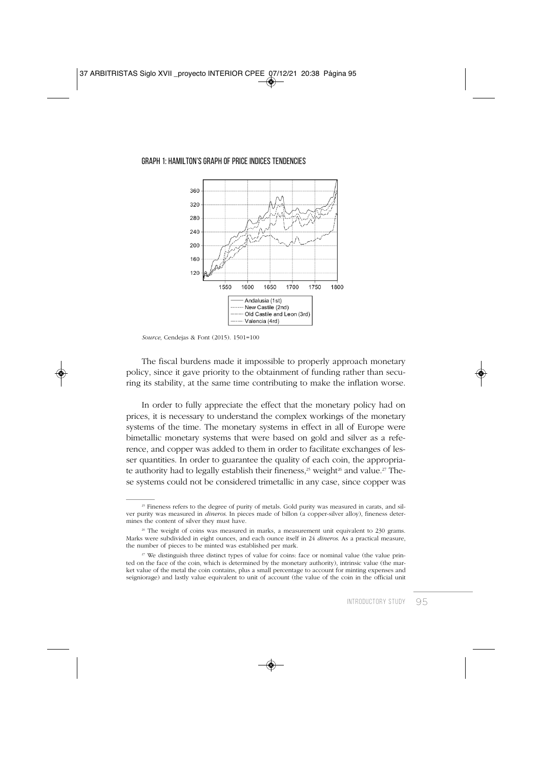### GRAPH 1: HAMILTON'S GRAPH OF PRICE INDICES TENDENCIES

*Source*, Cendejas & Font (2015). 1501=100

The fiscal burdens made it impossible to properly approach monetary policy, since it gave priority to the obtainment of funding rather than securing its stability, at the same time contributing to make the inflation worse.

In order to fully appreciate the effect that the monetary policy had on prices, it is necessary to understand the complex workings of the monetary systems of the time. The monetary systems in effect in all of Europe were bimetallic monetary systems that were based on gold and silver as a reference, and copper was added to them in order to facilitate exchanges of lesser quantities. In order to guarantee the quality of each coin, the appropriate authority had to legally establish their fineness,[25] weight[26] and value.[27] These systems could not be considered trimetallic in any case, since copper was

---

[25] Fineness refers to the degree of purity of metals. Gold purity was measured in carats, and silver purity was measured in *dineros*. In pieces made of billon (a copper-silver alloy), fineness determines the content of silver they must have.

[26] The weight of coins was measured in marks, a measurement unit equivalent to 230 grams. Marks were subdivided in eight ounces, and each ounce itself in 24 *dineros*. As a practical measure, the number of pieces to be minted was established per mark.

[27] We distinguish three distinct types of value for coins: face or nominal value (the value printed on the face of the coin, which is determined by the monetary authority), intrinsic value (the market value of the metal the coin contains, plus a small percentage to account for minting expenses and seigniorage) and lastly value equivalent to unit of account (the value of the coin in the official unit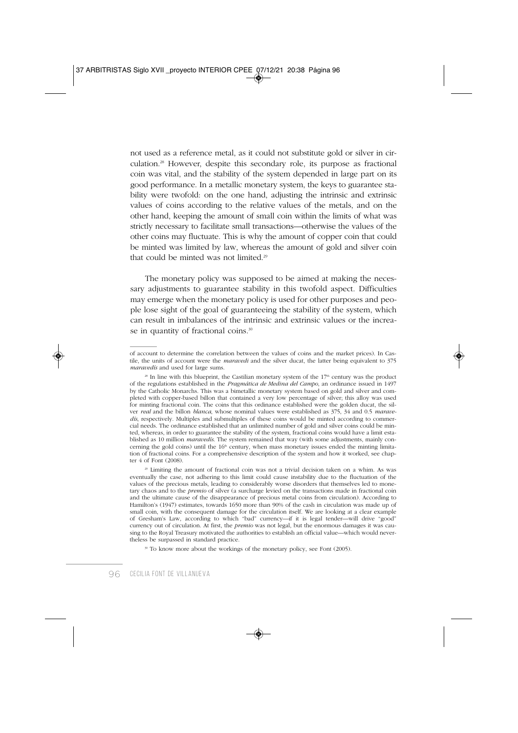not used as a reference metal, as it could not substitute gold or silver in circulation.[28] However, despite this secondary role, its purpose as fractional coin was vital, and the stability of the system depended in large part on its good performance. In a metallic monetary system, the keys to guarantee stability were twofold: on the one hand, adjusting the intrinsic and extrinsic values of coins according to the relative values of the metals, and on the other hand, keeping the amount of small coin within the limits of what was strictly necessary to facilitate small transactions—otherwise the values of the other coins may fluctuate. This is why the amount of copper coin that could be minted was limited by law, whereas the amount of gold and silver coin that could be minted was not limited.[29]

The monetary policy was supposed to be aimed at making the necessary adjustments to guarantee stability in this twofold aspect. Difficulties may emerge when the monetary policy is used for other purposes and people lose sight of the goal of guaranteeing the stability of the system, which can result in imbalances of the intrinsic and extrinsic values or the increase in quantity of fractional coins.[30]

---

of account to determine the correlation between the values of coins and the market prices). In Castile, the units of account were the *maravedí* and the silver ducat, the latter being equivalent to 375 *maravedís* and used for large sums.

[28] In line with this blueprint, the Castilian monetary system of the 17th century was the product of the regulations established in the *Pragmática de Medina del Campo*, an ordinance issued in 1497 by the Catholic Monarchs. This was a bimetallic monetary system based on gold and silver and completed with copper-based billon that contained a very low percentage of silver; this alloy was used for minting fractional coin. The coins that this ordinance established were the golden ducat, the silver *real* and the billon *blanca*, whose nominal values were established as 375, 34 and 0.5 *maravedís*, respectively. Multiples and submultiples of these coins would be minted according to commercial needs. The ordinance established that an unlimited number of gold and silver coins could be minted, whereas, in order to guarantee the stability of the system, fractional coins would have a limit established as 10 million *maravedís*. The system remained that way (with some adjustments, mainly concerning the gold coins) until the 16th century, when mass monetary issues ended the minting limitation of fractional coins. For a comprehensive description of the system and how it worked, see chapter 4 of Font (2008).

[29] Limiting the amount of fractional coin was not a trivial decision taken on a whim. As was eventually the case, not adhering to this limit could cause instability due to the fluctuation of the values of the precious metals, leading to considerably worse disorders that themselves led to monetary chaos and to the *premio* of silver (a surcharge levied on the transactions made in fractional coin and the ultimate cause of the disappearance of precious metal coins from circulation). According to Hamilton's (1947) estimates, towards 1650 more than 90% of the cash in circulation was made up of small coin, with the consequent damage for the circulation itself. We are looking at a clear example of Gresham's Law, according to which "bad" currency—if it is legal tender—will drive "good" currency out of circulation. At first, the *premio* was not legal, but the enormous damages it was causing to the Royal Treasury motivated the authorities to establish an official value—which would nevertheless be surpassed in standard practice.

[30] To know more about the workings of the monetary policy, see Font (2005).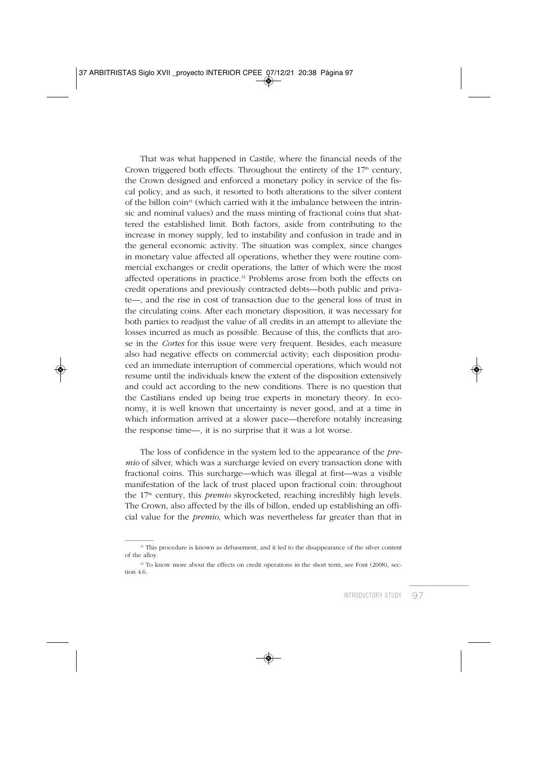That was what happened in Castile, where the financial needs of the Crown triggered both effects. Throughout the entirety of the 17th century, the Crown designed and enforced a monetary policy in service of the fiscal policy, and as such, it resorted to both alterations to the silver content of the billon coin[31] (which carried with it the imbalance between the intrinsic and nominal values) and the mass minting of fractional coins that shattered the established limit. Both factors, aside from contributing to the increase in money supply, led to instability and confusion in trade and in the general economic activity. The situation was complex, since changes in monetary value affected all operations, whether they were routine commercial exchanges or credit operations, the latter of which were the most affected operations in practice.[32] Problems arose from both the effects on credit operations and previously contracted debts—both public and private—, and the rise in cost of transaction due to the general loss of trust in the circulating coins. After each monetary disposition, it was necessary for both parties to readjust the value of all credits in an attempt to alleviate the losses incurred as much as possible. Because of this, the conflicts that arose in the *Cortes* for this issue were very frequent. Besides, each measure also had negative effects on commercial activity; each disposition produced an immediate interruption of commercial operations, which would not resume until the individuals knew the extent of the disposition extensively and could act according to the new conditions. There is no question that the Castilians ended up being true experts in monetary theory. In economy, it is well known that uncertainty is never good, and at a time in which information arrived at a slower pace—therefore notably increasing the response time—, it is no surprise that it was a lot worse.

The loss of confidence in the system led to the appearance of the *premio* of silver, which was a surcharge levied on every transaction done with fractional coins. This surcharge—which was illegal at first—was a visible manifestation of the lack of trust placed upon fractional coin: throughout the 17th century, this *premio* skyrocketed, reaching incredibly high levels. The Crown, also affected by the ills of billon, ended up establishing an official value for the *premio*, which was nevertheless far greater than that in

---

[31] This procedure is known as debasement, and it led to the disappearance of the silver content of the alloy.

[32] To know more about the effects on credit operations in the short term, see Font (2008), section 4.6.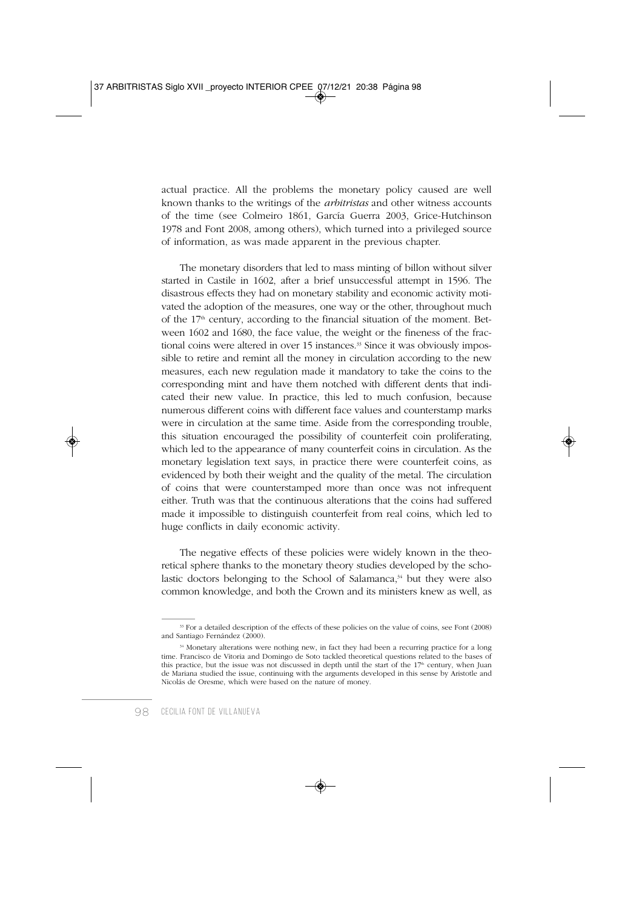actual practice. All the problems the monetary policy caused are well known thanks to the writings of the *arbitristas* and other witness accounts of the time (see Colmeiro 1861, García Guerra 2003, Grice-Hutchinson 1978 and Font 2008, among others), which turned into a privileged source of information, as was made apparent in the previous chapter.

The monetary disorders that led to mass minting of billon without silver started in Castile in 1602, after a brief unsuccessful attempt in 1596. The disastrous effects they had on monetary stability and economic activity motivated the adoption of the measures, one way or the other, throughout much of the 17th century, according to the financial situation of the moment. Between 1602 and 1680, the face value, the weight or the fineness of the fractional coins were altered in over 15 instances.[33] Since it was obviously impossible to retire and remint all the money in circulation according to the new measures, each new regulation made it mandatory to take the coins to the corresponding mint and have them notched with different dents that indicated their new value. In practice, this led to much confusion, because numerous different coins with different face values and counterstamp marks were in circulation at the same time. Aside from the corresponding trouble, this situation encouraged the possibility of counterfeit coin proliferating, which led to the appearance of many counterfeit coins in circulation. As the monetary legislation text says, in practice there were counterfeit coins, as evidenced by both their weight and the quality of the metal. The circulation of coins that were counterstamped more than once was not infrequent either. Truth was that the continuous alterations that the coins had suffered made it impossible to distinguish counterfeit from real coins, which led to huge conflicts in daily economic activity.

The negative effects of these policies were widely known in the theoretical sphere thanks to the monetary theory studies developed by the scholastic doctors belonging to the School of Salamanca,[34] but they were also common knowledge, and both the Crown and its ministers knew as well, as

---

[33] For a detailed description of the effects of these policies on the value of coins, see Font (2008) and Santiago Fernández (2000).

[34] Monetary alterations were nothing new, in fact they had been a recurring practice for a long time. Francisco de Vitoria and Domingo de Soto tackled theoretical questions related to the bases of this practice, but the issue was not discussed in depth until the start of the 17th century, when Juan de Mariana studied the issue, continuing with the arguments developed in this sense by Aristotle and Nicolás de Oresme, which were based on the nature of money.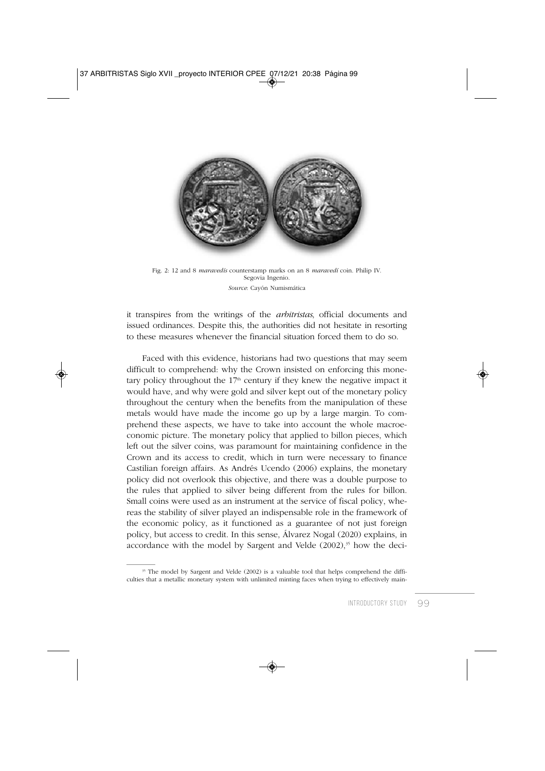Fig. 2: 12 and 8 *maravedís* counterstamp marks on an 8 *maravedí* coin. Philip IV. Segovia Ingenio.
*Source*: Cayón Numismática

it transpires from the writings of the *arbitristas*, official documents and issued ordinances. Despite this, the authorities did not hesitate in resorting to these measures whenever the financial situation forced them to do so.

Faced with this evidence, historians had two questions that may seem difficult to comprehend: why the Crown insisted on enforcing this monetary policy throughout the 17th century if they knew the negative impact it would have, and why were gold and silver kept out of the monetary policy throughout the century when the benefits from the manipulation of these metals would have made the income go up by a large margin. To comprehend these aspects, we have to take into account the whole macroeconomic picture. The monetary policy that applied to billon pieces, which left out the silver coins, was paramount for maintaining confidence in the Crown and its access to credit, which in turn were necessary to finance Castilian foreign affairs. As Andrés Ucendo (2006) explains, the monetary policy did not overlook this objective, and there was a double purpose to the rules that applied to silver being different from the rules for billon. Small coins were used as an instrument at the service of fiscal policy, whereas the stability of silver played an indispensable role in the framework of the economic policy, as it functioned as a guarantee of not just foreign policy, but access to credit. In this sense, Álvarez Nogal (2020) explains, in accordance with the model by Sargent and Velde (2002),[35] how the deci-

[35] The model by Sargent and Velde (2002) is a valuable tool that helps comprehend the difficulties that a metallic monetary system with unlimited minting faces when trying to effectively main-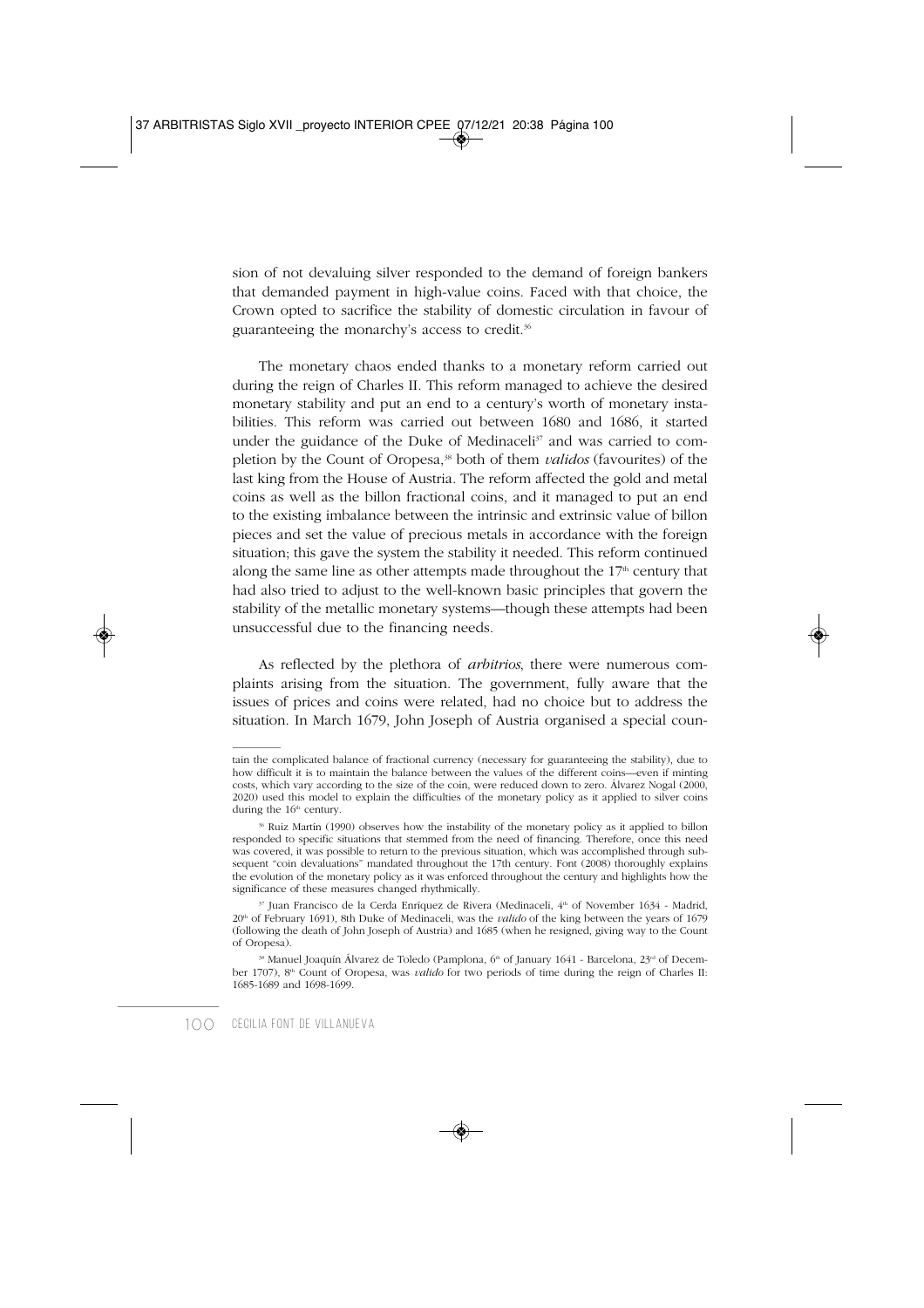sion of not devaluing silver responded to the demand of foreign bankers that demanded payment in high-value coins. Faced with that choice, the Crown opted to sacrifice the stability of domestic circulation in favour of guaranteeing the monarchy's access to credit.[36]

The monetary chaos ended thanks to a monetary reform carried out during the reign of Charles II. This reform managed to achieve the desired monetary stability and put an end to a century's worth of monetary instabilities. This reform was carried out between 1680 and 1686, it started under the guidance of the Duke of Medinaceli[37] and was carried to completion by the Count of Oropesa,[38] both of them *validos* (favourites) of the last king from the House of Austria. The reform affected the gold and metal coins as well as the billon fractional coins, and it managed to put an end to the existing imbalance between the intrinsic and extrinsic value of billon pieces and set the value of precious metals in accordance with the foreign situation; this gave the system the stability it needed. This reform continued along the same line as other attempts made throughout the 17th century that had also tried to adjust to the well-known basic principles that govern the stability of the metallic monetary systems—though these attempts had been unsuccessful due to the financing needs.

As reflected by the plethora of *arbitrios*, there were numerous complaints arising from the situation. The government, fully aware that the issues of prices and coins were related, had no choice but to address the situation. In March 1679, John Joseph of Austria organised a special coun-

---

tain the complicated balance of fractional currency (necessary for guaranteeing the stability), due to how difficult it is to maintain the balance between the values of the different coins—even if minting costs, which vary according to the size of the coin, were reduced down to zero. Álvarez Nogal (2000, 2020) used this model to explain the difficulties of the monetary policy as it applied to silver coins during the 16th century.

[36] Ruiz Martín (1990) observes how the instability of the monetary policy as it applied to billon responded to specific situations that stemmed from the need of financing. Therefore, once this need was covered, it was possible to return to the previous situation, which was accomplished through subsequent "coin devaluations" mandated throughout the 17th century. Font (2008) thoroughly explains the evolution of the monetary policy as it was enforced throughout the century and highlights how the significance of these measures changed rhythmically.

[37] Juan Francisco de la Cerda Enríquez de Rivera (Medinaceli, 4th of November 1634 - Madrid, 20th of February 1691), 8th Duke of Medinaceli, was the *valido* of the king between the years of 1679 (following the death of John Joseph of Austria) and 1685 (when he resigned, giving way to the Count of Oropesa).

[38] Manuel Joaquín Álvarez de Toledo (Pamplona, 6th of January 1641 - Barcelona, 23rd of December 1707), 8th Count of Oropesa, was *valido* for two periods of time during the reign of Charles II: 1685-1689 and 1698-1699.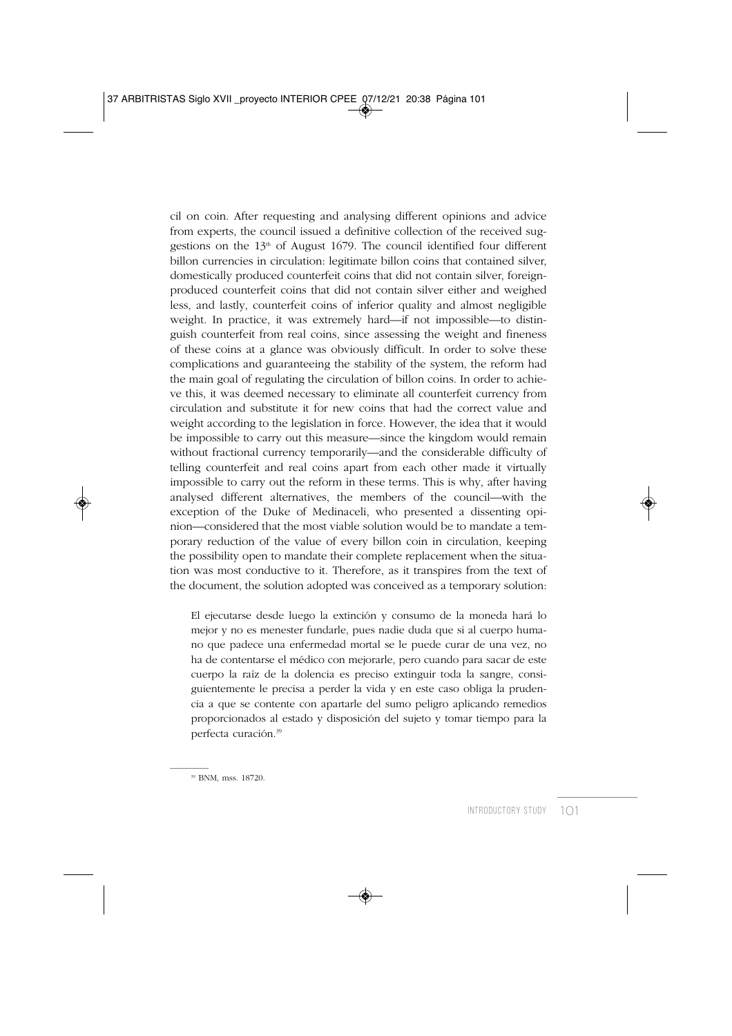cil on coin. After requesting and analysing different opinions and advice from experts, the council issued a definitive collection of the received suggestions on the 13th of August 1679. The council identified four different billon currencies in circulation: legitimate billon coins that contained silver, domestically produced counterfeit coins that did not contain silver, foreign-produced counterfeit coins that did not contain silver either and weighed less, and lastly, counterfeit coins of inferior quality and almost negligible weight. In practice, it was extremely hard—if not impossible—to distinguish counterfeit from real coins, since assessing the weight and fineness of these coins at a glance was obviously difficult. In order to solve these complications and guaranteeing the stability of the system, the reform had the main goal of regulating the circulation of billon coins. In order to achieve this, it was deemed necessary to eliminate all counterfeit currency from circulation and substitute it for new coins that had the correct value and weight according to the legislation in force. However, the idea that it would be impossible to carry out this measure—since the kingdom would remain without fractional currency temporarily—and the considerable difficulty of telling counterfeit and real coins apart from each other made it virtually impossible to carry out the reform in these terms. This is why, after having analysed different alternatives, the members of the council—with the exception of the Duke of Medinaceli, who presented a dissenting opinion—considered that the most viable solution would be to mandate a temporary reduction of the value of every billon coin in circulation, keeping the possibility open to mandate their complete replacement when the situation was most conductive to it. Therefore, as it transpires from the text of the document, the solution adopted was conceived as a temporary solution:

> El ejecutarse desde luego la extinción y consumo de la moneda hará lo mejor y no es menester fundarle, pues nadie duda que si al cuerpo humano que padece una enfermedad mortal se le puede curar de una vez, no ha de contentarse el médico con mejorarle, pero cuando para sacar de este cuerpo la raíz de la dolencia es preciso extinguir toda la sangre, consiguientemente le precisa a perder la vida y en este caso obliga la prudencia a que se contente con apartarle del sumo peligro aplicando remedios proporcionados al estado y disposición del sujeto y tomar tiempo para la perfecta curación.[39]

[39] BNM, mss. 18720.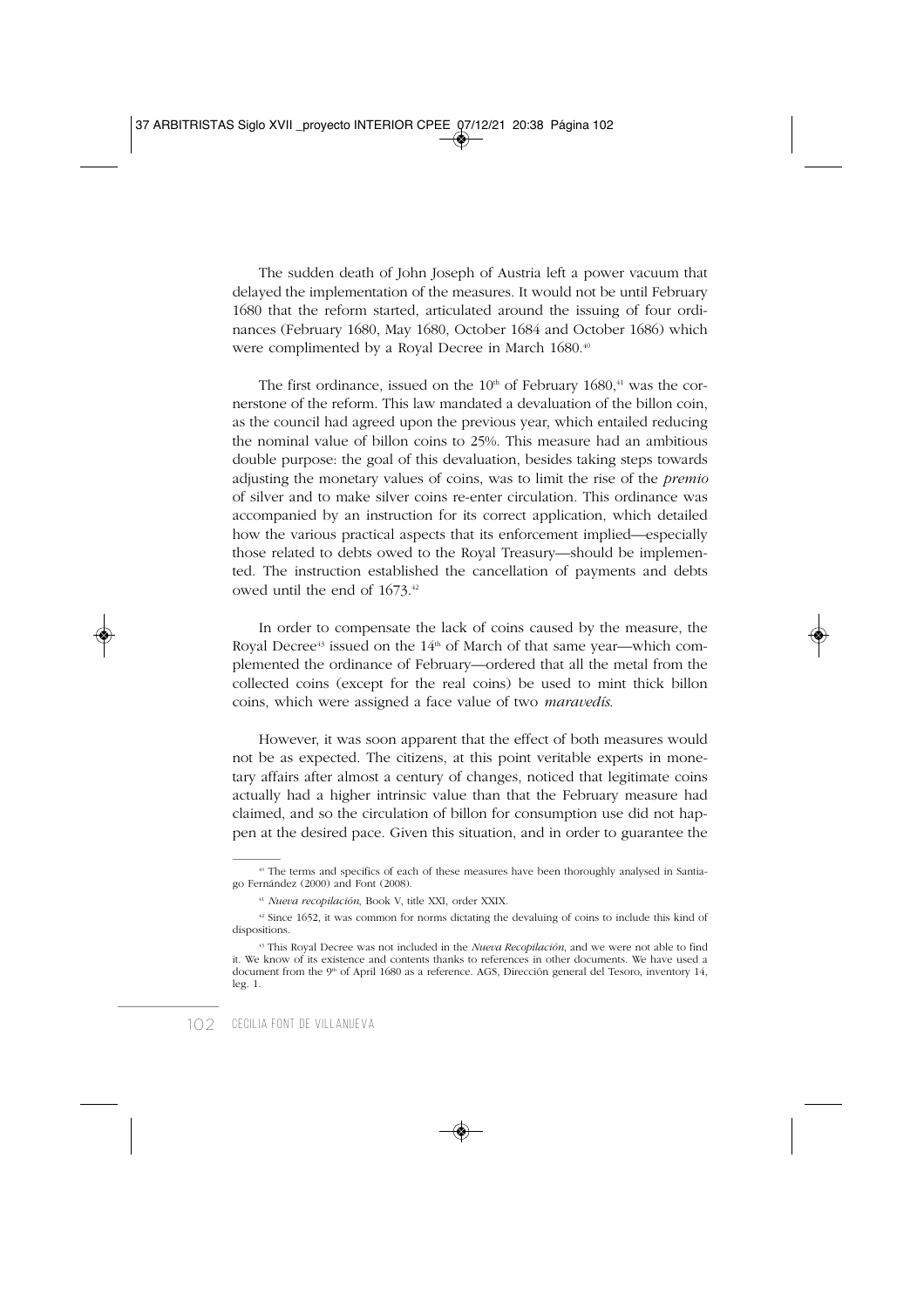The sudden death of John Joseph of Austria left a power vacuum that delayed the implementation of the measures. It would not be until February 1680 that the reform started, articulated around the issuing of four ordinances (February 1680, May 1680, October 1684 and October 1686) which were complimented by a Royal Decree in March 1680.[40]

The first ordinance, issued on the 10th of February 1680,[41] was the cornerstone of the reform. This law mandated a devaluation of the billon coin, as the council had agreed upon the previous year, which entailed reducing the nominal value of billon coins to 25%. This measure had an ambitious double purpose: the goal of this devaluation, besides taking steps towards adjusting the monetary values of coins, was to limit the rise of the *premio* of silver and to make silver coins re-enter circulation. This ordinance was accompanied by an instruction for its correct application, which detailed how the various practical aspects that its enforcement implied—especially those related to debts owed to the Royal Treasury—should be implemented. The instruction established the cancellation of payments and debts owed until the end of 1673.[42]

In order to compensate the lack of coins caused by the measure, the Royal Decree[43] issued on the 14th of March of that same year—which complemented the ordinance of February—ordered that all the metal from the collected coins (except for the real coins) be used to mint thick billon coins, which were assigned a face value of two *maravedís*.

However, it was soon apparent that the effect of both measures would not be as expected. The citizens, at this point veritable experts in monetary affairs after almost a century of changes, noticed that legitimate coins actually had a higher intrinsic value than that the February measure had claimed, and so the circulation of billon for consumption use did not happen at the desired pace. Given this situation, and in order to guarantee the

---

[40] The terms and specifics of each of these measures have been thoroughly analysed in Santiago Fernández (2000) and Font (2008).

[41] *Nueva recopilación*, Book V, title XXI, order XXIX.

[42] Since 1652, it was common for norms dictating the devaluing of coins to include this kind of dispositions.

[43] This Royal Decree was not included in the *Nueva Recopilación*, and we were not able to find it. We know of its existence and contents thanks to references in other documents. We have used a document from the 9th of April 1680 as a reference. AGS, Dirección general del Tesoro, inventory 14, leg. 1.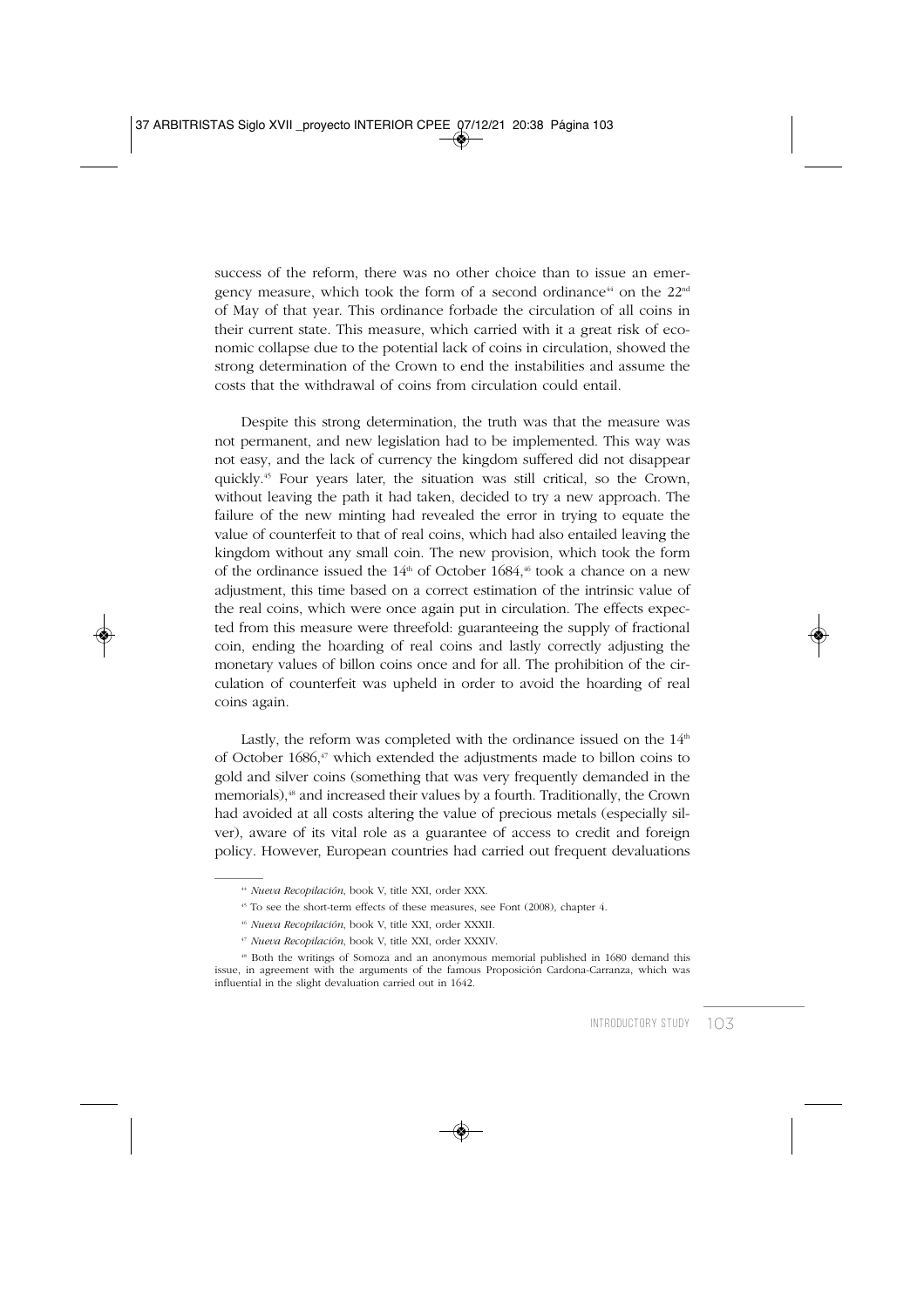success of the reform, there was no other choice than to issue an emergency measure, which took the form of a second ordinance[44] on the 22nd of May of that year. This ordinance forbade the circulation of all coins in their current state. This measure, which carried with it a great risk of economic collapse due to the potential lack of coins in circulation, showed the strong determination of the Crown to end the instabilities and assume the costs that the withdrawal of coins from circulation could entail.

Despite this strong determination, the truth was that the measure was not permanent, and new legislation had to be implemented. This way was not easy, and the lack of currency the kingdom suffered did not disappear quickly.[45] Four years later, the situation was still critical, so the Crown, without leaving the path it had taken, decided to try a new approach. The failure of the new minting had revealed the error in trying to equate the value of counterfeit to that of real coins, which had also entailed leaving the kingdom without any small coin. The new provision, which took the form of the ordinance issued the 14th of October 1684,[46] took a chance on a new adjustment, this time based on a correct estimation of the intrinsic value of the real coins, which were once again put in circulation. The effects expected from this measure were threefold: guaranteeing the supply of fractional coin, ending the hoarding of real coins and lastly correctly adjusting the monetary values of billon coins once and for all. The prohibition of the circulation of counterfeit was upheld in order to avoid the hoarding of real coins again.

Lastly, the reform was completed with the ordinance issued on the 14th of October 1686,[47] which extended the adjustments made to billon coins to gold and silver coins (something that was very frequently demanded in the memorials),[48] and increased their values by a fourth. Traditionally, the Crown had avoided at all costs altering the value of precious metals (especially silver), aware of its vital role as a guarantee of access to credit and foreign policy. However, European countries had carried out frequent devaluations

---

[44] *Nueva Recopilación*, book V, title XXI, order XXX.

[45] To see the short-term effects of these measures, see Font (2008), chapter 4.

[46] *Nueva Recopilación*, book V, title XXI, order XXXII.

[47] *Nueva Recopilación*, book V, title XXI, order XXXIV.

[48] Both the writings of Somoza and an anonymous memorial published in 1680 demand this issue, in agreement with the arguments of the famous Proposición Cardona-Carranza, which was influential in the slight devaluation carried out in 1642.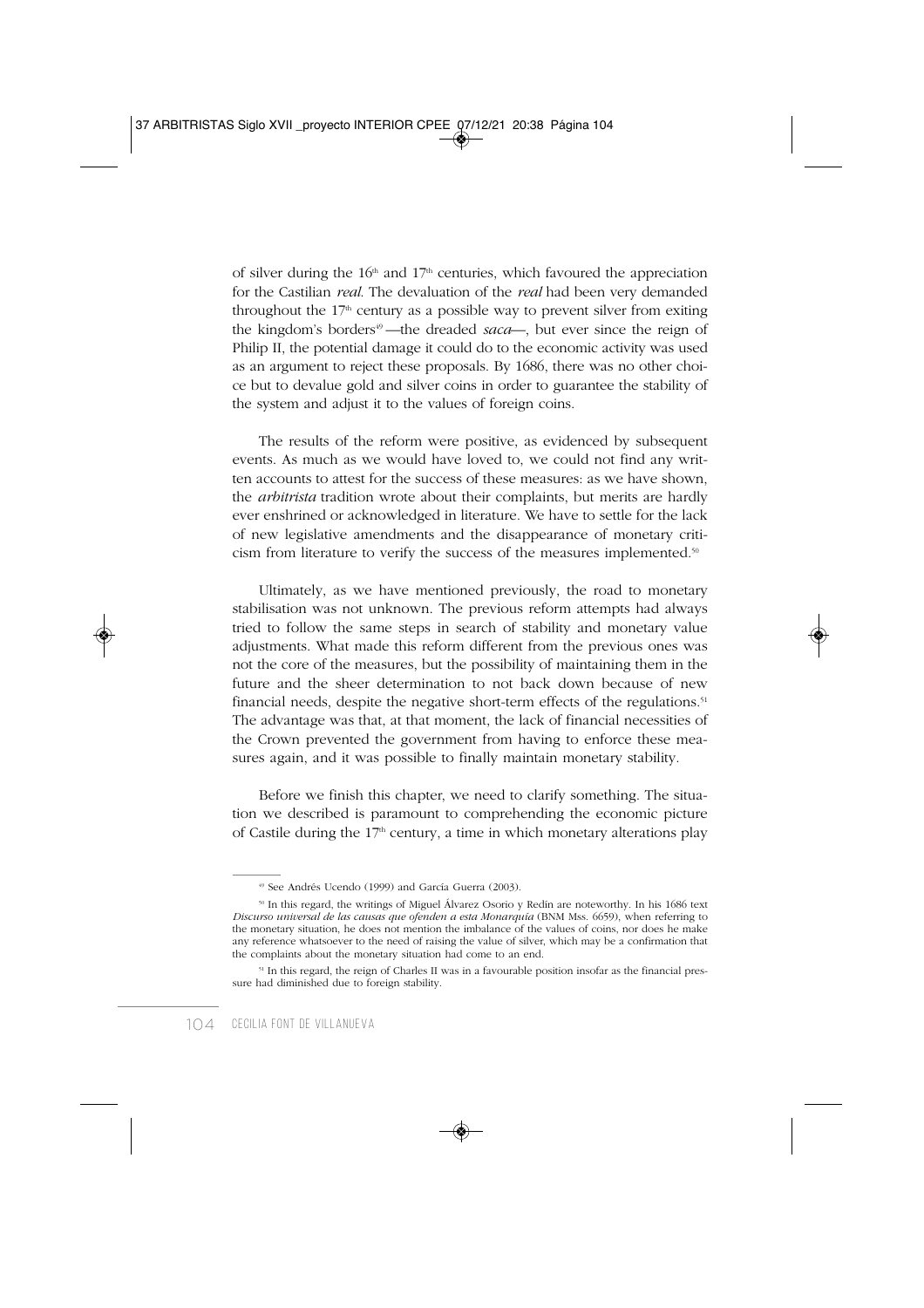of silver during the 16th and 17th centuries, which favoured the appreciation for the Castilian *real.* The devaluation of the *real* had been very demanded throughout the 17th century as a possible way to prevent silver from exiting the kingdom's borders[49] —the dreaded *saca*—, but ever since the reign of Philip II, the potential damage it could do to the economic activity was used as an argument to reject these proposals. By 1686, there was no other choice but to devalue gold and silver coins in order to guarantee the stability of the system and adjust it to the values of foreign coins.

The results of the reform were positive, as evidenced by subsequent events. As much as we would have loved to, we could not find any written accounts to attest for the success of these measures: as we have shown, the *arbitrista* tradition wrote about their complaints, but merits are hardly ever enshrined or acknowledged in literature. We have to settle for the lack of new legislative amendments and the disappearance of monetary criticism from literature to verify the success of the measures implemented.[50]

Ultimately, as we have mentioned previously, the road to monetary stabilisation was not unknown. The previous reform attempts had always tried to follow the same steps in search of stability and monetary value adjustments. What made this reform different from the previous ones was not the core of the measures, but the possibility of maintaining them in the future and the sheer determination to not back down because of new financial needs, despite the negative short-term effects of the regulations.[51] The advantage was that, at that moment, the lack of financial necessities of the Crown prevented the government from having to enforce these measures again, and it was possible to finally maintain monetary stability.

Before we finish this chapter, we need to clarify something. The situation we described is paramount to comprehending the economic picture of Castile during the 17th century, a time in which monetary alterations play

---

[49] See Andrés Ucendo (1999) and García Guerra (2003).

[50] In this regard, the writings of Miguel Álvarez Osorio y Redín are noteworthy. In his 1686 text *Discurso universal de las causas que ofenden a esta Monarquía* (BNM Mss. 6659), when referring to the monetary situation, he does not mention the imbalance of the values of coins, nor does he make any reference whatsoever to the need of raising the value of silver, which may be a confirmation that the complaints about the monetary situation had come to an end.

[51] In this regard, the reign of Charles II was in a favourable position insofar as the financial pressure had diminished due to foreign stability.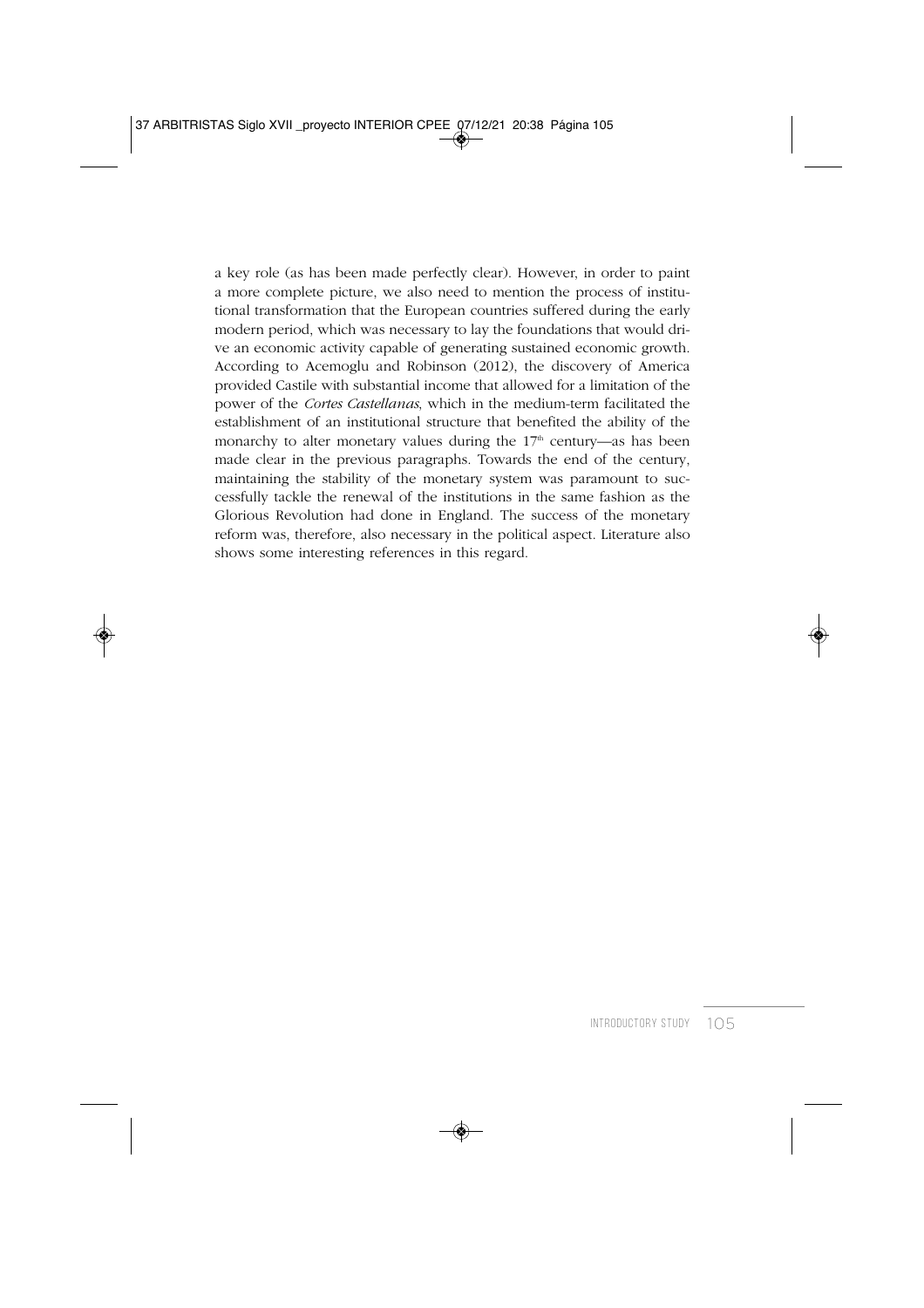a key role (as has been made perfectly clear). However, in order to paint a more complete picture, we also need to mention the process of institutional transformation that the European countries suffered during the early modern period, which was necessary to lay the foundations that would drive an economic activity capable of generating sustained economic growth. According to Acemoglu and Robinson (2012), the discovery of America provided Castile with substantial income that allowed for a limitation of the power of the *Cortes Castellanas*, which in the medium-term facilitated the establishment of an institutional structure that benefited the ability of the monarchy to alter monetary values during the 17th century—as has been made clear in the previous paragraphs. Towards the end of the century, maintaining the stability of the monetary system was paramount to successfully tackle the renewal of the institutions in the same fashion as the Glorious Revolution had done in England. The success of the monetary reform was, therefore, also necessary in the political aspect. Literature also shows some interesting references in this regard.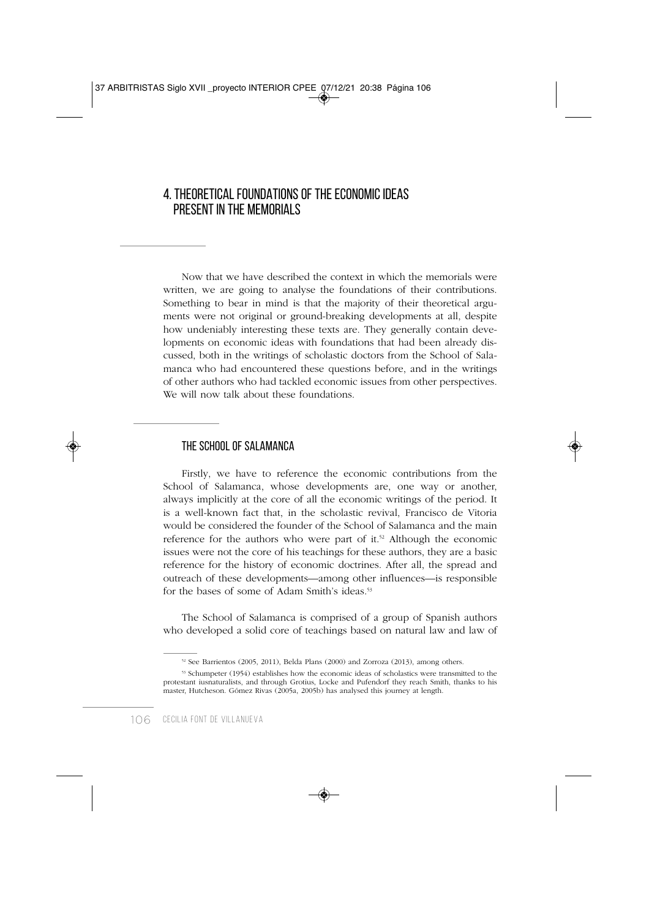## 4. THEORETICAL FOUNDATIONS OF THE ECONOMIC IDEAS PRESENT IN THE MEMORIALS

Now that we have described the context in which the memorials were written, we are going to analyse the foundations of their contributions. Something to bear in mind is that the majority of their theoretical arguments were not original or ground-breaking developments at all, despite how undeniably interesting these texts are. They generally contain developments on economic ideas with foundations that had been already discussed, both in the writings of scholastic doctors from the School of Salamanca who had encountered these questions before, and in the writings of other authors who had tackled economic issues from other perspectives. We will now talk about these foundations.

### THE SCHOOL OF SALAMANCA

Firstly, we have to reference the economic contributions from the School of Salamanca, whose developments are, one way or another, always implicitly at the core of all the economic writings of the period. It is a well-known fact that, in the scholastic revival, Francisco de Vitoria would be considered the founder of the School of Salamanca and the main reference for the authors who were part of it.[52] Although the economic issues were not the core of his teachings for these authors, they are a basic reference for the history of economic doctrines. After all, the spread and outreach of these developments—among other influences—is responsible for the bases of some of Adam Smith's ideas.[53]

The School of Salamanca is comprised of a group of Spanish authors who developed a solid core of teachings based on natural law and law of

---

[52] See Barrientos (2005, 2011), Belda Plans (2000) and Zorroza (2013), among others.

[53] Schumpeter (1954) establishes how the economic ideas of scholastics were transmitted to the protestant iusnaturalists, and through Grotius, Locke and Pufendorf they reach Smith, thanks to his master, Hutcheson. Gómez Rivas (2005a, 2005b) has analysed this journey at length.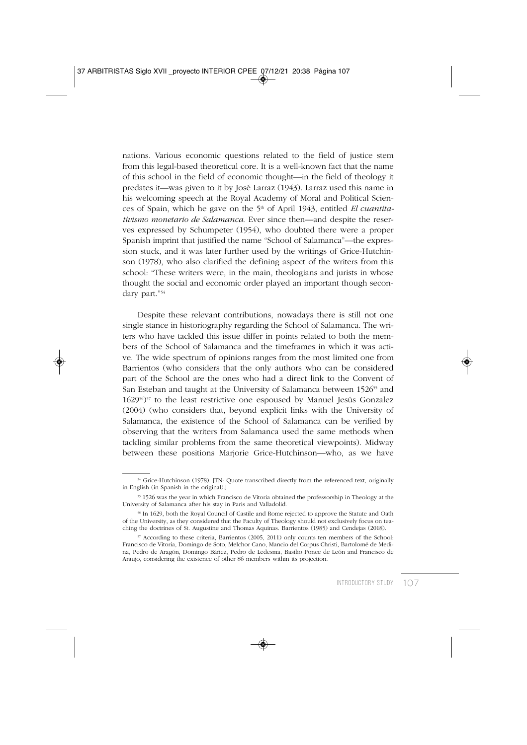nations. Various economic questions related to the field of justice stem from this legal-based theoretical core. It is a well-known fact that the name of this school in the field of economic thought—in the field of theology it predates it—was given to it by José Larraz (1943). Larraz used this name in his welcoming speech at the Royal Academy of Moral and Political Sciences of Spain, which he gave on the 5th of April 1943, entitled *El cuantitativismo monetario de Salamanca*. Ever since then—and despite the reserves expressed by Schumpeter (1954), who doubted there were a proper Spanish imprint that justified the name "School of Salamanca"—the expression stuck, and it was later further used by the writings of Grice-Hutchinson (1978), who also clarified the defining aspect of the writers from this school: "These writers were, in the main, theologians and jurists in whose thought the social and economic order played an important though secondary part."[54]

Despite these relevant contributions, nowadays there is still not one single stance in historiography regarding the School of Salamanca. The writers who have tackled this issue differ in points related to both the members of the School of Salamanca and the timeframes in which it was active. The wide spectrum of opinions ranges from the most limited one from Barrientos (who considers that the only authors who can be considered part of the School are the ones who had a direct link to the Convent of San Esteban and taught at the University of Salamanca between 1526[55] and 1629[56])[57] to the least restrictive one espoused by Manuel Jesús Gonzalez (2004) (who considers that, beyond explicit links with the University of Salamanca, the existence of the School of Salamanca can be verified by observing that the writers from Salamanca used the same methods when tackling similar problems from the same theoretical viewpoints). Midway between these positions Marjorie Grice-Hutchinson—who, as we have

---

[54] Grice-Hutchinson (1978). [TN: Quote transcribed directly from the referenced text, originally in English (in Spanish in the original).]

[55] 1526 was the year in which Francisco de Vitoria obtained the professorship in Theology at the University of Salamanca after his stay in Paris and Valladolid.

[56] In 1629, both the Royal Council of Castile and Rome rejected to approve the Statute and Oath of the University, as they considered that the Faculty of Theology should not exclusively focus on teaching the doctrines of St. Augustine and Thomas Aquinas. Barrientos (1985) and Cendejas (2018).

[57] According to these criteria, Barrientos (2005, 2011) only counts ten members of the School: Francisco de Vitoria, Domingo de Soto, Melchor Cano, Mancio del Corpus Christi, Bartolomé de Medina, Pedro de Aragón, Domingo Báñez, Pedro de Ledesma, Basilio Ponce de León and Francisco de Araujo, considering the existence of other 86 members within its projection.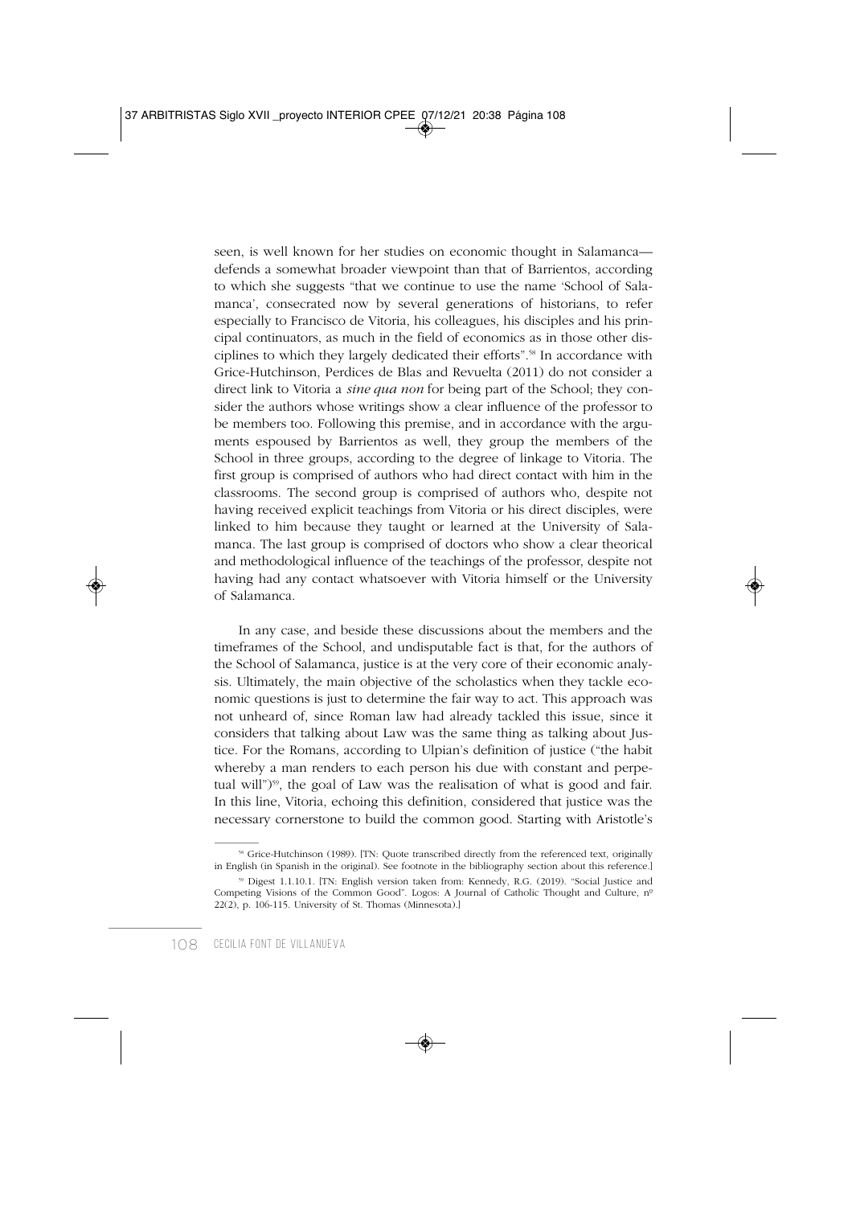seen, is well known for her studies on economic thought in Salamanca—defends a somewhat broader viewpoint than that of Barrientos, according to which she suggests "that we continue to use the name 'School of Salamanca', consecrated now by several generations of historians, to refer especially to Francisco de Vitoria, his colleagues, his disciples and his principal continuators, as much in the field of economics as in those other disciplines to which they largely dedicated their efforts".[58] In accordance with Grice-Hutchinson, Perdices de Blas and Revuelta (2011) do not consider a direct link to Vitoria a *sine qua non* for being part of the School; they consider the authors whose writings show a clear influence of the professor to be members too. Following this premise, and in accordance with the arguments espoused by Barrientos as well, they group the members of the School in three groups, according to the degree of linkage to Vitoria. The first group is comprised of authors who had direct contact with him in the classrooms. The second group is comprised of authors who, despite not having received explicit teachings from Vitoria or his direct disciples, were linked to him because they taught or learned at the University of Salamanca. The last group is comprised of doctors who show a clear theorical and methodological influence of the teachings of the professor, despite not having had any contact whatsoever with Vitoria himself or the University of Salamanca.

In any case, and beside these discussions about the members and the timeframes of the School, and undisputable fact is that, for the authors of the School of Salamanca, justice is at the very core of their economic analysis. Ultimately, the main objective of the scholastics when they tackle economic questions is just to determine the fair way to act. This approach was not unheard of, since Roman law had already tackled this issue, since it considers that talking about Law was the same thing as talking about Justice. For the Romans, according to Ulpian's definition of justice ("the habit whereby a man renders to each person his due with constant and perpetual will")[59], the goal of Law was the realisation of what is good and fair. In this line, Vitoria, echoing this definition, considered that justice was the necessary cornerstone to build the common good. Starting with Aristotle's

---

[58] Grice-Hutchinson (1989). [TN: Quote transcribed directly from the referenced text, originally in English (in Spanish in the original). See footnote in the bibliography section about this reference.]

[59] Digest 1.1.10.1. [TN: English version taken from: Kennedy, R.G. (2019). "Social Justice and Competing Visions of the Common Good". Logos: A Journal of Catholic Thought and Culture, nº 22(2), p. 106-115. University of St. Thomas (Minnesota).]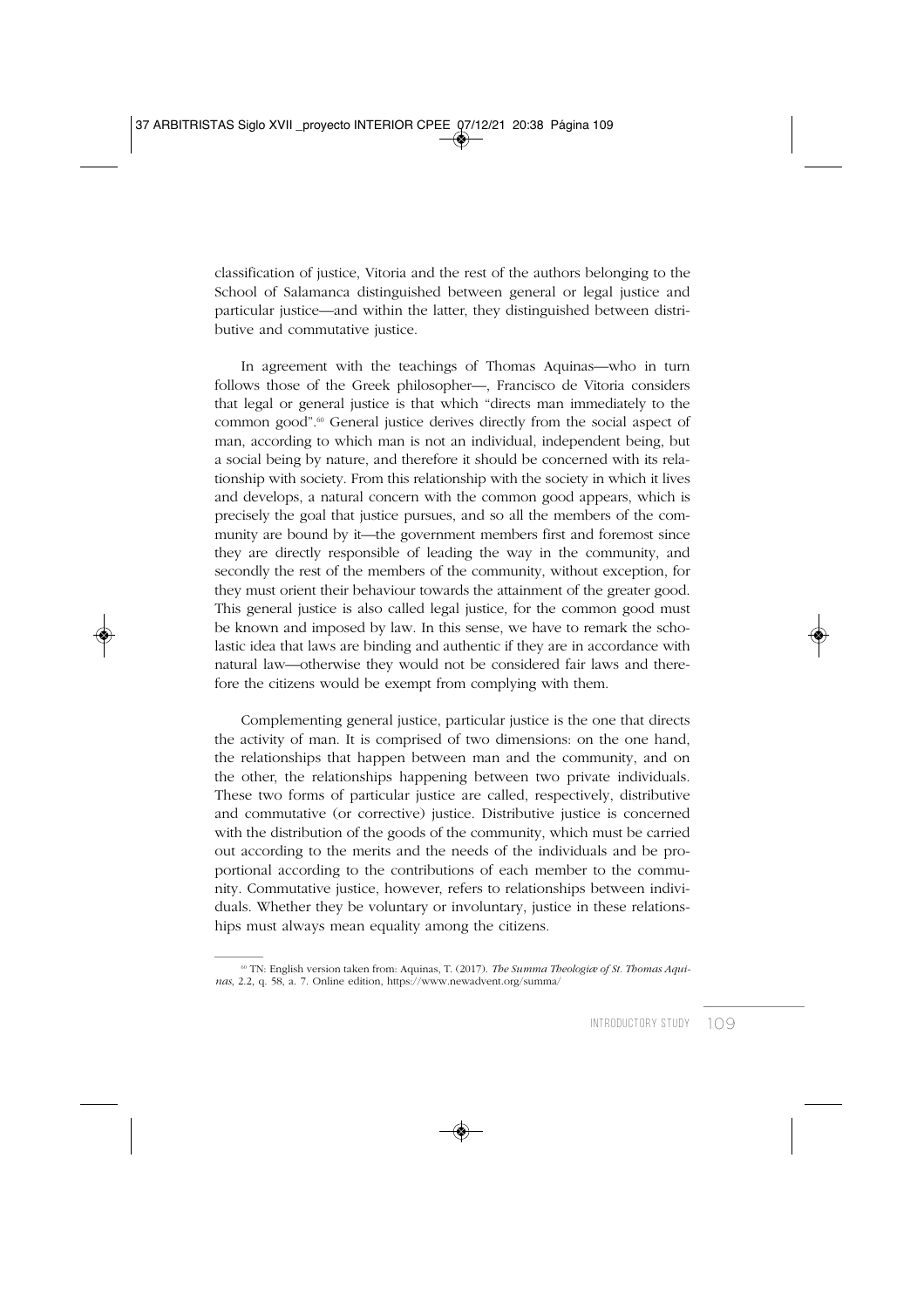classification of justice, Vitoria and the rest of the authors belonging to the School of Salamanca distinguished between general or legal justice and particular justice—and within the latter, they distinguished between distributive and commutative justice.

In agreement with the teachings of Thomas Aquinas—who in turn follows those of the Greek philosopher—, Francisco de Vitoria considers that legal or general justice is that which "directs man immediately to the common good".[60] General justice derives directly from the social aspect of man, according to which man is not an individual, independent being, but a social being by nature, and therefore it should be concerned with its relationship with society. From this relationship with the society in which it lives and develops, a natural concern with the common good appears, which is precisely the goal that justice pursues, and so all the members of the community are bound by it—the government members first and foremost since they are directly responsible of leading the way in the community, and secondly the rest of the members of the community, without exception, for they must orient their behaviour towards the attainment of the greater good. This general justice is also called legal justice, for the common good must be known and imposed by law. In this sense, we have to remark the scholastic idea that laws are binding and authentic if they are in accordance with natural law—otherwise they would not be considered fair laws and therefore the citizens would be exempt from complying with them.

Complementing general justice, particular justice is the one that directs the activity of man. It is comprised of two dimensions: on the one hand, the relationships that happen between man and the community, and on the other, the relationships happening between two private individuals. These two forms of particular justice are called, respectively, distributive and commutative (or corrective) justice. Distributive justice is concerned with the distribution of the goods of the community, which must be carried out according to the merits and the needs of the individuals and be proportional according to the contributions of each member to the community. Commutative justice, however, refers to relationships between individuals. Whether they be voluntary or involuntary, justice in these relationships must always mean equality among the citizens.

---

[60] TN: English version taken from: Aquinas, T. (2017). *The Summa Theologiæ of St. Thomas Aquinas*, 2.2, q. 58, a. 7. Online edition, https://www.newadvent.org/summa/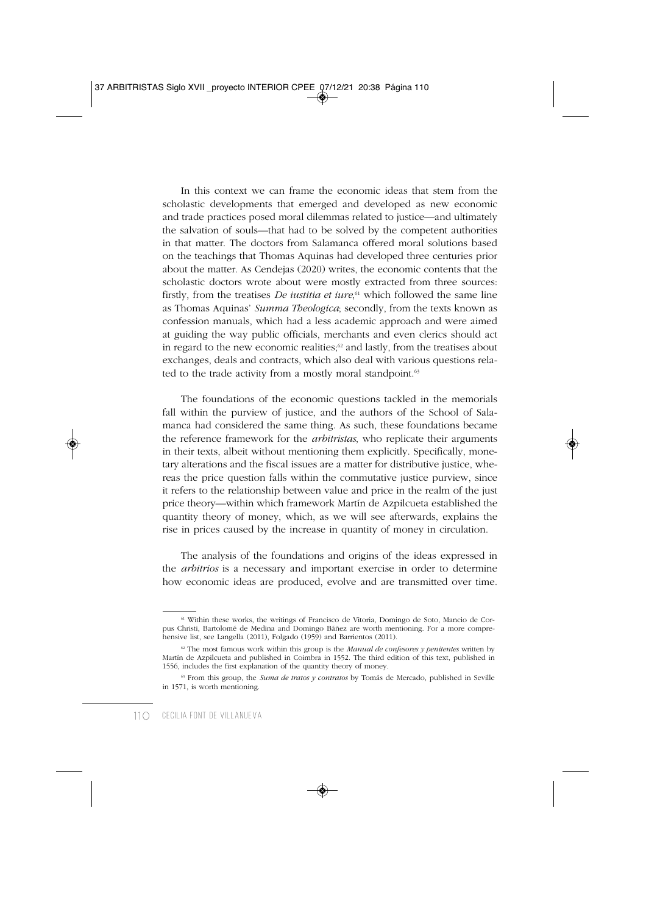In this context we can frame the economic ideas that stem from the scholastic developments that emerged and developed as new economic and trade practices posed moral dilemmas related to justice—and ultimately the salvation of souls—that had to be solved by the competent authorities in that matter. The doctors from Salamanca offered moral solutions based on the teachings that Thomas Aquinas had developed three centuries prior about the matter. As Cendejas (2020) writes, the economic contents that the scholastic doctors wrote about were mostly extracted from three sources: firstly, from the treatises *De iustitia et iure*,[61] which followed the same line as Thomas Aquinas' *Summa Theologica*; secondly, from the texts known as confession manuals, which had a less academic approach and were aimed at guiding the way public officials, merchants and even clerics should act in regard to the new economic realities;[62] and lastly, from the treatises about exchanges, deals and contracts, which also deal with various questions related to the trade activity from a mostly moral standpoint.[63]

The foundations of the economic questions tackled in the memorials fall within the purview of justice, and the authors of the School of Salamanca had considered the same thing. As such, these foundations became the reference framework for the *arbitristas*, who replicate their arguments in their texts, albeit without mentioning them explicitly. Specifically, monetary alterations and the fiscal issues are a matter for distributive justice, whereas the price question falls within the commutative justice purview, since it refers to the relationship between value and price in the realm of the just price theory—within which framework Martín de Azpilcueta established the quantity theory of money, which, as we will see afterwards, explains the rise in prices caused by the increase in quantity of money in circulation.

The analysis of the foundations and origins of the ideas expressed in the *arbitrios* is a necessary and important exercise in order to determine how economic ideas are produced, evolve and are transmitted over time.

---

[61] Within these works, the writings of Francisco de Vitoria, Domingo de Soto, Mancio de Corpus Christi, Bartolomé de Medina and Domingo Báñez are worth mentioning. For a more comprehensive list, see Langella (2011), Folgado (1959) and Barrientos (2011).

[62] The most famous work within this group is the *Manual de confesores y penitentes* written by Martín de Azpilcueta and published in Coimbra in 1552. The third edition of this text, published in 1556, includes the first explanation of the quantity theory of money.

[63] From this group, the *Suma de tratos y contratos* by Tomás de Mercado, published in Seville in 1571, is worth mentioning.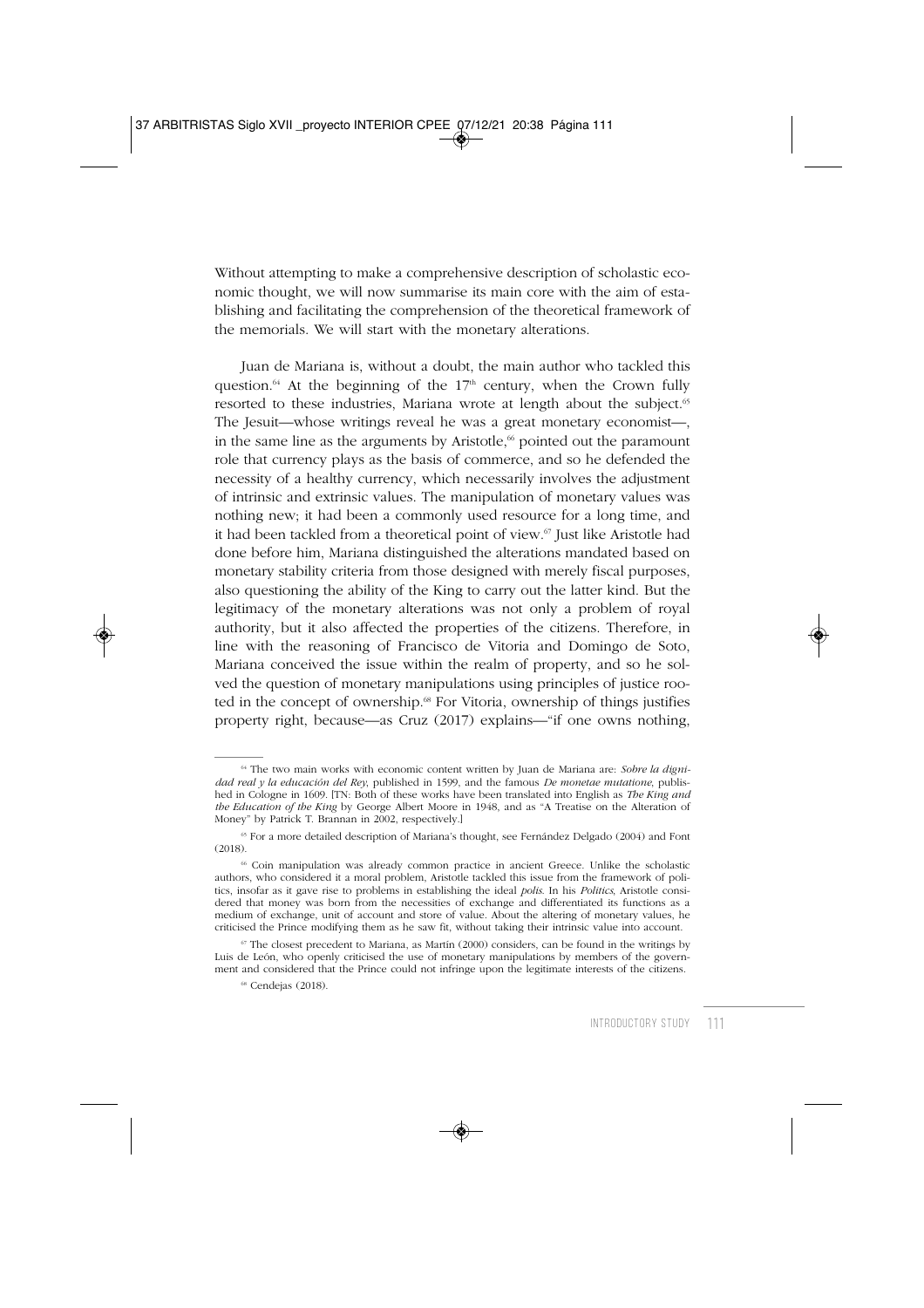Without attempting to make a comprehensive description of scholastic economic thought, we will now summarise its main core with the aim of establishing and facilitating the comprehension of the theoretical framework of the memorials. We will start with the monetary alterations.

Juan de Mariana is, without a doubt, the main author who tackled this question.[64] At the beginning of the 17th century, when the Crown fully resorted to these industries, Mariana wrote at length about the subject.[65] The Jesuit—whose writings reveal he was a great monetary economist—, in the same line as the arguments by Aristotle,[66] pointed out the paramount role that currency plays as the basis of commerce, and so he defended the necessity of a healthy currency, which necessarily involves the adjustment of intrinsic and extrinsic values. The manipulation of monetary values was nothing new; it had been a commonly used resource for a long time, and it had been tackled from a theoretical point of view.[67] Just like Aristotle had done before him, Mariana distinguished the alterations mandated based on monetary stability criteria from those designed with merely fiscal purposes, also questioning the ability of the King to carry out the latter kind. But the legitimacy of the monetary alterations was not only a problem of royal authority, but it also affected the properties of the citizens. Therefore, in line with the reasoning of Francisco de Vitoria and Domingo de Soto, Mariana conceived the issue within the realm of property, and so he solved the question of monetary manipulations using principles of justice rooted in the concept of ownership.[68] For Vitoria, ownership of things justifies property right, because—as Cruz (2017) explains—"if one owns nothing,

---

[64] The two main works with economic content written by Juan de Mariana are: *Sobre la dignidad real y la educación del Rey*, published in 1599, and the famous *De monetae mutatione*, published in Cologne in 1609. [TN: Both of these works have been translated into English as *The King and the Education of the King* by George Albert Moore in 1948, and as "A Treatise on the Alteration of Money" by Patrick T. Brannan in 2002, respectively.]

[65] For a more detailed description of Mariana's thought, see Fernández Delgado (2004) and Font (2018).

[66] Coin manipulation was already common practice in ancient Greece. Unlike the scholastic authors, who considered it a moral problem, Aristotle tackled this issue from the framework of politics, insofar as it gave rise to problems in establishing the ideal *polis*. In his *Politics*, Aristotle considered that money was born from the necessities of exchange and differentiated its functions as a medium of exchange, unit of account and store of value. About the altering of monetary values, he criticised the Prince modifying them as he saw fit, without taking their intrinsic value into account.

[67] The closest precedent to Mariana, as Martín (2000) considers, can be found in the writings by Luis de León, who openly criticised the use of monetary manipulations by members of the government and considered that the Prince could not infringe upon the legitimate interests of the citizens.

[68] Cendejas (2018).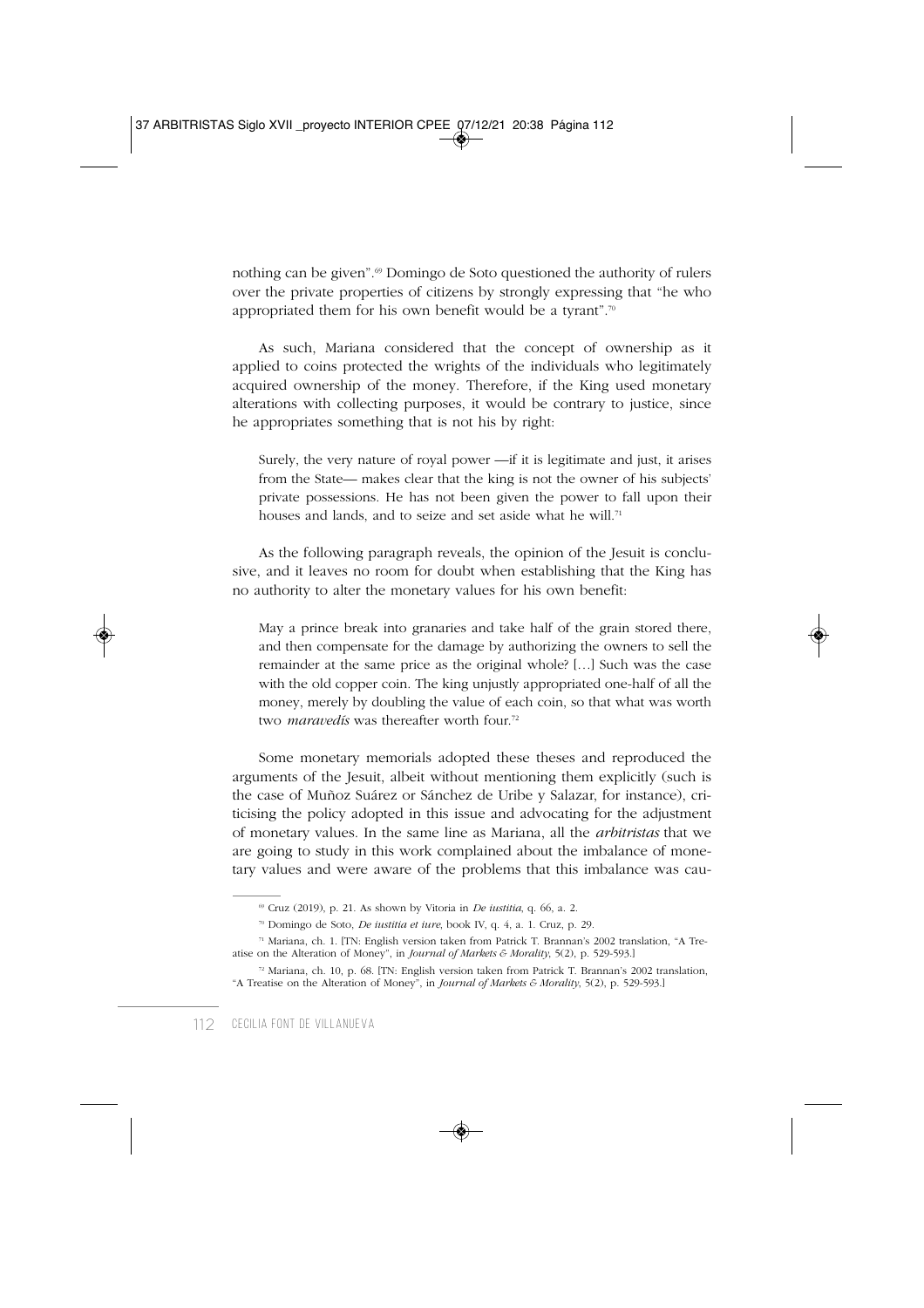nothing can be given".[69] Domingo de Soto questioned the authority of rulers over the private properties of citizens by strongly expressing that "he who appropriated them for his own benefit would be a tyrant".[70]

As such, Mariana considered that the concept of ownership as it applied to coins protected the wrights of the individuals who legitimately acquired ownership of the money. Therefore, if the King used monetary alterations with collecting purposes, it would be contrary to justice, since he appropriates something that is not his by right:

> Surely, the very nature of royal power —if it is legitimate and just, it arises from the State— makes clear that the king is not the owner of his subjects' private possessions. He has not been given the power to fall upon their houses and lands, and to seize and set aside what he will.[71]

As the following paragraph reveals, the opinion of the Jesuit is conclusive, and it leaves no room for doubt when establishing that the King has no authority to alter the monetary values for his own benefit:

> May a prince break into granaries and take half of the grain stored there, and then compensate for the damage by authorizing the owners to sell the remainder at the same price as the original whole? […] Such was the case with the old copper coin. The king unjustly appropriated one-half of all the money, merely by doubling the value of each coin, so that what was worth two *maravedís* was thereafter worth four.[72]

Some monetary memorials adopted these theses and reproduced the arguments of the Jesuit, albeit without mentioning them explicitly (such is the case of Muñoz Suárez or Sánchez de Uribe y Salazar, for instance), criticising the policy adopted in this issue and advocating for the adjustment of monetary values. In the same line as Mariana, all the *arbitristas* that we are going to study in this work complained about the imbalance of monetary values and were aware of the problems that this imbalance was cau-

---

[69] Cruz (2019), p. 21. As shown by Vitoria in *De iustitia*, q. 66, a. 2.

[70] Domingo de Soto, *De iustitia et iure*, book IV, q. 4, a. 1. Cruz, p. 29.

[71] Mariana, ch. 1. [TN: English version taken from Patrick T. Brannan's 2002 translation, "A Treatise on the Alteration of Money", in *Journal of Markets & Morality*, 5(2), p. 529-593.]

[72] Mariana, ch. 10, p. 68. [TN: English version taken from Patrick T. Brannan's 2002 translation, "A Treatise on the Alteration of Money", in *Journal of Markets & Morality*, 5(2), p. 529-593.]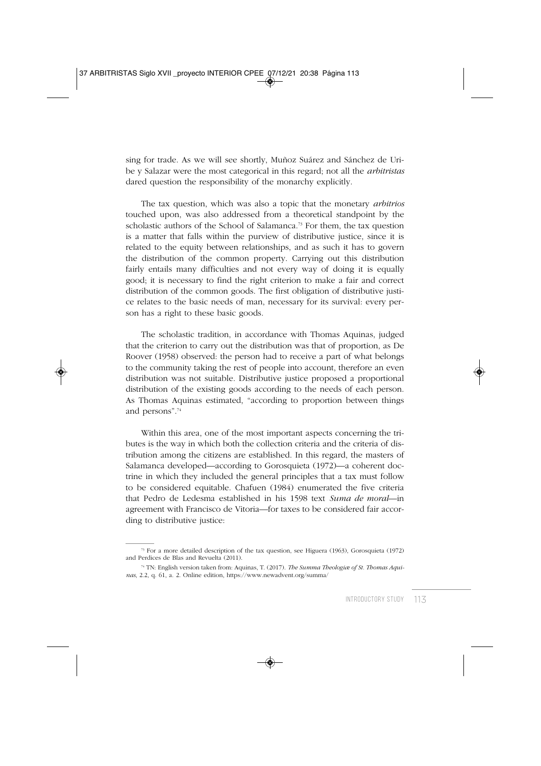sing for trade. As we will see shortly, Muñoz Suárez and Sánchez de Uribe y Salazar were the most categorical in this regard; not all the *arbitristas* dared question the responsibility of the monarchy explicitly.

The tax question, which was also a topic that the monetary *arbitrios* touched upon, was also addressed from a theoretical standpoint by the scholastic authors of the School of Salamanca.[73] For them, the tax question is a matter that falls within the purview of distributive justice, since it is related to the equity between relationships, and as such it has to govern the distribution of the common property. Carrying out this distribution fairly entails many difficulties and not every way of doing it is equally good; it is necessary to find the right criterion to make a fair and correct distribution of the common goods. The first obligation of distributive justice relates to the basic needs of man, necessary for its survival: every person has a right to these basic goods.

The scholastic tradition, in accordance with Thomas Aquinas, judged that the criterion to carry out the distribution was that of proportion, as De Roover (1958) observed: the person had to receive a part of what belongs to the community taking the rest of people into account, therefore an even distribution was not suitable. Distributive justice proposed a proportional distribution of the existing goods according to the needs of each person. As Thomas Aquinas estimated, "according to proportion between things and persons".[74]

Within this area, one of the most important aspects concerning the tributes is the way in which both the collection criteria and the criteria of distribution among the citizens are established. In this regard, the masters of Salamanca developed—according to Gorosquieta (1972)—a coherent doctrine in which they included the general principles that a tax must follow to be considered equitable. Chafuen (1984) enumerated the five criteria that Pedro de Ledesma established in his 1598 text *Suma de moral*—in agreement with Francisco de Vitoria—for taxes to be considered fair according to distributive justice:

---

[73] For a more detailed description of the tax question, see Higuera (1963), Gorosquieta (1972) and Perdices de Blas and Revuelta (2011).

[74] TN: English version taken from: Aquinas, T. (2017). *The Summa Theologiæ of St. Thomas Aquinas*, 2.2, q. 61, a. 2. Online edition, https://www.newadvent.org/summa/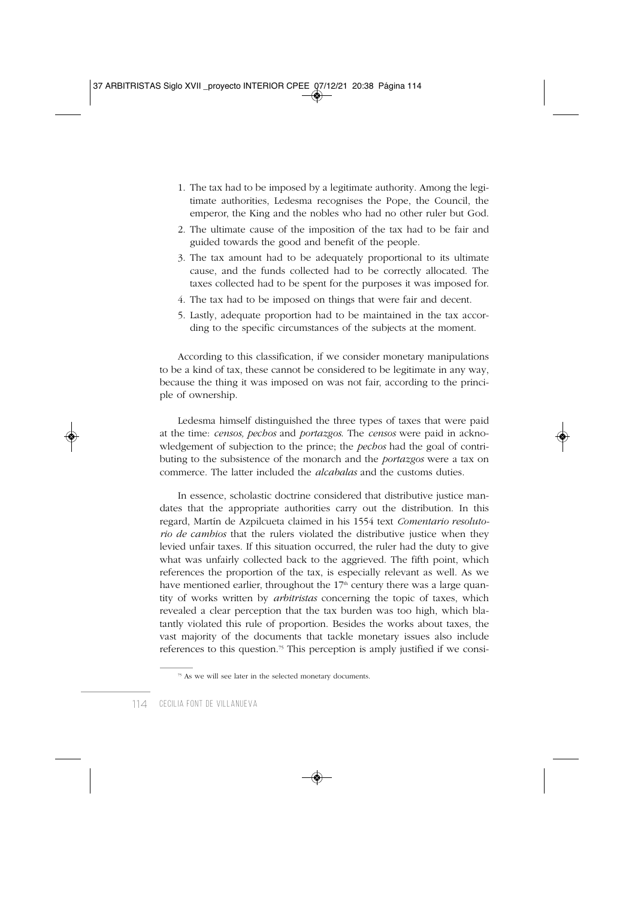1. The tax had to be imposed by a legitimate authority. Among the legitimate authorities, Ledesma recognises the Pope, the Council, the emperor, the King and the nobles who had no other ruler but God.
2. The ultimate cause of the imposition of the tax had to be fair and guided towards the good and benefit of the people.
3. The tax amount had to be adequately proportional to its ultimate cause, and the funds collected had to be correctly allocated. The taxes collected had to be spent for the purposes it was imposed for.
4. The tax had to be imposed on things that were fair and decent.
5. Lastly, adequate proportion had to be maintained in the tax according to the specific circumstances of the subjects at the moment.

According to this classification, if we consider monetary manipulations to be a kind of tax, these cannot be considered to be legitimate in any way, because the thing it was imposed on was not fair, according to the principle of ownership.

Ledesma himself distinguished the three types of taxes that were paid at the time: *censos, pechos* and *portazgos*. The *censos* were paid in acknowledgement of subjection to the prince; the *pechos* had the goal of contributing to the subsistence of the monarch and the *portazgos* were a tax on commerce. The latter included the *alcabalas* and the customs duties.

In essence, scholastic doctrine considered that distributive justice mandates that the appropriate authorities carry out the distribution. In this regard, Martín de Azpilcueta claimed in his 1554 text *Comentario resolutorio de cambios* that the rulers violated the distributive justice when they levied unfair taxes. If this situation occurred, the ruler had the duty to give what was unfairly collected back to the aggrieved. The fifth point, which references the proportion of the tax, is especially relevant as well. As we have mentioned earlier, throughout the 17th century there was a large quantity of works written by *arbitristas* concerning the topic of taxes, which revealed a clear perception that the tax burden was too high, which blatantly violated this rule of proportion. Besides the works about taxes, the vast majority of the documents that tackle monetary issues also include references to this question.[75] This perception is amply justified if we consi-

[75] As we will see later in the selected monetary documents.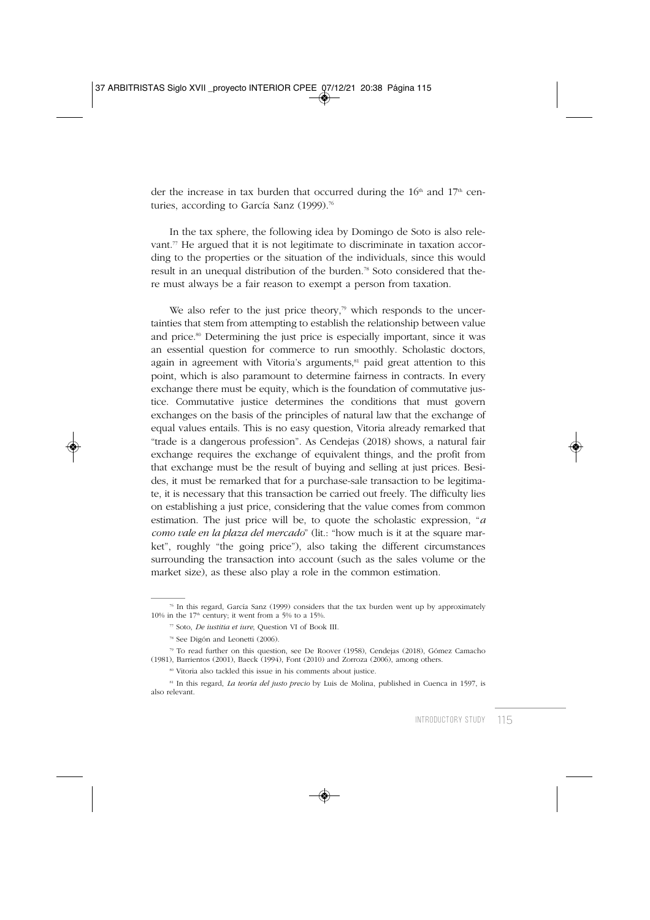der the increase in tax burden that occurred during the 16th and 17th centuries, according to García Sanz (1999).[76]

In the tax sphere, the following idea by Domingo de Soto is also relevant.[77] He argued that it is not legitimate to discriminate in taxation according to the properties or the situation of the individuals, since this would result in an unequal distribution of the burden.[78] Soto considered that there must always be a fair reason to exempt a person from taxation.

We also refer to the just price theory,[79] which responds to the uncertainties that stem from attempting to establish the relationship between value and price.[80] Determining the just price is especially important, since it was an essential question for commerce to run smoothly. Scholastic doctors, again in agreement with Vitoria's arguments,[81] paid great attention to this point, which is also paramount to determine fairness in contracts. In every exchange there must be equity, which is the foundation of commutative justice. Commutative justice determines the conditions that must govern exchanges on the basis of the principles of natural law that the exchange of equal values entails. This is no easy question, Vitoria already remarked that "trade is a dangerous profession". As Cendejas (2018) shows, a natural fair exchange requires the exchange of equivalent things, and the profit from that exchange must be the result of buying and selling at just prices. Besides, it must be remarked that for a purchase-sale transaction to be legitimate, it is necessary that this transaction be carried out freely. The difficulty lies on establishing a just price, considering that the value comes from common estimation. The just price will be, to quote the scholastic expression, "*a como vale en la plaza del mercado*" (lit.: "how much is it at the square market", roughly "the going price"), also taking the different circumstances surrounding the transaction into account (such as the sales volume or the market size), as these also play a role in the common estimation.

---

[76] In this regard, García Sanz (1999) considers that the tax burden went up by approximately 10% in the 17th century; it went from a 5% to a 15%.

[77] Soto, *De iustitia et iure*, Question VI of Book III.

[78] See Digón and Leonetti (2006).

[79] To read further on this question, see De Roover (1958), Cendejas (2018), Gómez Camacho (1981), Barrientos (2001), Baeck (1994), Font (2010) and Zorroza (2006), among others.

[80] Vitoria also tackled this issue in his comments about justice.

[81] In this regard, *La teoría del justo precio* by Luis de Molina, published in Cuenca in 1597, is also relevant.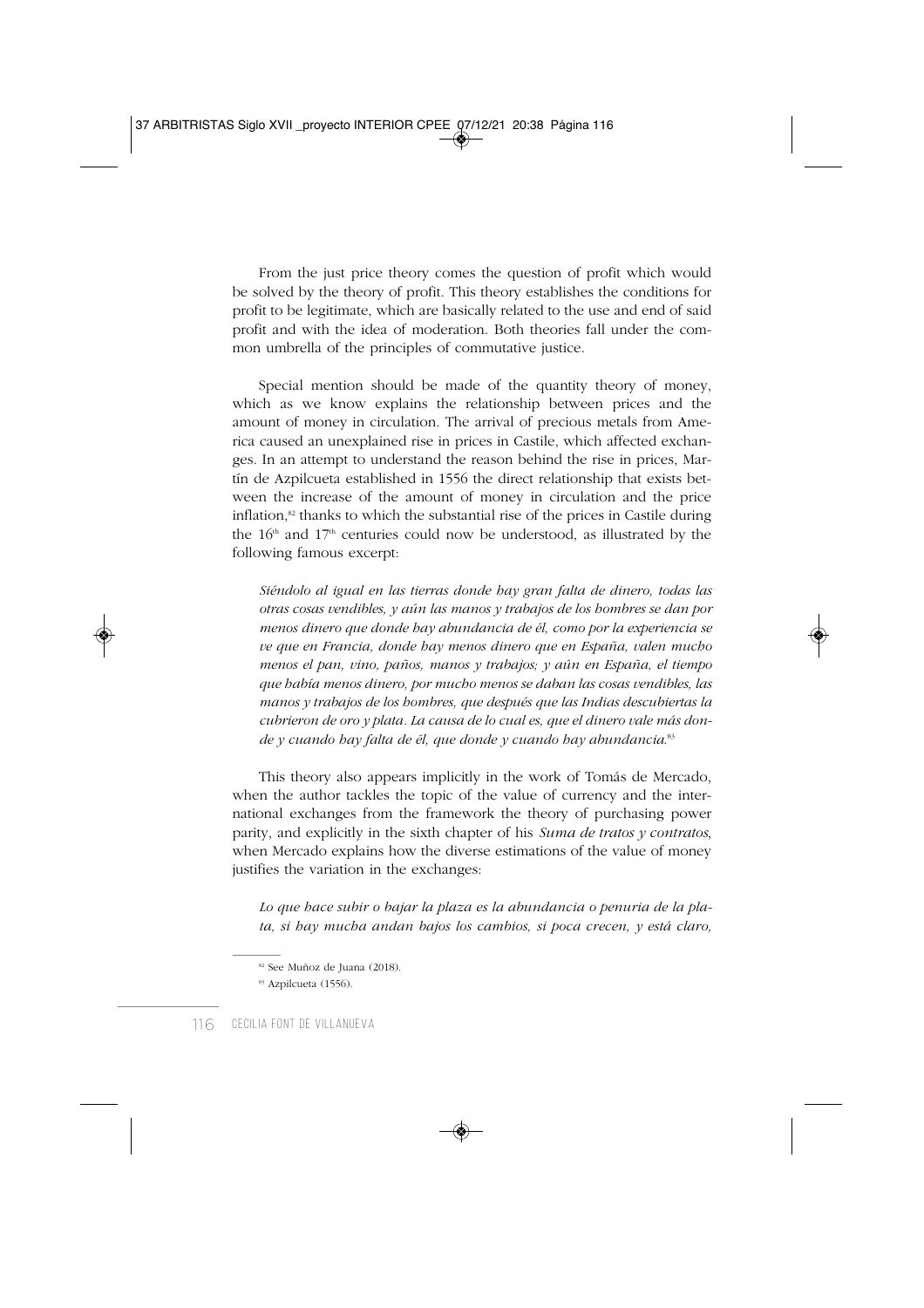From the just price theory comes the question of profit which would be solved by the theory of profit. This theory establishes the conditions for profit to be legitimate, which are basically related to the use and end of said profit and with the idea of moderation. Both theories fall under the common umbrella of the principles of commutative justice.

Special mention should be made of the quantity theory of money, which as we know explains the relationship between prices and the amount of money in circulation. The arrival of precious metals from America caused an unexplained rise in prices in Castile, which affected exchanges. In an attempt to understand the reason behind the rise in prices, Martín de Azpilcueta established in 1556 the direct relationship that exists between the increase of the amount of money in circulation and the price inflation,[82] thanks to which the substantial rise of the prices in Castile during the 16th and 17th centuries could now be understood, as illustrated by the following famous excerpt:

> *Siéndolo al igual en las tierras donde hay gran falta de dinero, todas las otras cosas vendibles, y aún las manos y trabajos de los hombres se dan por menos dinero que donde hay abundancia de él, como por la experiencia se ve que en Francia, donde hay menos dinero que en España, valen mucho menos el pan, vino, paños, manos y trabajos; y aún en España, el tiempo que había menos dinero, por mucho menos se daban las cosas vendibles, las manos y trabajos de los hombres, que después que las Indias descubiertas la cubrieron de oro y plata. La causa de lo cual es, que el dinero vale más donde y cuando hay falta de él, que donde y cuando hay abundancia.*[83]

This theory also appears implicitly in the work of Tomás de Mercado, when the author tackles the topic of the value of currency and the international exchanges from the framework the theory of purchasing power parity, and explicitly in the sixth chapter of his *Suma de tratos y contratos*, when Mercado explains how the diverse estimations of the value of money justifies the variation in the exchanges:

> *Lo que hace subir o bajar la plaza es la abundancia o penuria de la plata, si hay mucha andan bajos los cambios, si poca crecen, y está claro,*

[82] See Muñoz de Juana (2018).

[83] Azpilcueta (1556).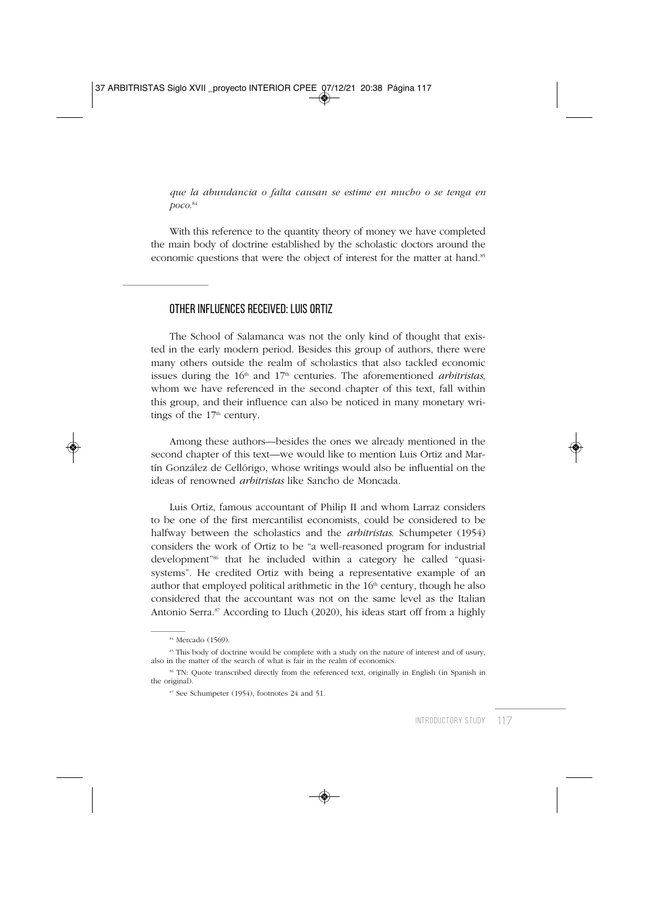*que la abundancia o falta causan se estime en mucho o se tenga en poco.*[84]

With this reference to the quantity theory of money we have completed the main body of doctrine established by the scholastic doctors around the economic questions that were the object of interest for the matter at hand.[85]

## OTHER INFLUENCES RECEIVED: LUIS ORTIZ

The School of Salamanca was not the only kind of thought that existed in the early modern period. Besides this group of authors, there were many others outside the realm of scholastics that also tackled economic issues during the 16th and 17th centuries. The aforementioned *arbitristas*, whom we have referenced in the second chapter of this text, fall within this group, and their influence can also be noticed in many monetary writings of the 17th century.

Among these authors—besides the ones we already mentioned in the second chapter of this text—we would like to mention Luis Ortiz and Martín González de Cellórigo, whose writings would also be influential on the ideas of renowned *arbitristas* like Sancho de Moncada.

Luis Ortiz, famous accountant of Philip II and whom Larraz considers to be one of the first mercantilist economists, could be considered to be halfway between the scholastics and the *arbitristas*. Schumpeter (1954) considers the work of Ortiz to be "a well-reasoned program for industrial development"[86] that he included within a category he called "quasi-systems". He credited Ortiz with being a representative example of an author that employed political arithmetic in the 16th century, though he also considered that the accountant was not on the same level as the Italian Antonio Serra.[87] According to Lluch (2020), his ideas start off from a highly

---

[84] Mercado (1569).

[85] This body of doctrine would be complete with a study on the nature of interest and of usury, also in the matter of the search of what is fair in the realm of economics.

[86] TN: Quote transcribed directly from the referenced text, originally in English (in Spanish in the original).

[87] See Schumpeter (1954), footnotes 24 and 51.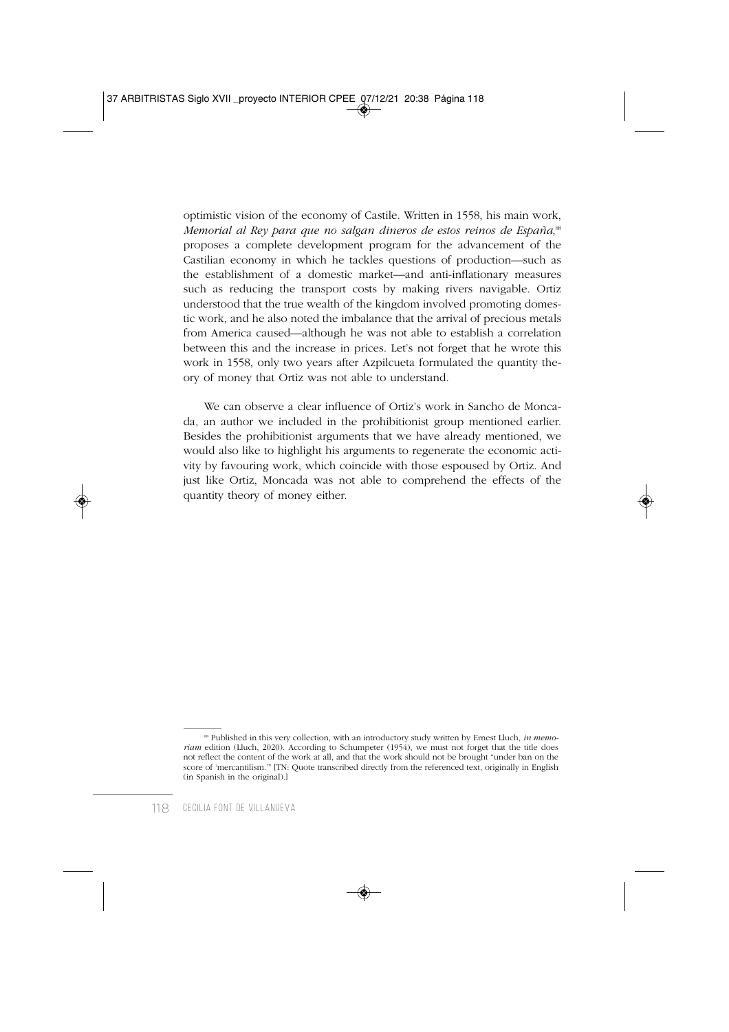optimistic vision of the economy of Castile. Written in 1558, his main work, *Memorial al Rey para que no salgan dineros de estos reinos de España*,[88] proposes a complete development program for the advancement of the Castilian economy in which he tackles questions of production—such as the establishment of a domestic market—and anti-inflationary measures such as reducing the transport costs by making rivers navigable. Ortiz understood that the true wealth of the kingdom involved promoting domestic work, and he also noted the imbalance that the arrival of precious metals from America caused—although he was not able to establish a correlation between this and the increase in prices. Let's not forget that he wrote this work in 1558, only two years after Azpilcueta formulated the quantity theory of money that Ortiz was not able to understand.

We can observe a clear influence of Ortiz's work in Sancho de Moncada, an author we included in the prohibitionist group mentioned earlier. Besides the prohibitionist arguments that we have already mentioned, we would also like to highlight his arguments to regenerate the economic activity by favouring work, which coincide with those espoused by Ortiz. And just like Ortiz, Moncada was not able to comprehend the effects of the quantity theory of money either.

---

[88] Published in this very collection, with an introductory study written by Ernest Lluch, *in memoriam* edition (Lluch, 2020). According to Schumpeter (1954), we must not forget that the title does not reflect the content of the work at all, and that the work should not be brought "under ban on the score of 'mercantilism.'" [TN: Quote transcribed directly from the referenced text, originally in English (in Spanish in the original).]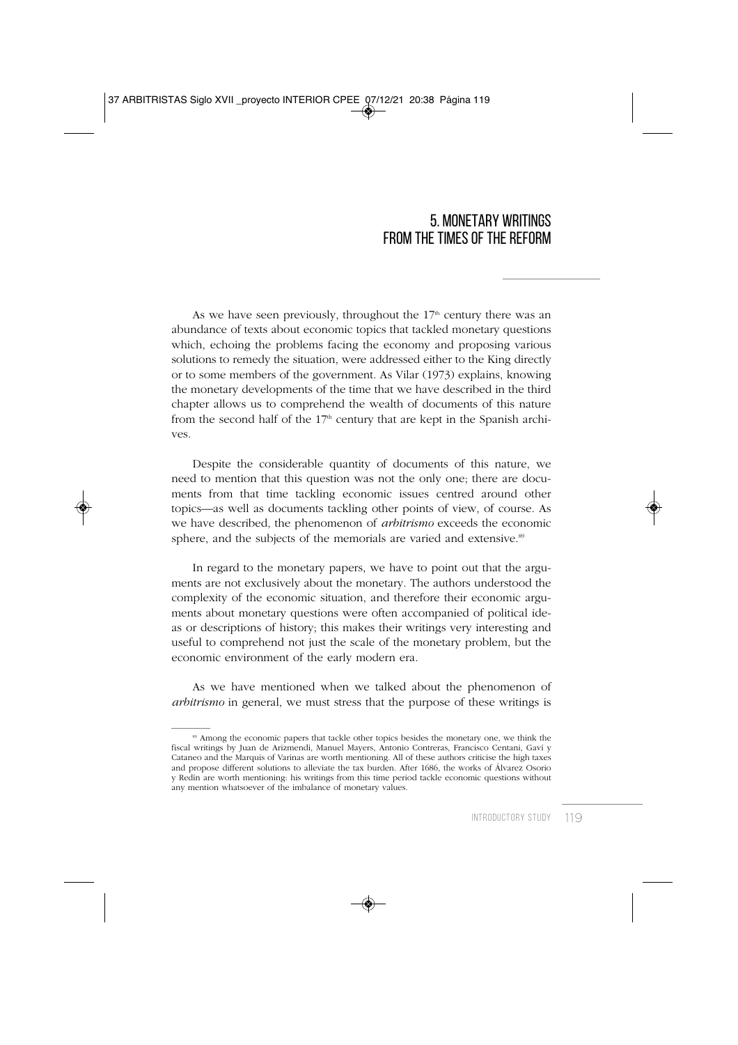## 5. MONETARY WRITINGS FROM THE TIMES OF THE REFORM

As we have seen previously, throughout the 17th century there was an abundance of texts about economic topics that tackled monetary questions which, echoing the problems facing the economy and proposing various solutions to remedy the situation, were addressed either to the King directly or to some members of the government. As Vilar (1973) explains, knowing the monetary developments of the time that we have described in the third chapter allows us to comprehend the wealth of documents of this nature from the second half of the 17th century that are kept in the Spanish archives.

Despite the considerable quantity of documents of this nature, we need to mention that this question was not the only one; there are documents from that time tackling economic issues centred around other topics—as well as documents tackling other points of view, of course. As we have described, the phenomenon of *arbitrismo* exceeds the economic sphere, and the subjects of the memorials are varied and extensive.[89]

In regard to the monetary papers, we have to point out that the arguments are not exclusively about the monetary. The authors understood the complexity of the economic situation, and therefore their economic arguments about monetary questions were often accompanied of political ideas or descriptions of history; this makes their writings very interesting and useful to comprehend not just the scale of the monetary problem, but the economic environment of the early modern era.

As we have mentioned when we talked about the phenomenon of *arbitrismo* in general, we must stress that the purpose of these writings is

[89] Among the economic papers that tackle other topics besides the monetary one, we think the fiscal writings by Juan de Arizmendi, Manuel Mayers, Antonio Contreras, Francisco Centani, Gaví y Cataneo and the Marquis of Varinas are worth mentioning. All of these authors criticise the high taxes and propose different solutions to alleviate the tax burden. After 1686, the works of Álvarez Osorio y Redín are worth mentioning: his writings from this time period tackle economic questions without any mention whatsoever of the imbalance of monetary values.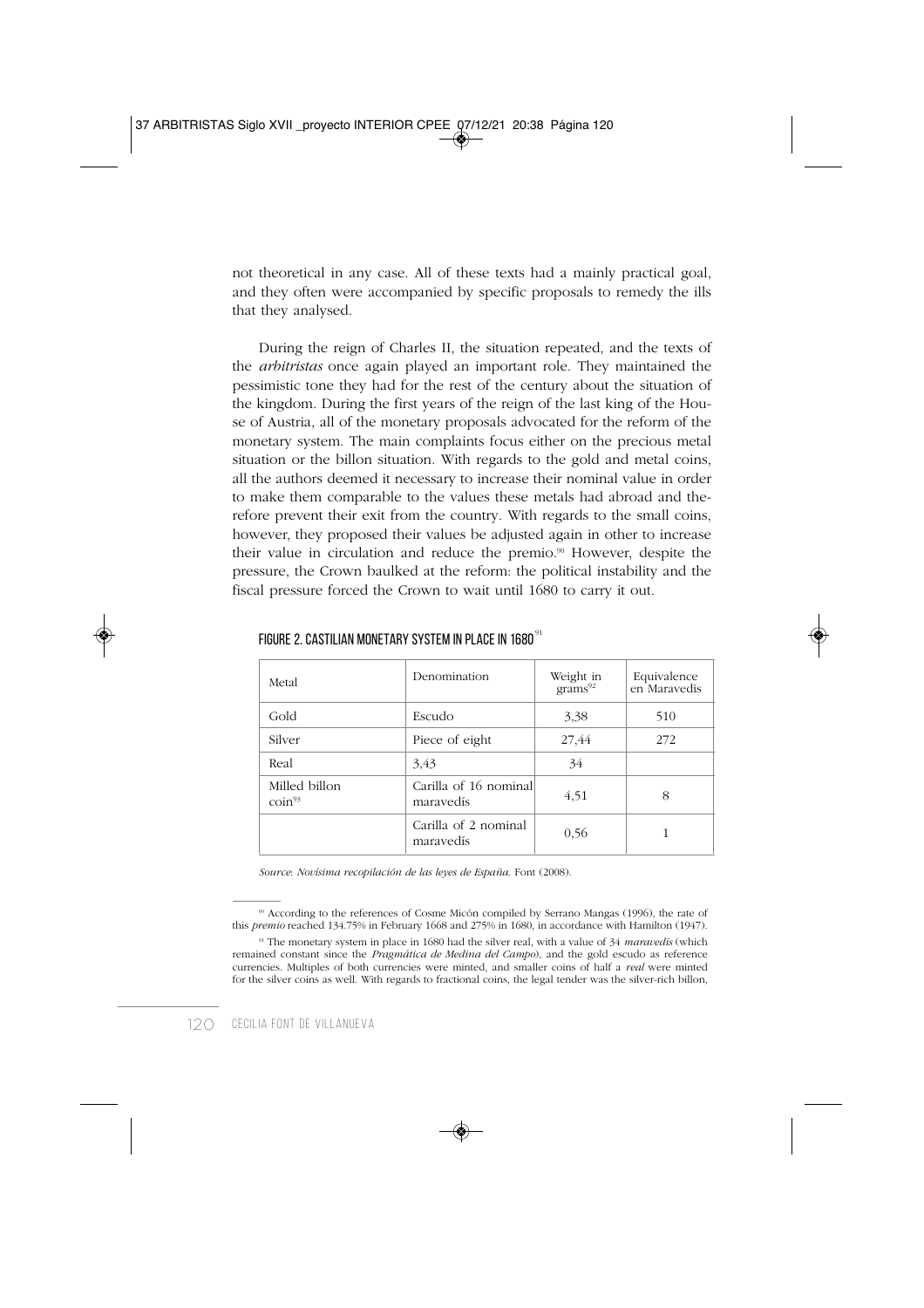not theoretical in any case. All of these texts had a mainly practical goal, and they often were accompanied by specific proposals to remedy the ills that they analysed.

During the reign of Charles II, the situation repeated, and the texts of the *arbitristas* once again played an important role. They maintained the pessimistic tone they had for the rest of the century about the situation of the kingdom. During the first years of the reign of the last king of the House of Austria, all of the monetary proposals advocated for the reform of the monetary system. The main complaints focus either on the precious metal situation or the billon situation. With regards to the gold and metal coins, all the authors deemed it necessary to increase their nominal value in order to make them comparable to the values these metals had abroad and therefore prevent their exit from the country. With regards to the small coins, however, they proposed their values be adjusted again in other to increase their value in circulation and reduce the premio.[90] However, despite the pressure, the Crown baulked at the reform: the political instability and the fiscal pressure forced the Crown to wait until 1680 to carry it out.

FIGURE 2. CASTILIAN MONETARY SYSTEM IN PLACE IN 1680[91]

| Metal | Denomination | Weight in grams[92] | Equivalence en Maravedís |
|---|---|---|---|
| Gold | Escudo | 3,38 | 510 |
| Silver | Piece of eight | 27,44 | 272 |
| Real | 3,43 | 34 | |
| Milled billon coin[93] | Carilla of 16 nominal maravedís | 4,51 | 8 |
| | Carilla of 2 nominal maravedís | 0,56 | 1 |

*Source*: *Novísima recopilación de las leyes de España*. Font (2008).

[90] According to the references of Cosme Micón compiled by Serrano Mangas (1996), the rate of this *premio* reached 134.75% in February 1668 and 275% in 1680, in accordance with Hamilton (1947).

[91] The monetary system in place in 1680 had the silver real, with a value of 34 *maravedís* (which remained constant since the *Pragmática de Medina del Campo*), and the gold escudo as reference currencies. Multiples of both currencies were minted, and smaller coins of half a *real* were minted for the silver coins as well. With regards to fractional coins, the legal tender was the silver-rich billon,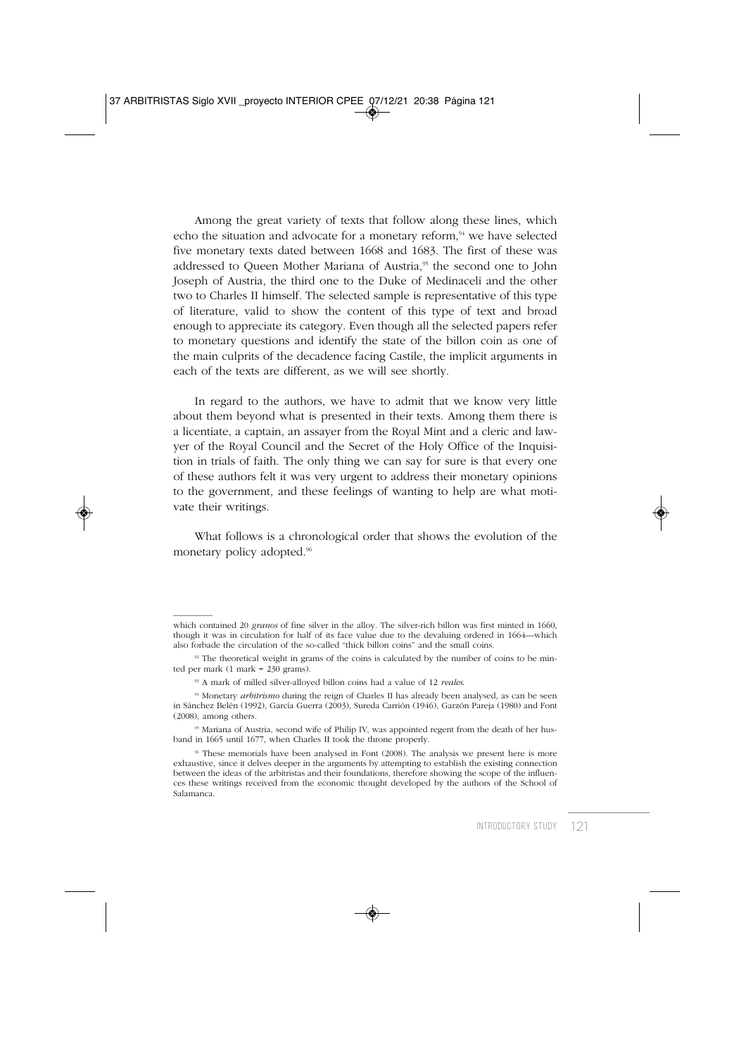Among the great variety of texts that follow along these lines, which echo the situation and advocate for a monetary reform,[94] we have selected five monetary texts dated between 1668 and 1683. The first of these was addressed to Queen Mother Mariana of Austria,[95] the second one to John Joseph of Austria, the third one to the Duke of Medinaceli and the other two to Charles II himself. The selected sample is representative of this type of literature, valid to show the content of this type of text and broad enough to appreciate its category. Even though all the selected papers refer to monetary questions and identify the state of the billon coin as one of the main culprits of the decadence facing Castile, the implicit arguments in each of the texts are different, as we will see shortly.

In regard to the authors, we have to admit that we know very little about them beyond what is presented in their texts. Among them there is a licentiate, a captain, an assayer from the Royal Mint and a cleric and lawyer of the Royal Council and the Secret of the Holy Office of the Inquisition in trials of faith. The only thing we can say for sure is that every one of these authors felt it was very urgent to address their monetary opinions to the government, and these feelings of wanting to help are what motivate their writings.

What follows is a chronological order that shows the evolution of the monetary policy adopted.[96]

---

which contained 20 *granos* of fine silver in the alloy. The silver-rich billon was first minted in 1660, though it was in circulation for half of its face value due to the devaluing ordered in 1664—which also forbade the circulation of the so-called "thick billon coins" and the small coins.

[92] The theoretical weight in grams of the coins is calculated by the number of coins to be minted per mark (1 mark = 230 grams).

[93] A mark of milled silver-alloyed billon coins had a value of 12 *reales*.

[94] Monetary *arbitrismo* during the reign of Charles II has already been analysed, as can be seen in Sánchez Belén (1992), García Guerra (2003), Sureda Carrión (1946), Garzón Pareja (1980) and Font (2008), among others.

[95] Mariana of Austria, second wife of Philip IV, was appointed regent from the death of her husband in 1665 until 1677, when Charles II took the throne properly.

[96] These memorials have been analysed in Font (2008). The analysis we present here is more exhaustive, since it delves deeper in the arguments by attempting to establish the existing connection between the ideas of the arbitristas and their foundations, therefore showing the scope of the influences these writings received from the economic thought developed by the authors of the School of Salamanca.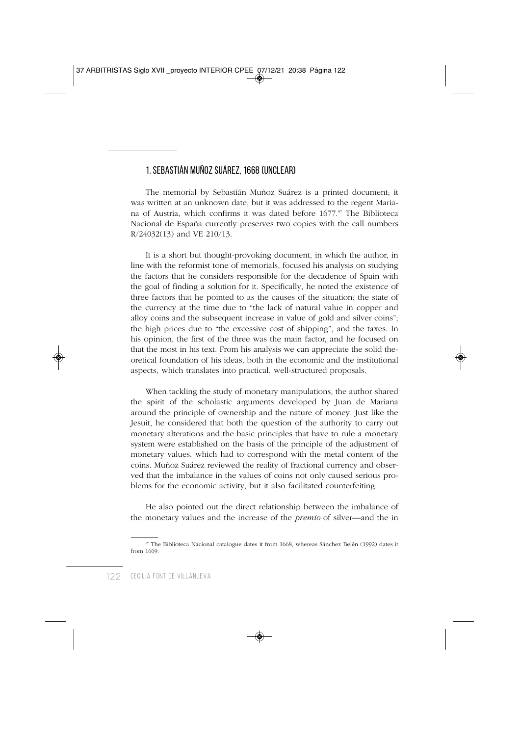## 1. SEBASTIÁN MUÑOZ SUÁREZ, 1668 (UNCLEAR)

The memorial by Sebastián Muñoz Suárez is a printed document; it was written at an unknown date, but it was addressed to the regent Mariana of Austria, which confirms it was dated before 1677.[97] The Biblioteca Nacional de España currently preserves two copies with the call numbers R/24032(13) and VE 210/13.

It is a short but thought-provoking document, in which the author, in line with the reformist tone of memorials, focused his analysis on studying the factors that he considers responsible for the decadence of Spain with the goal of finding a solution for it. Specifically, he noted the existence of three factors that he pointed to as the causes of the situation: the state of the currency at the time due to "the lack of natural value in copper and alloy coins and the subsequent increase in value of gold and silver coins"; the high prices due to "the excessive cost of shipping", and the taxes. In his opinion, the first of the three was the main factor, and he focused on that the most in his text. From his analysis we can appreciate the solid theoretical foundation of his ideas, both in the economic and the institutional aspects, which translates into practical, well-structured proposals.

When tackling the study of monetary manipulations, the author shared the spirit of the scholastic arguments developed by Juan de Mariana around the principle of ownership and the nature of money. Just like the Jesuit, he considered that both the question of the authority to carry out monetary alterations and the basic principles that have to rule a monetary system were established on the basis of the principle of the adjustment of monetary values, which had to correspond with the metal content of the coins. Muñoz Suárez reviewed the reality of fractional currency and observed that the imbalance in the values of coins not only caused serious problems for the economic activity, but it also facilitated counterfeiting.

He also pointed out the direct relationship between the imbalance of the monetary values and the increase of the *premio* of silver—and the in

[97] The Biblioteca Nacional catalogue dates it from 1668, whereas Sánchez Belén (1992) dates it from 1669.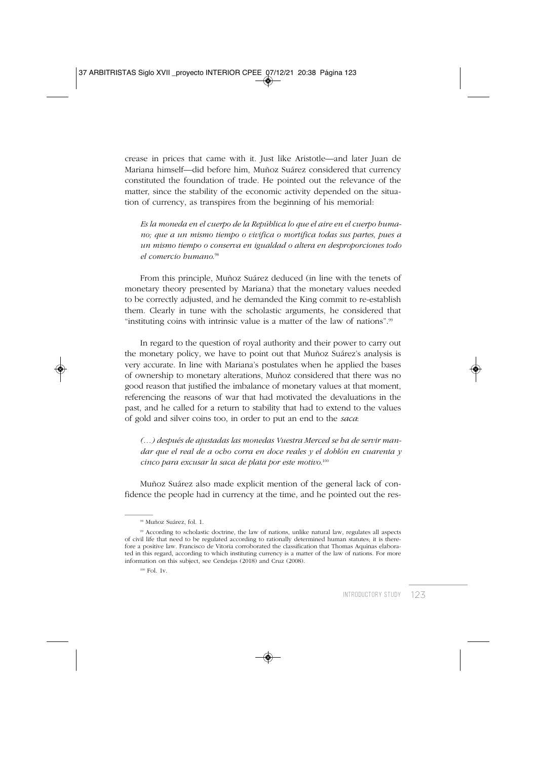crease in prices that came with it. Just like Aristotle—and later Juan de Mariana himself—did before him, Muñoz Suárez considered that currency constituted the foundation of trade. He pointed out the relevance of the matter, since the stability of the economic activity depended on the situation of currency, as transpires from the beginning of his memorial:

> *Es la moneda en el cuerpo de la República lo que el aire en el cuerpo humano; que a un mismo tiempo o vivifica o mortifica todas sus partes, pues a un mismo tiempo o conserva en igualdad o altera en desproporciones todo el comercio humano.*[98]

From this principle, Muñoz Suárez deduced (in line with the tenets of monetary theory presented by Mariana) that the monetary values needed to be correctly adjusted, and he demanded the King commit to re-establish them. Clearly in tune with the scholastic arguments, he considered that "instituting coins with intrinsic value is a matter of the law of nations".[99]

In regard to the question of royal authority and their power to carry out the monetary policy, we have to point out that Muñoz Suárez's analysis is very accurate. In line with Mariana's postulates when he applied the bases of ownership to monetary alterations, Muñoz considered that there was no good reason that justified the imbalance of monetary values at that moment, referencing the reasons of war that had motivated the devaluations in the past, and he called for a return to stability that had to extend to the values of gold and silver coins too, in order to put an end to the *saca*:

> *(…) después de ajustadas las monedas Vuestra Merced se ha de servir mandar que el real de a ocho corra en doce reales y el doblón en cuarenta y cinco para excusar la saca de plata por este motivo.*[100]

Muñoz Suárez also made explicit mention of the general lack of confidence the people had in currency at the time, and he pointed out the res-

---

[98] Muñoz Suárez, fol. 1.

[99] According to scholastic doctrine, the law of nations, unlike natural law, regulates all aspects of civil life that need to be regulated according to rationally determined human statutes; it is therefore a positive law. Francisco de Vitoria corroborated the classification that Thomas Aquinas elaborated in this regard, according to which instituting currency is a matter of the law of nations. For more information on this subject, see Cendejas (2018) and Cruz (2008).

[100] Fol. 1v.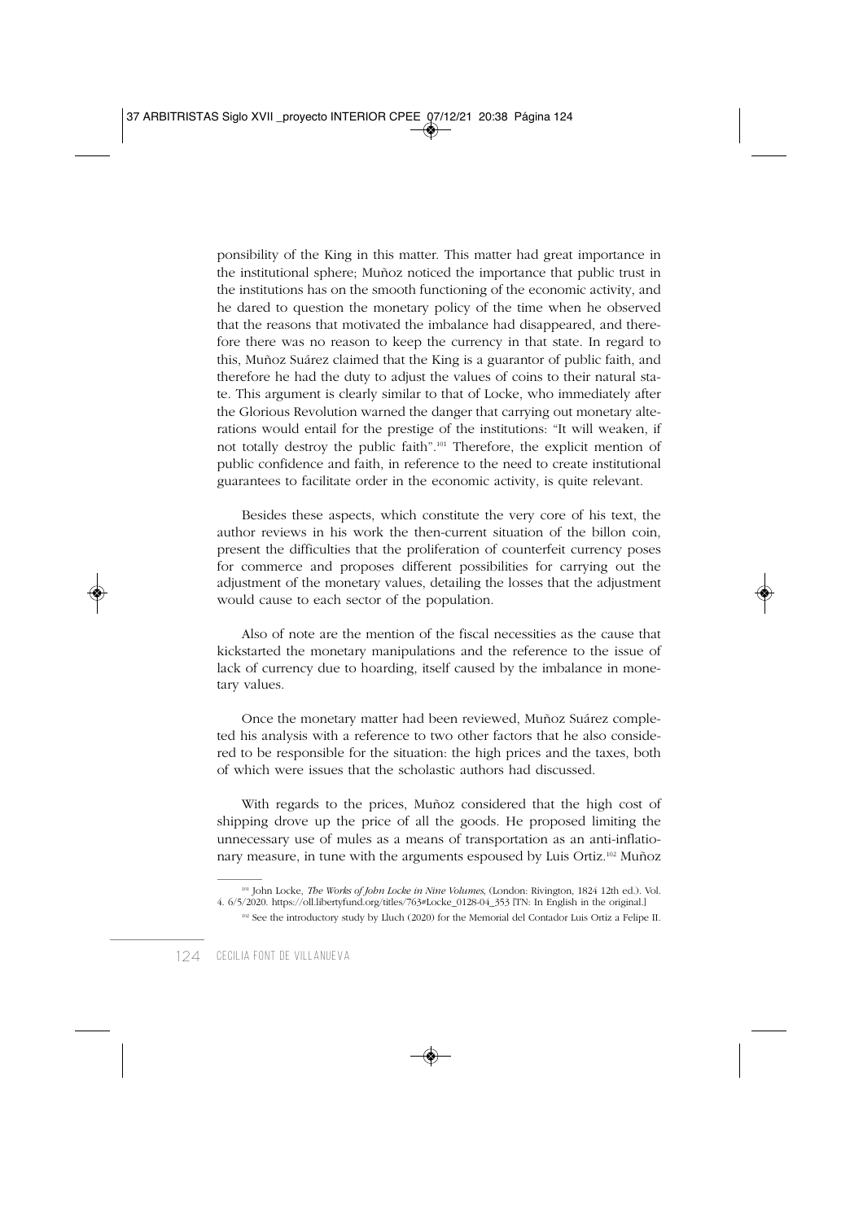ponsibility of the King in this matter. This matter had great importance in the institutional sphere; Muñoz noticed the importance that public trust in the institutions has on the smooth functioning of the economic activity, and he dared to question the monetary policy of the time when he observed that the reasons that motivated the imbalance had disappeared, and therefore there was no reason to keep the currency in that state. In regard to this, Muñoz Suárez claimed that the King is a guarantor of public faith, and therefore he had the duty to adjust the values of coins to their natural state. This argument is clearly similar to that of Locke, who immediately after the Glorious Revolution warned the danger that carrying out monetary alterations would entail for the prestige of the institutions: "It will weaken, if not totally destroy the public faith".[101] Therefore, the explicit mention of public confidence and faith, in reference to the need to create institutional guarantees to facilitate order in the economic activity, is quite relevant.

Besides these aspects, which constitute the very core of his text, the author reviews in his work the then-current situation of the billon coin, present the difficulties that the proliferation of counterfeit currency poses for commerce and proposes different possibilities for carrying out the adjustment of the monetary values, detailing the losses that the adjustment would cause to each sector of the population.

Also of note are the mention of the fiscal necessities as the cause that kickstarted the monetary manipulations and the reference to the issue of lack of currency due to hoarding, itself caused by the imbalance in monetary values.

Once the monetary matter had been reviewed, Muñoz Suárez completed his analysis with a reference to two other factors that he also considered to be responsible for the situation: the high prices and the taxes, both of which were issues that the scholastic authors had discussed.

With regards to the prices, Muñoz considered that the high cost of shipping drove up the price of all the goods. He proposed limiting the unnecessary use of mules as a means of transportation as an anti-inflationary measure, in tune with the arguments espoused by Luis Ortiz.[102] Muñoz

---

[101] John Locke, *The Works of John Locke in Nine Volumes*, (London: Rivington, 1824 12th ed.). Vol. 4. 6/5/2020. https://oll.libertyfund.org/titles/763#Locke_0128-04_353 [TN: In English in the original.]

[102] See the introductory study by Lluch (2020) for the Memorial del Contador Luis Ortiz a Felipe II.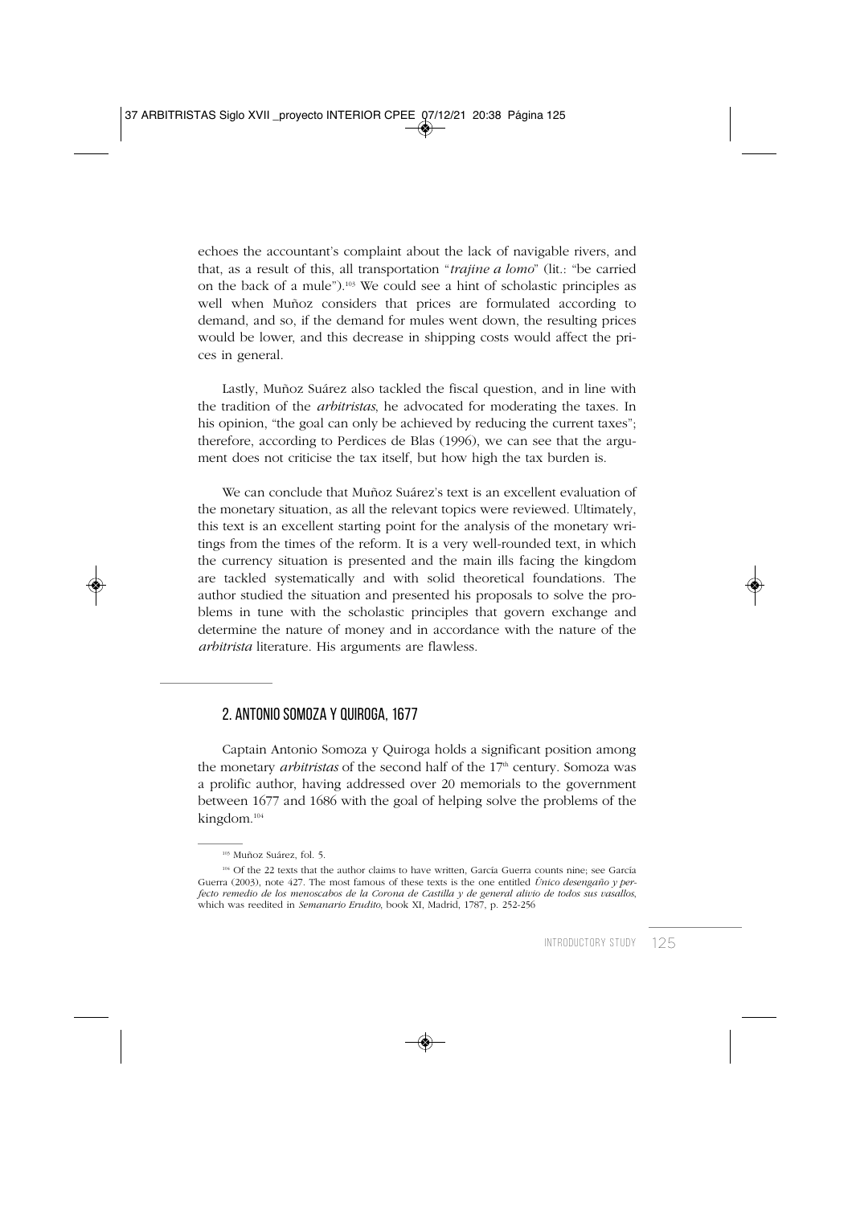echoes the accountant's complaint about the lack of navigable rivers, and that, as a result of this, all transportation "*trajine a lomo*" (lit.: "be carried on the back of a mule").[103] We could see a hint of scholastic principles as well when Muñoz considers that prices are formulated according to demand, and so, if the demand for mules went down, the resulting prices would be lower, and this decrease in shipping costs would affect the prices in general.

Lastly, Muñoz Suárez also tackled the fiscal question, and in line with the tradition of the *arbitristas*, he advocated for moderating the taxes. In his opinion, "the goal can only be achieved by reducing the current taxes"; therefore, according to Perdices de Blas (1996), we can see that the argument does not criticise the tax itself, but how high the tax burden is.

We can conclude that Muñoz Suárez's text is an excellent evaluation of the monetary situation, as all the relevant topics were reviewed. Ultimately, this text is an excellent starting point for the analysis of the monetary writings from the times of the reform. It is a very well-rounded text, in which the currency situation is presented and the main ills facing the kingdom are tackled systematically and with solid theoretical foundations. The author studied the situation and presented his proposals to solve the problems in tune with the scholastic principles that govern exchange and determine the nature of money and in accordance with the nature of the *arbitrista* literature. His arguments are flawless.

## 2. ANTONIO SOMOZA Y QUIROGA, 1677

Captain Antonio Somoza y Quiroga holds a significant position among the monetary *arbitristas* of the second half of the 17th century. Somoza was a prolific author, having addressed over 20 memorials to the government between 1677 and 1686 with the goal of helping solve the problems of the kingdom.[104]

[103] Muñoz Suárez, fol. 5.

[104] Of the 22 texts that the author claims to have written, García Guerra counts nine; see García Guerra (2003), note 427. The most famous of these texts is the one entitled *Único desengaño y perfecto remedio de los menoscabos de la Corona de Castilla y de general alivio de todos sus vasallos*, which was reedited in *Semanario Erudito*, book XI, Madrid, 1787, p. 252-256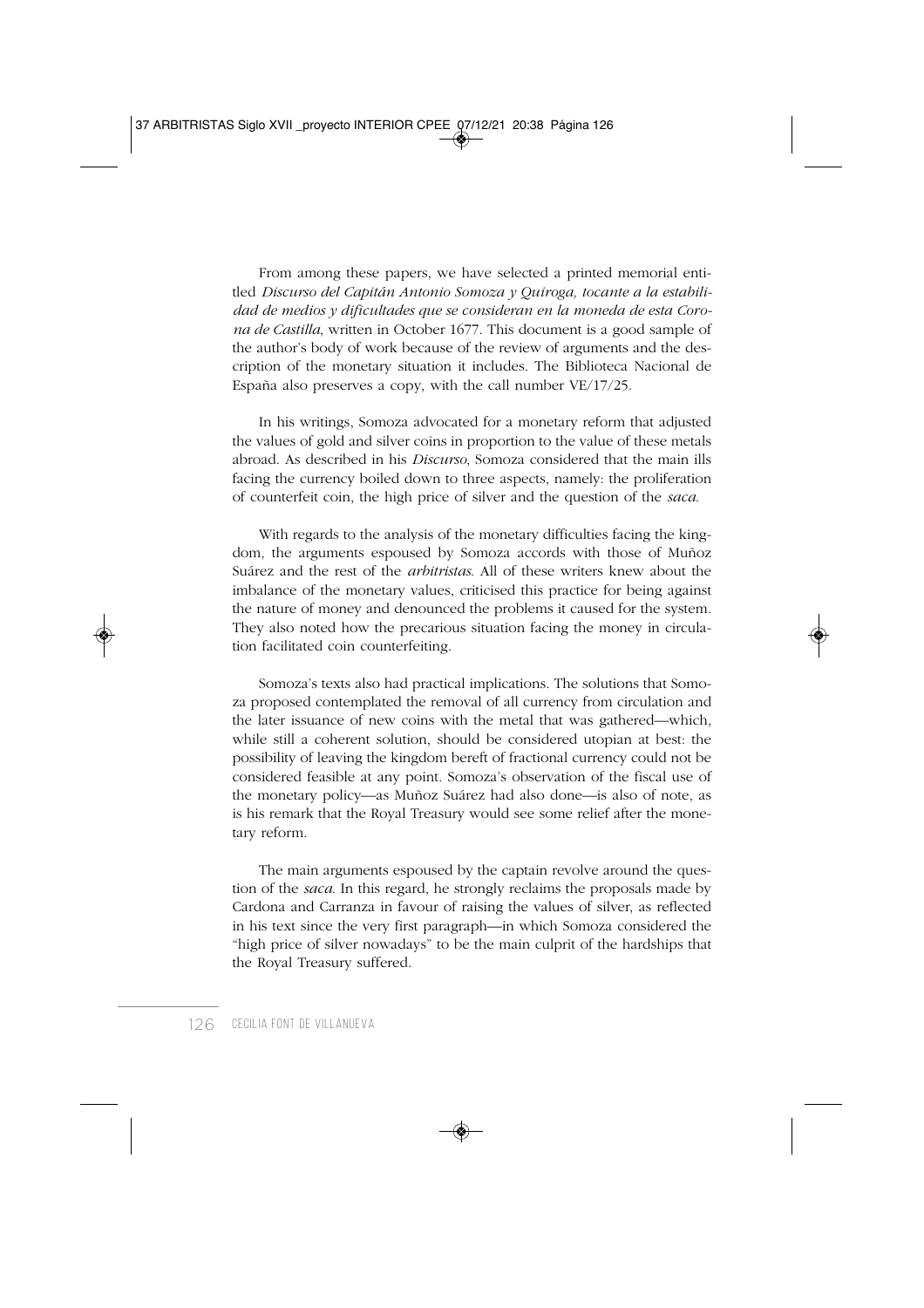From among these papers, we have selected a printed memorial entitled *Discurso del Capitán Antonio Somoza y Quiroga, tocante a la estabilidad de medios y dificultades que se consideran en la moneda de esta Corona de Castilla*, written in October 1677. This document is a good sample of the author's body of work because of the review of arguments and the description of the monetary situation it includes. The Biblioteca Nacional de España also preserves a copy, with the call number VE/17/25.

In his writings, Somoza advocated for a monetary reform that adjusted the values of gold and silver coins in proportion to the value of these metals abroad. As described in his *Discurso*, Somoza considered that the main ills facing the currency boiled down to three aspects, namely: the proliferation of counterfeit coin, the high price of silver and the question of the *saca*.

With regards to the analysis of the monetary difficulties facing the kingdom, the arguments espoused by Somoza accords with those of Muñoz Suárez and the rest of the *arbitristas*. All of these writers knew about the imbalance of the monetary values, criticised this practice for being against the nature of money and denounced the problems it caused for the system. They also noted how the precarious situation facing the money in circulation facilitated coin counterfeiting.

Somoza's texts also had practical implications. The solutions that Somoza proposed contemplated the removal of all currency from circulation and the later issuance of new coins with the metal that was gathered—which, while still a coherent solution, should be considered utopian at best: the possibility of leaving the kingdom bereft of fractional currency could not be considered feasible at any point. Somoza's observation of the fiscal use of the monetary policy—as Muñoz Suárez had also done—is also of note, as is his remark that the Royal Treasury would see some relief after the monetary reform.

The main arguments espoused by the captain revolve around the question of the *saca*. In this regard, he strongly reclaims the proposals made by Cardona and Carranza in favour of raising the values of silver, as reflected in his text since the very first paragraph—in which Somoza considered the "high price of silver nowadays" to be the main culprit of the hardships that the Royal Treasury suffered.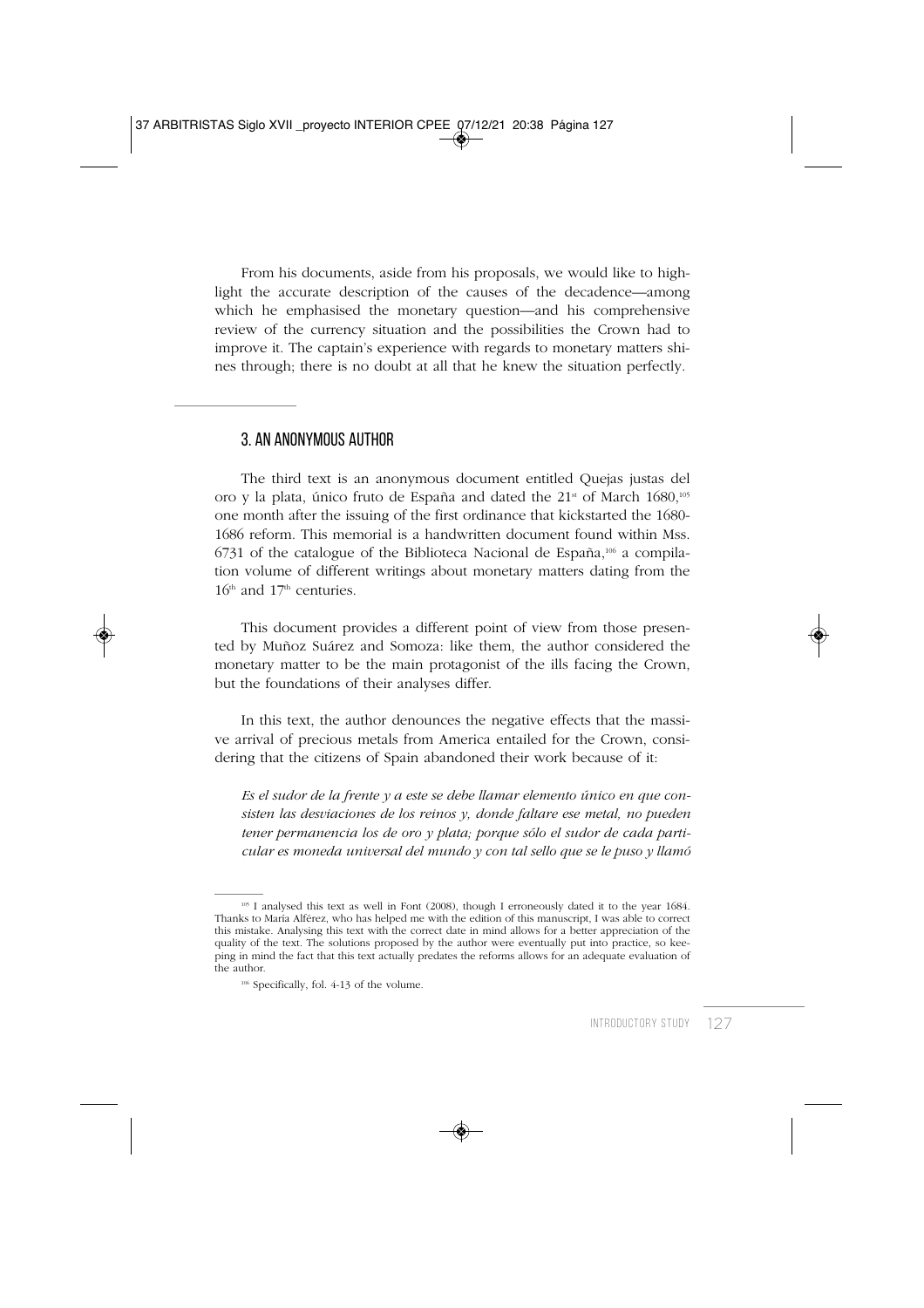From his documents, aside from his proposals, we would like to highlight the accurate description of the causes of the decadence—among which he emphasised the monetary question—and his comprehensive review of the currency situation and the possibilities the Crown had to improve it. The captain's experience with regards to monetary matters shines through; there is no doubt at all that he knew the situation perfectly.

## 3. AN ANONYMOUS AUTHOR

The third text is an anonymous document entitled Quejas justas del oro y la plata, único fruto de España and dated the 21st of March 1680,[105] one month after the issuing of the first ordinance that kickstarted the 1680-1686 reform. This memorial is a handwritten document found within Mss. 6731 of the catalogue of the Biblioteca Nacional de España,[106] a compilation volume of different writings about monetary matters dating from the 16th and 17th centuries.

This document provides a different point of view from those presented by Muñoz Suárez and Somoza: like them, the author considered the monetary matter to be the main protagonist of the ills facing the Crown, but the foundations of their analyses differ.

In this text, the author denounces the negative effects that the massive arrival of precious metals from America entailed for the Crown, considering that the citizens of Spain abandoned their work because of it:

> *Es el sudor de la frente y a este se debe llamar elemento único en que consisten las desviaciones de los reinos y, donde faltare ese metal, no pueden tener permanencia los de oro y plata; porque sólo el sudor de cada particular es moneda universal del mundo y con tal sello que se le puso y llamó*

---

[105] I analysed this text as well in Font (2008), though I erroneously dated it to the year 1684. Thanks to María Alférez, who has helped me with the edition of this manuscript, I was able to correct this mistake. Analysing this text with the correct date in mind allows for a better appreciation of the quality of the text. The solutions proposed by the author were eventually put into practice, so keeping in mind the fact that this text actually predates the reforms allows for an adequate evaluation of the author.

[106] Specifically, fol. 4-13 of the volume.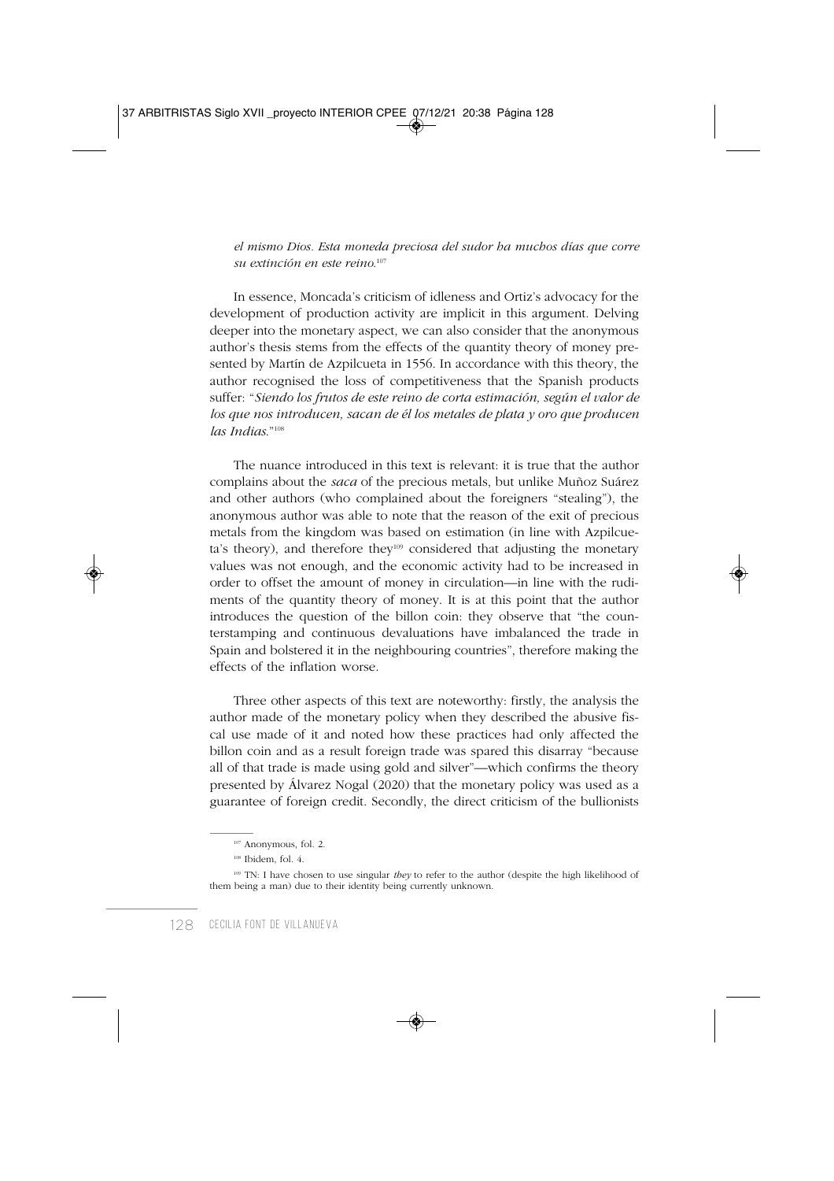*el mismo Dios. Esta moneda preciosa del sudor ha muchos días que corre su extinción en este reino.*[107]

In essence, Moncada's criticism of idleness and Ortiz's advocacy for the development of production activity are implicit in this argument. Delving deeper into the monetary aspect, we can also consider that the anonymous author's thesis stems from the effects of the quantity theory of money presented by Martín de Azpilcueta in 1556. In accordance with this theory, the author recognised the loss of competitiveness that the Spanish products suffer: "*Siendo los frutos de este reino de corta estimación, según el valor de los que nos introducen, sacan de él los metales de plata y oro que producen las Indias.*"[108]

The nuance introduced in this text is relevant: it is true that the author complains about the *saca* of the precious metals, but unlike Muñoz Suárez and other authors (who complained about the foreigners "stealing"), the anonymous author was able to note that the reason of the exit of precious metals from the kingdom was based on estimation (in line with Azpilcueta's theory), and therefore they[109] considered that adjusting the monetary values was not enough, and the economic activity had to be increased in order to offset the amount of money in circulation—in line with the rudiments of the quantity theory of money. It is at this point that the author introduces the question of the billon coin: they observe that "the counterstamping and continuous devaluations have imbalanced the trade in Spain and bolstered it in the neighbouring countries", therefore making the effects of the inflation worse.

Three other aspects of this text are noteworthy: firstly, the analysis the author made of the monetary policy when they described the abusive fiscal use made of it and noted how these practices had only affected the billon coin and as a result foreign trade was spared this disarray "because all of that trade is made using gold and silver"—which confirms the theory presented by Álvarez Nogal (2020) that the monetary policy was used as a guarantee of foreign credit. Secondly, the direct criticism of the bullionists

---

[107] Anonymous, fol. 2.

[108] Ibidem, fol. 4.

[109] TN: I have chosen to use singular *they* to refer to the author (despite the high likelihood of them being a man) due to their identity being currently unknown.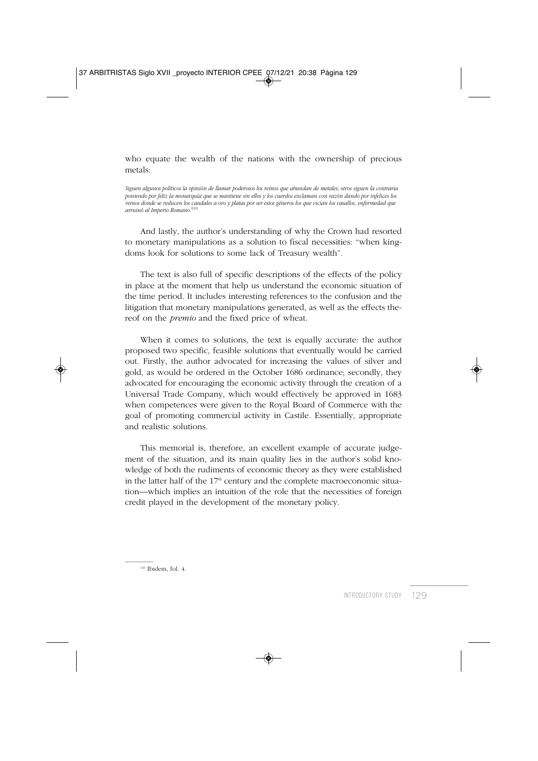who equate the wealth of the nations with the ownership of precious metals:

*Siguen algunos políticos la opinión de llamar poderosos los reinos que abundan de metales; otros siguen la contraria poniendo por feliz la monarquía que se mantiene sin ellos y los cuerdos exclaman con razón dando por infelices los reinos donde se reducen los caudales a oro y platas por ser estos géneros los que vician los vasallos, enfermedad que arruinó al Imperio Romano.*[110]

And lastly, the author's understanding of why the Crown had resorted to monetary manipulations as a solution to fiscal necessities: "when kingdoms look for solutions to some lack of Treasury wealth".

The text is also full of specific descriptions of the effects of the policy in place at the moment that help us understand the economic situation of the time period. It includes interesting references to the confusion and the litigation that monetary manipulations generated, as well as the effects thereof on the *premio* and the fixed price of wheat.

When it comes to solutions, the text is equally accurate: the author proposed two specific, feasible solutions that eventually would be carried out. Firstly, the author advocated for increasing the values of silver and gold, as would be ordered in the October 1686 ordinance; secondly, they advocated for encouraging the economic activity through the creation of a Universal Trade Company, which would effectively be approved in 1683 when competences were given to the Royal Board of Commerce with the goal of promoting commercial activity in Castile. Essentially, appropriate and realistic solutions.

This memorial is, therefore, an excellent example of accurate judgement of the situation, and its main quality lies in the author's solid knowledge of both the rudiments of economic theory as they were established in the latter half of the 17th century and the complete macroeconomic situation—which implies an intuition of the role that the necessities of foreign credit played in the development of the monetary policy.

---

[110] Ibidem, fol. 4.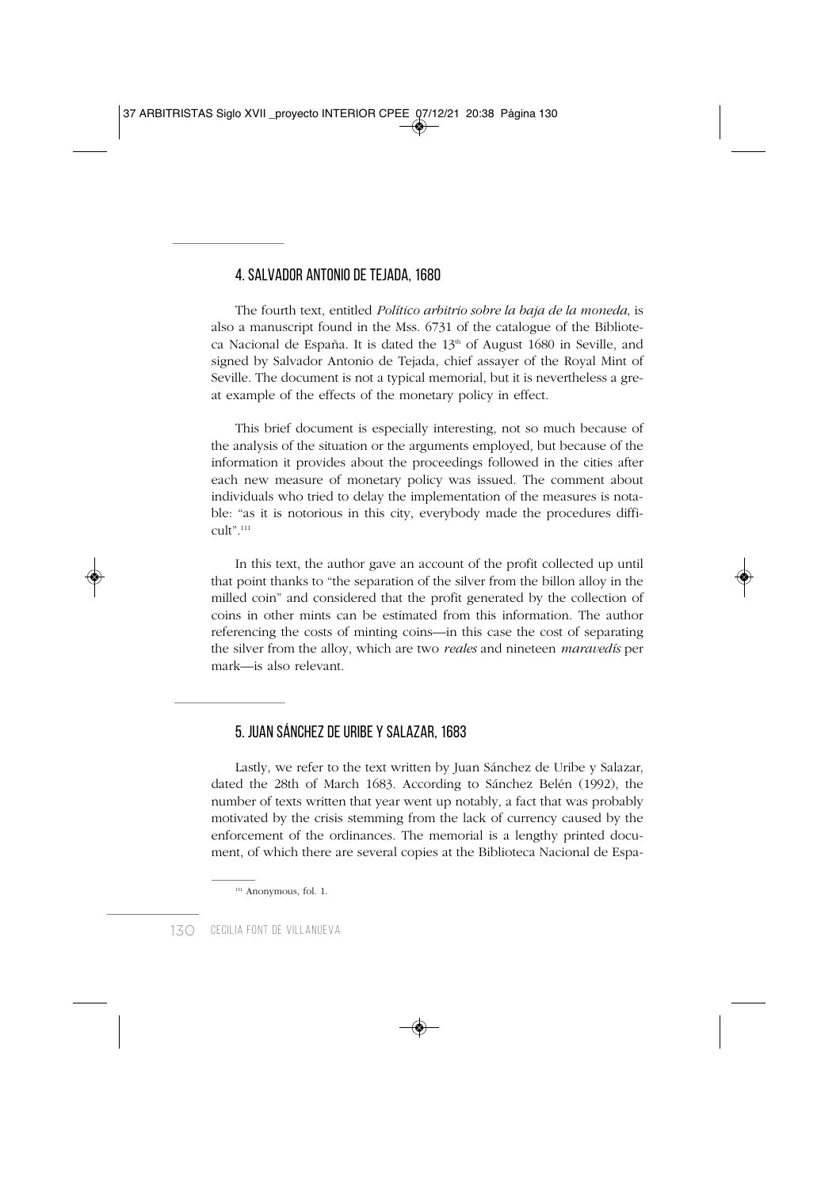## 4. SALVADOR ANTONIO DE TEJADA, 1680

The fourth text, entitled *Político arbitrio sobre la baja de la moneda*, is also a manuscript found in the Mss. 6731 of the catalogue of the Biblioteca Nacional de España. It is dated the 13th of August 1680 in Seville, and signed by Salvador Antonio de Tejada, chief assayer of the Royal Mint of Seville. The document is not a typical memorial, but it is nevertheless a great example of the effects of the monetary policy in effect.

This brief document is especially interesting, not so much because of the analysis of the situation or the arguments employed, but because of the information it provides about the proceedings followed in the cities after each new measure of monetary policy was issued. The comment about individuals who tried to delay the implementation of the measures is notable: "as it is notorious in this city, everybody made the procedures difficult".[111]

In this text, the author gave an account of the profit collected up until that point thanks to "the separation of the silver from the billon alloy in the milled coin" and considered that the profit generated by the collection of coins in other mints can be estimated from this information. The author referencing the costs of minting coins—in this case the cost of separating the silver from the alloy, which are two *reales* and nineteen *maravedís* per mark—is also relevant.

## 5. JUAN SÁNCHEZ DE URIBE Y SALAZAR, 1683

Lastly, we refer to the text written by Juan Sánchez de Uribe y Salazar, dated the 28th of March 1683. According to Sánchez Belén (1992), the number of texts written that year went up notably, a fact that was probably motivated by the crisis stemming from the lack of currency caused by the enforcement of the ordinances. The memorial is a lengthy printed document, of which there are several copies at the Biblioteca Nacional de Espa-

[111] Anonymous, fol. 1.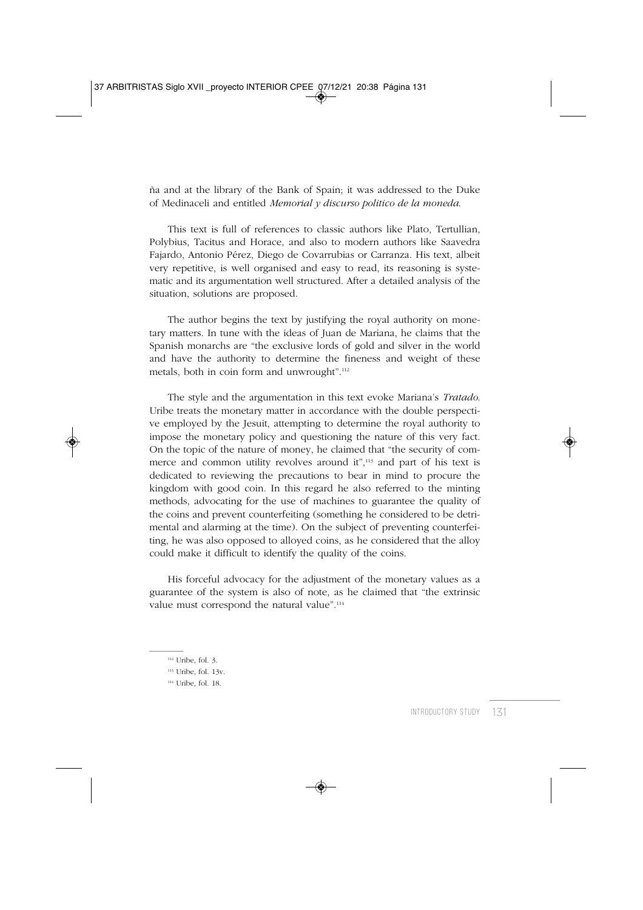ña and at the library of the Bank of Spain; it was addressed to the Duke of Medinaceli and entitled *Memorial y discurso político de la moneda*.

This text is full of references to classic authors like Plato, Tertullian, Polybius, Tacitus and Horace, and also to modern authors like Saavedra Fajardo, Antonio Pérez, Diego de Covarrubias or Carranza. His text, albeit very repetitive, is well organised and easy to read, its reasoning is systematic and its argumentation well structured. After a detailed analysis of the situation, solutions are proposed.

The author begins the text by justifying the royal authority on monetary matters. In tune with the ideas of Juan de Mariana, he claims that the Spanish monarchs are "the exclusive lords of gold and silver in the world and have the authority to determine the fineness and weight of these metals, both in coin form and unwrought".[112]

The style and the argumentation in this text evoke Mariana's *Tratado*. Uribe treats the monetary matter in accordance with the double perspective employed by the Jesuit, attempting to determine the royal authority to impose the monetary policy and questioning the nature of this very fact. On the topic of the nature of money, he claimed that "the security of commerce and common utility revolves around it",[113] and part of his text is dedicated to reviewing the precautions to bear in mind to procure the kingdom with good coin. In this regard he also referred to the minting methods, advocating for the use of machines to guarantee the quality of the coins and prevent counterfeiting (something he considered to be detrimental and alarming at the time). On the subject of preventing counterfeiting, he was also opposed to alloyed coins, as he considered that the alloy could make it difficult to identify the quality of the coins.

His forceful advocacy for the adjustment of the monetary values as a guarantee of the system is also of note, as he claimed that "the extrinsic value must correspond the natural value".[114]

---

[112] Uribe, fol. 3.

[113] Uribe, fol. 13v.

[114] Uribe, fol. 18.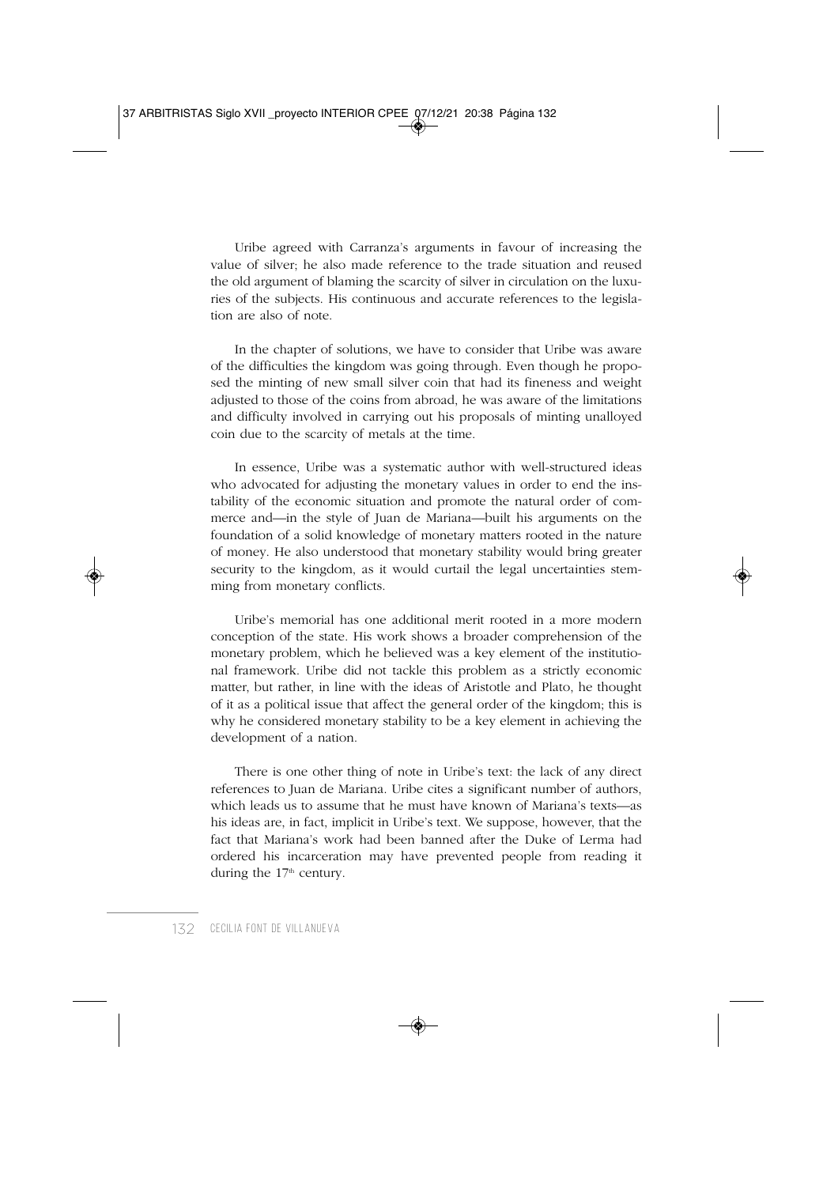Uribe agreed with Carranza's arguments in favour of increasing the value of silver; he also made reference to the trade situation and reused the old argument of blaming the scarcity of silver in circulation on the luxuries of the subjects. His continuous and accurate references to the legislation are also of note.

In the chapter of solutions, we have to consider that Uribe was aware of the difficulties the kingdom was going through. Even though he proposed the minting of new small silver coin that had its fineness and weight adjusted to those of the coins from abroad, he was aware of the limitations and difficulty involved in carrying out his proposals of minting unalloyed coin due to the scarcity of metals at the time.

In essence, Uribe was a systematic author with well-structured ideas who advocated for adjusting the monetary values in order to end the instability of the economic situation and promote the natural order of commerce and—in the style of Juan de Mariana—built his arguments on the foundation of a solid knowledge of monetary matters rooted in the nature of money. He also understood that monetary stability would bring greater security to the kingdom, as it would curtail the legal uncertainties stemming from monetary conflicts.

Uribe's memorial has one additional merit rooted in a more modern conception of the state. His work shows a broader comprehension of the monetary problem, which he believed was a key element of the institutional framework. Uribe did not tackle this problem as a strictly economic matter, but rather, in line with the ideas of Aristotle and Plato, he thought of it as a political issue that affect the general order of the kingdom; this is why he considered monetary stability to be a key element in achieving the development of a nation.

There is one other thing of note in Uribe's text: the lack of any direct references to Juan de Mariana. Uribe cites a significant number of authors, which leads us to assume that he must have known of Mariana's texts—as his ideas are, in fact, implicit in Uribe's text. We suppose, however, that the fact that Mariana's work had been banned after the Duke of Lerma had ordered his incarceration may have prevented people from reading it during the 17th century.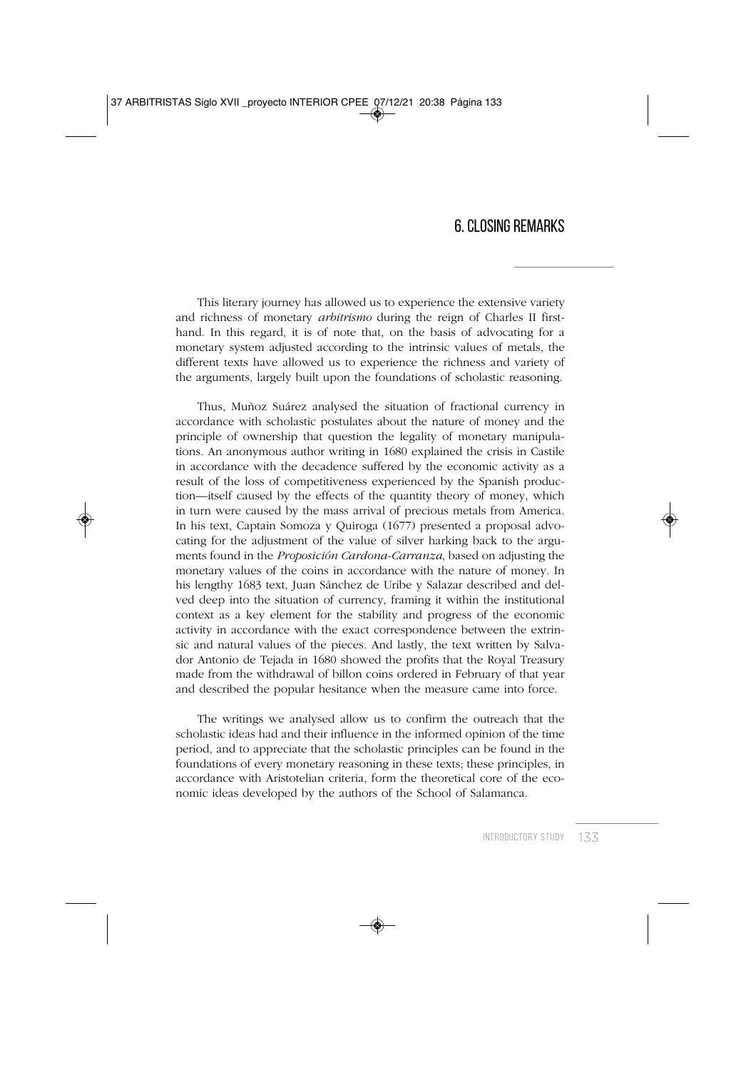## 6. CLOSING REMARKS

This literary journey has allowed us to experience the extensive variety and richness of monetary *arbitrismo* during the reign of Charles II first-hand. In this regard, it is of note that, on the basis of advocating for a monetary system adjusted according to the intrinsic values of metals, the different texts have allowed us to experience the richness and variety of the arguments, largely built upon the foundations of scholastic reasoning.

Thus, Muñoz Suárez analysed the situation of fractional currency in accordance with scholastic postulates about the nature of money and the principle of ownership that question the legality of monetary manipulations. An anonymous author writing in 1680 explained the crisis in Castile in accordance with the decadence suffered by the economic activity as a result of the loss of competitiveness experienced by the Spanish production—itself caused by the effects of the quantity theory of money, which in turn were caused by the mass arrival of precious metals from America. In his text, Captain Somoza y Quiroga (1677) presented a proposal advocating for the adjustment of the value of silver harking back to the arguments found in the *Proposición Cardona-Carranza*, based on adjusting the monetary values of the coins in accordance with the nature of money. In his lengthy 1683 text, Juan Sánchez de Uribe y Salazar described and delved deep into the situation of currency, framing it within the institutional context as a key element for the stability and progress of the economic activity in accordance with the exact correspondence between the extrinsic and natural values of the pieces. And lastly, the text written by Salvador Antonio de Tejada in 1680 showed the profits that the Royal Treasury made from the withdrawal of billon coins ordered in February of that year and described the popular hesitance when the measure came into force.

The writings we analysed allow us to confirm the outreach that the scholastic ideas had and their influence in the informed opinion of the time period, and to appreciate that the scholastic principles can be found in the foundations of every monetary reasoning in these texts; these principles, in accordance with Aristotelian criteria, form the theoretical core of the economic ideas developed by the authors of the School of Salamanca.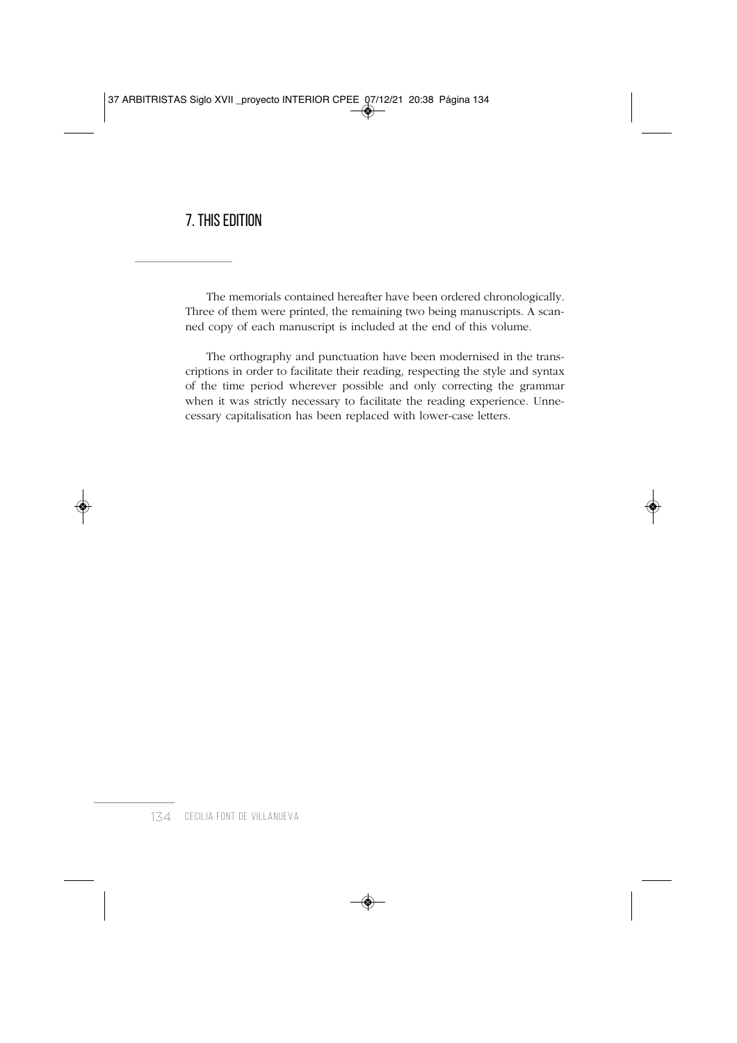## 7. THIS EDITION

The memorials contained hereafter have been ordered chronologically. Three of them were printed, the remaining two being manuscripts. A scanned copy of each manuscript is included at the end of this volume.

The orthography and punctuation have been modernised in the transcriptions in order to facilitate their reading, respecting the style and syntax of the time period wherever possible and only correcting the grammar when it was strictly necessary to facilitate the reading experience. Unnecessary capitalisation has been replaced with lower-case letters.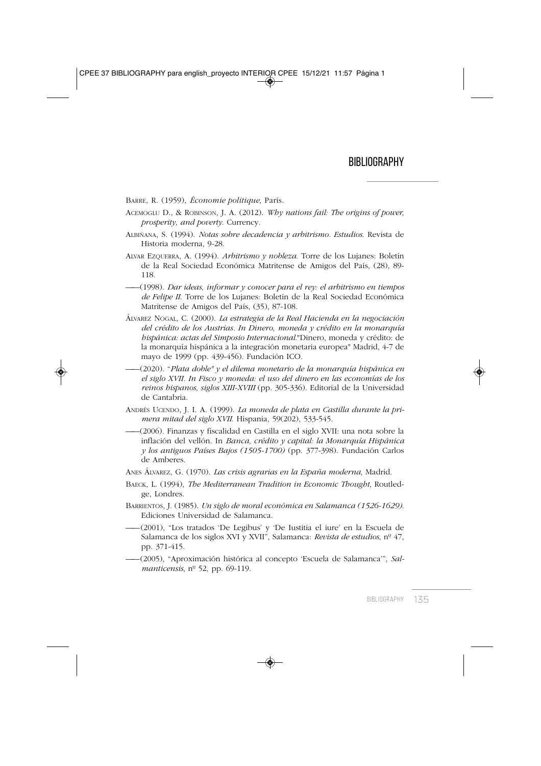# BIBLIOGRAPHY

Barre, R. (1959), *Économie politique*, París.

Acemoglu D., & Robinson, J. A. (2012). *Why nations fail: The origins of power, prosperity, and poverty.* Currency.

Albiñana, S. (1994). *Notas sobre decadencia y arbitrismo. Estudios.* Revista de Historia moderna, 9-28.

Alvar Ezquerra, A. (1994). *Arbitrismo y nobleza.* Torre de los Lujanes: Boletín de la Real Sociedad Económica Matritense de Amigos del País, (28), 89-118.

——(1998). *Dar ideas, informar y conocer para el rey: el arbitrismo en tiempos de Felipe II.* Torre de los Lujanes: Boletín de la Real Sociedad Económica Matritense de Amigos del País, (35), 87-108.

Álvarez Nogal, C. (2000). *La estrategia de la Real Hacienda en la negociación del crédito de los Austrias. In Dinero, moneda y crédito en la monarquía hispánica: actas del Simposio Internacional.*"Dinero, moneda y crédito: de la monarquía hispánica a la integración monetaria europea" Madrid, 4-7 de mayo de 1999 (pp. 439-456). Fundación ICO.

——(2020). "*Plata doble" y el dilema monetario de la monarquía hispánica en el siglo XVII. In Fisco y moneda: el uso del dinero en las economías de los reinos hispanos, siglos XIII-XVIII* (pp. 305-336). Editorial de la Universidad de Cantabria.

Andrés Ucendo, J. I. A. (1999). *La moneda de plata en Castilla durante la primera mitad del siglo XVII.* Hispania, 59(202), 533-545.

——(2006). Finanzas y fiscalidad en Castilla en el siglo XVII: una nota sobre la inflación del vellón. In *Banca, crédito y capital: la Monarquía Hispánica y los antiguos Países Bajos (1505-1700)* (pp. 377-398). Fundación Carlos de Amberes.

Anes Álvarez, G. (1970). *Las crisis agrarias en la España moderna*, Madrid.

Baeck, L. (1994), *The Mediterranean Tradition in Economic Thought*, Routledge, Londres.

Barrientos, J. (1985). *Un siglo de moral económica en Salamanca (1526-1629).* Ediciones Universidad de Salamanca.

——(2001), "Los tratados 'De Legibus' y 'De Iustitia el iure' en la Escuela de Salamanca de los siglos XVI y XVII", Salamanca: *Revista de estudios*, nº 47, pp. 371-415.

——(2005), "Aproximación histórica al concepto 'Escuela de Salamanca'", *Salmanticensis*, nº 52, pp. 69-119.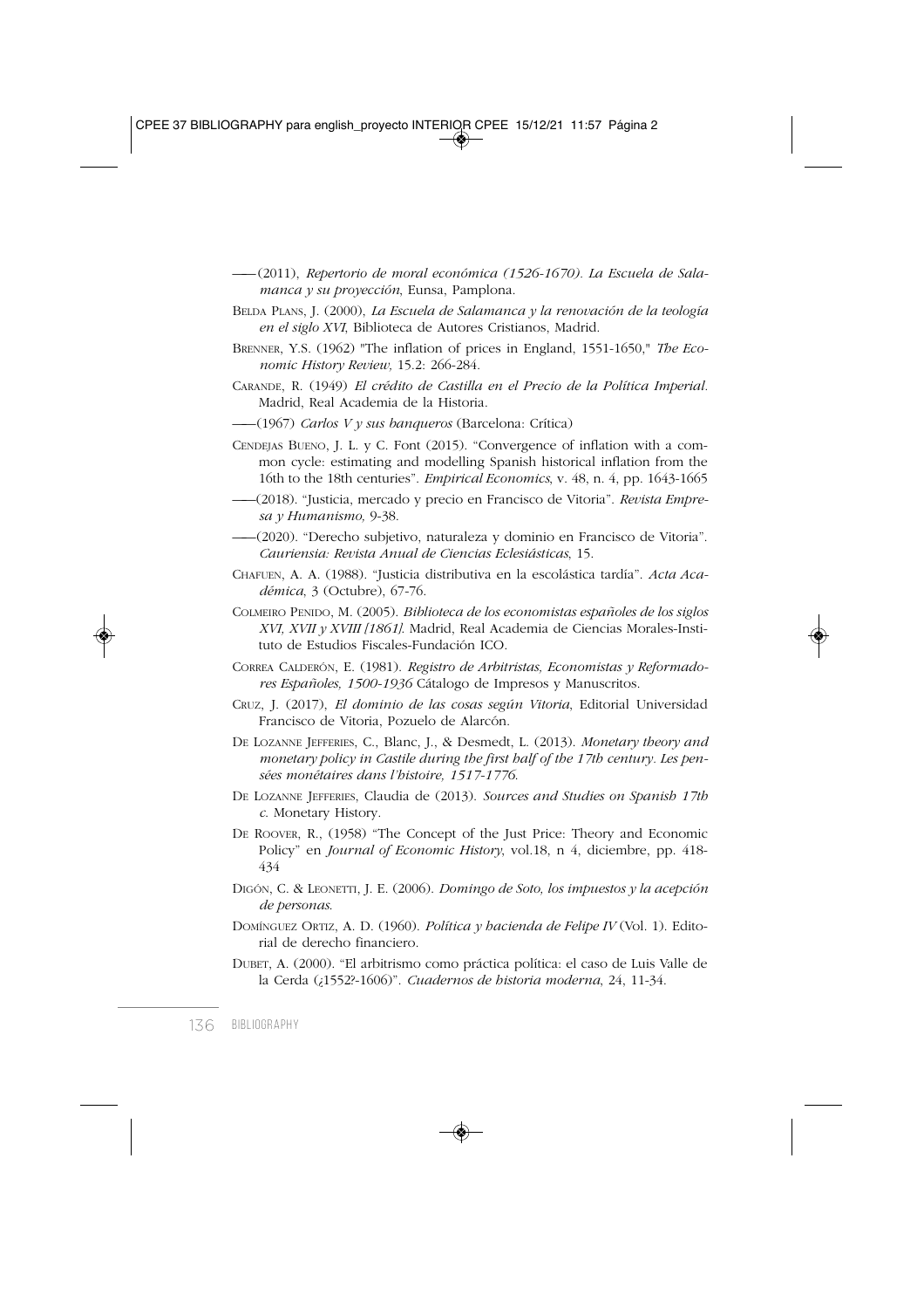——(2011), *Repertorio de moral económica (1526-1670). La Escuela de Salamanca y su proyección*, Eunsa, Pamplona.

BELDA PLANS, J. (2000), *La Escuela de Salamanca y la renovación de la teología en el siglo XVI*, Biblioteca de Autores Cristianos, Madrid.

BRENNER, Y.S. (1962) "The inflation of prices in England, 1551-1650," *The Economic History Review,* 15.2: 266-284.

CARANDE, R. (1949) *El crédito de Castilla en el Precio de la Política Imperial.* Madrid, Real Academia de la Historia.

——(1967) *Carlos V y sus banqueros* (Barcelona: Crítica)

CENDEJAS BUENO, J. L. y C. Font (2015). "Convergence of inflation with a common cycle: estimating and modelling Spanish historical inflation from the 16th to the 18th centuries". *Empirical Economics*, v. 48, n. 4, pp. 1643-1665

——(2018). "Justicia, mercado y precio en Francisco de Vitoria". *Revista Empresa y Humanismo,* 9-38.

——(2020). "Derecho subjetivo, naturaleza y dominio en Francisco de Vitoria". *Cauriensia: Revista Anual de Ciencias Eclesiásticas*, 15.

CHAFUEN, A. A. (1988). "Justicia distributiva en la escolástica tardía". *Acta Académica*, 3 (Octubre), 67-76.

COLMEIRO PENIDO, M. (2005). *Biblioteca de los economistas españoles de los siglos XVI, XVII y XVIII [1861].* Madrid, Real Academia de Ciencias Morales-Instituto de Estudios Fiscales-Fundación ICO.

CORREA CALDERÓN, E. (1981). *Registro de Arbitristas, Economistas y Reformadores Españoles, 1500-1936* Cátalogo de Impresos y Manuscritos.

CRUZ, J. (2017), *El dominio de las cosas según Vitoria*, Editorial Universidad Francisco de Vitoria, Pozuelo de Alarcón.

DE LOZANNE JEFFERIES, C., Blanc, J., & Desmedt, L. (2013). *Monetary theory and monetary policy in Castile during the first half of the 17th century. Les pensées monétaires dans l'histoire, 1517-1776.*

DE LOZANNE JEFFERIES, Claudia de (2013). *Sources and Studies on Spanish 17th c.* Monetary History.

DE ROOVER, R., (1958) "The Concept of the Just Price: Theory and Economic Policy" en *Journal of Economic History*, vol.18, n 4, diciembre, pp. 418-434

DIGÓN, C. & LEONETTI, J. E. (2006). *Domingo de Soto, los impuestos y la acepción de personas.*

DOMÍNGUEZ ORTIZ, A. D. (1960). *Política y hacienda de Felipe IV* (Vol. 1). Editorial de derecho financiero.

DUBET, A. (2000). "El arbitrismo como práctica política: el caso de Luis Valle de la Cerda (¿1552?-1606)". *Cuadernos de historia moderna*, 24, 11-34.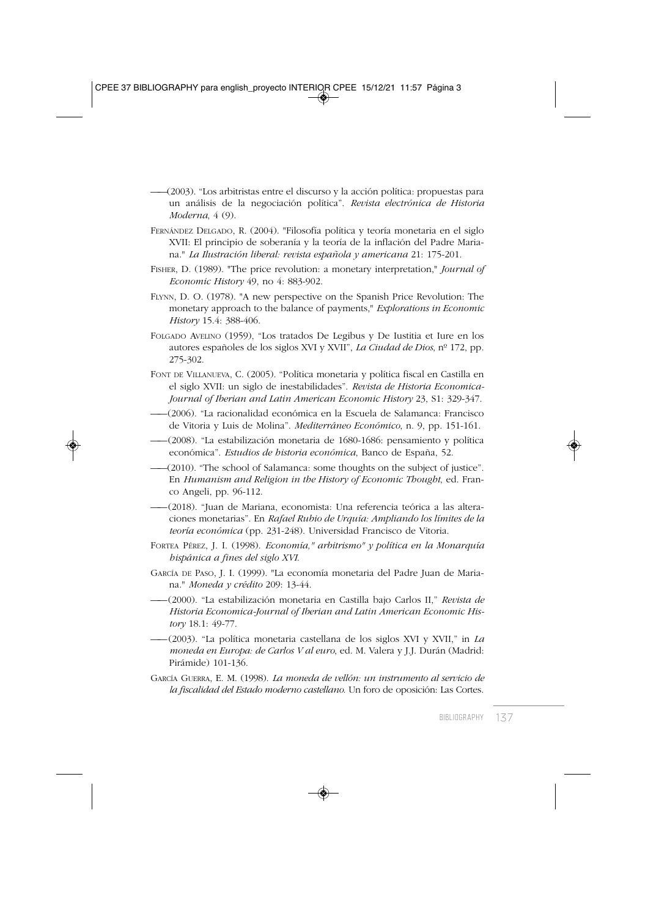——(2003). "Los arbitristas entre el discurso y la acción política: propuestas para un análisis de la negociación política". *Revista electrónica de Historia Moderna*, 4 (9).

FERNÁNDEZ DELGADO, R. (2004). "Filosofía política y teoría monetaria en el siglo XVII: El principio de soberanía y la teoría de la inflación del Padre Mariana." *La Ilustración liberal: revista española y americana* 21: 175-201.

FISHER, D. (1989). "The price revolution: a monetary interpretation," *Journal of Economic History* 49, no 4: 883-902.

FLYNN, D. O. (1978). "A new perspective on the Spanish Price Revolution: The monetary approach to the balance of payments," *Explorations in Economic History* 15.4: 388-406.

FOLGADO AVELINO (1959), "Los tratados De Legibus y De Iustitia et Iure en los autores españoles de los siglos XVI y XVII", *La Ciudad de Dios*, nº 172, pp. 275-302.

FONT DE VILLANUEVA, C. (2005). "Política monetaria y política fiscal en Castilla en el siglo XVII: un siglo de inestabilidades". *Revista de Historia Economica-Journal of Iberian and Latin American Economic History* 23, S1: 329-347.

——(2006). "La racionalidad económica en la Escuela de Salamanca: Francisco de Vitoria y Luis de Molina". *Mediterráneo Económico*, n. 9, pp. 151-161.

——(2008). "La estabilización monetaria de 1680-1686: pensamiento y política económica". *Estudios de historia económica*, Banco de España, 52.

——(2010). "The school of Salamanca: some thoughts on the subject of justice". En *Humanism and Religion in the History of Economic Thought*, ed. Franco Angeli, pp. 96-112.

——(2018). "Juan de Mariana, economista: Una referencia teórica a las alteraciones monetarias". En *Rafael Rubio de Urquía: Ampliando los límites de la teoría económica* (pp. 231-248). Universidad Francisco de Vitoria.

FORTEA PÉREZ, J. I. (1998). *Economía," arbitrismo" y política en la Monarquía hispánica a fines del siglo XVI*.

GARCÍA DE PASO, J. I. (1999). "La economía monetaria del Padre Juan de Mariana." *Moneda y crédito* 209: 13-44.

——(2000). "La estabilización monetaria en Castilla bajo Carlos II," *Revista de Historia Economica-Journal of Iberian and Latin American Economic History* 18.1: 49-77.

——(2003). "La política monetaria castellana de los siglos XVI y XVII," in *La moneda en Europa: de Carlos V al euro*, ed. M. Valera y J.J. Durán (Madrid: Pirámide) 101-136.

GARCÍA GUERRA, E. M. (1998). *La moneda de vellón: un instrumento al servicio de la fiscalidad del Estado moderno castellano*. Un foro de oposición: Las Cortes.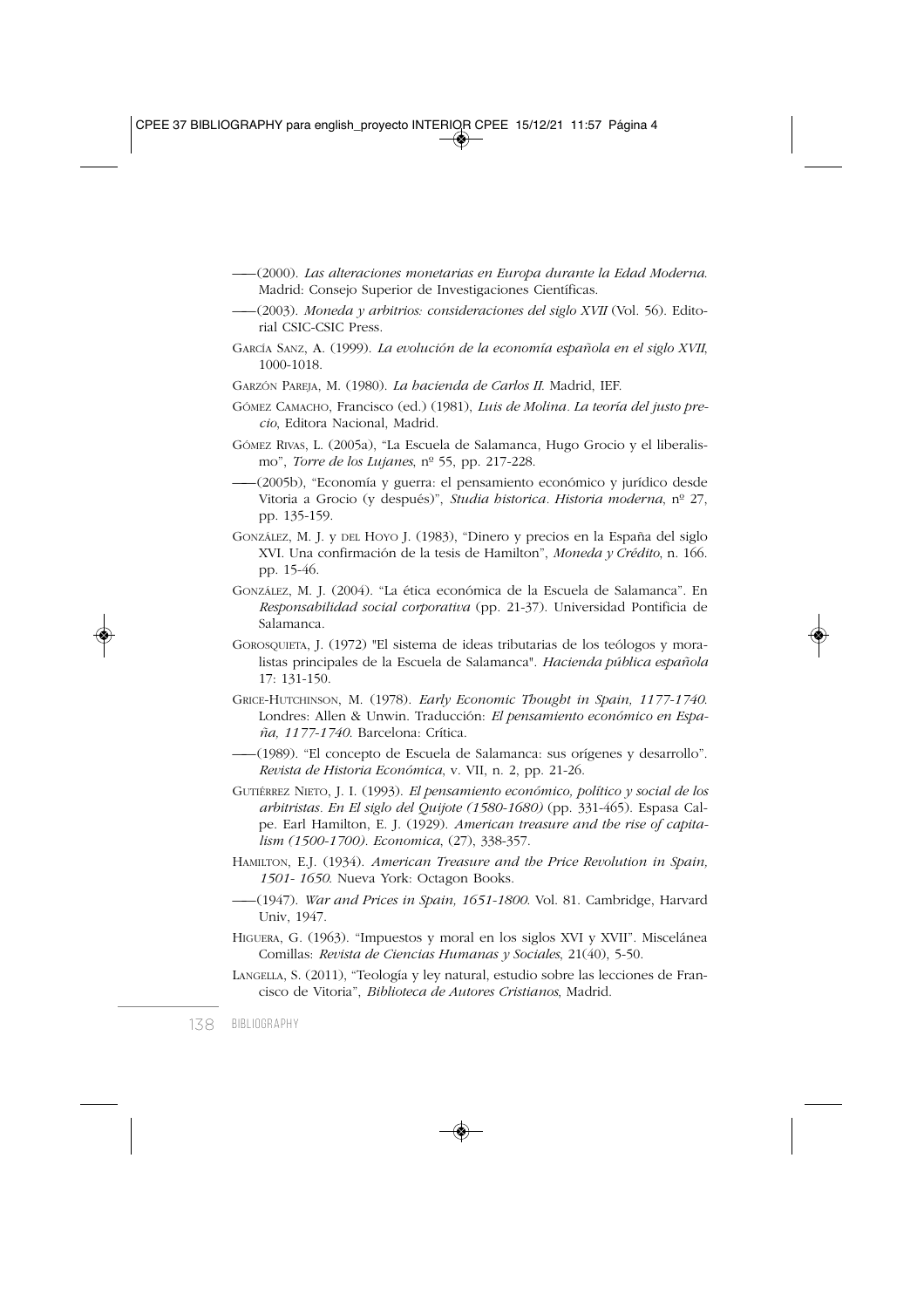——(2000). *Las alteraciones monetarias en Europa durante la Edad Moderna.* Madrid: Consejo Superior de Investigaciones Científicas.

——(2003). *Moneda y arbitrios: consideraciones del siglo XVII* (Vol. 56). Editorial CSIC-CSIC Press.

GARCÍA SANZ, A. (1999). *La evolución de la economía española en el siglo XVII*, 1000-1018.

GARZÓN PAREJA, M. (1980). *La hacienda de Carlos II.* Madrid, IEF.

GÓMEZ CAMACHO, Francisco (ed.) (1981), *Luis de Molina. La teoría del justo precio*, Editora Nacional, Madrid.

GÓMEZ RIVAS, L. (2005a), "La Escuela de Salamanca, Hugo Grocio y el liberalismo", *Torre de los Lujanes*, nº 55, pp. 217-228.

——(2005b), "Economía y guerra: el pensamiento económico y jurídico desde Vitoria a Grocio (y después)", *Studia historica. Historia moderna*, nº 27, pp. 135-159.

GONZÁLEZ, M. J. y DEL HOYO J. (1983), "Dinero y precios en la España del siglo XVI. Una confirmación de la tesis de Hamilton", *Moneda y Crédito*, n. 166. pp. 15-46.

GONZÁLEZ, M. J. (2004). "La ética económica de la Escuela de Salamanca". En *Responsabilidad social corporativa* (pp. 21-37). Universidad Pontificia de Salamanca.

GOROSQUIETA, J. (1972) "El sistema de ideas tributarias de los teólogos y moralistas principales de la Escuela de Salamanca". *Hacienda pública española* 17: 131-150.

GRICE-HUTCHINSON, M. (1978). *Early Economic Thought in Spain, 1177-1740.* Londres: Allen & Unwin. Traducción: *El pensamiento económico en España, 1177-1740.* Barcelona: Crítica.

——(1989). "El concepto de Escuela de Salamanca: sus orígenes y desarrollo". *Revista de Historia Económica*, v. VII, n. 2, pp. 21-26.

GUTIÉRREZ NIETO, J. I. (1993). *El pensamiento económico, político y social de los arbitristas. En El siglo del Quijote (1580-1680)* (pp. 331-465). Espasa Calpe. Earl Hamilton, E. J. (1929). *American treasure and the rise of capitalism (1500-1700). Economica*, (27), 338-357.

HAMILTON, E.J. (1934). *American Treasure and the Price Revolution in Spain, 1501- 1650.* Nueva York: Octagon Books.

——(1947). *War and Prices in Spain, 1651-1800.* Vol. 81. Cambridge, Harvard Univ, 1947.

HIGUERA, G. (1963). "Impuestos y moral en los siglos XVI y XVII". Miscelánea Comillas: *Revista de Ciencias Humanas y Sociales*, 21(40), 5-50.

LANGELLA, S. (2011), "Teología y ley natural, estudio sobre las lecciones de Francisco de Vitoria", *Biblioteca de Autores Cristianos*, Madrid.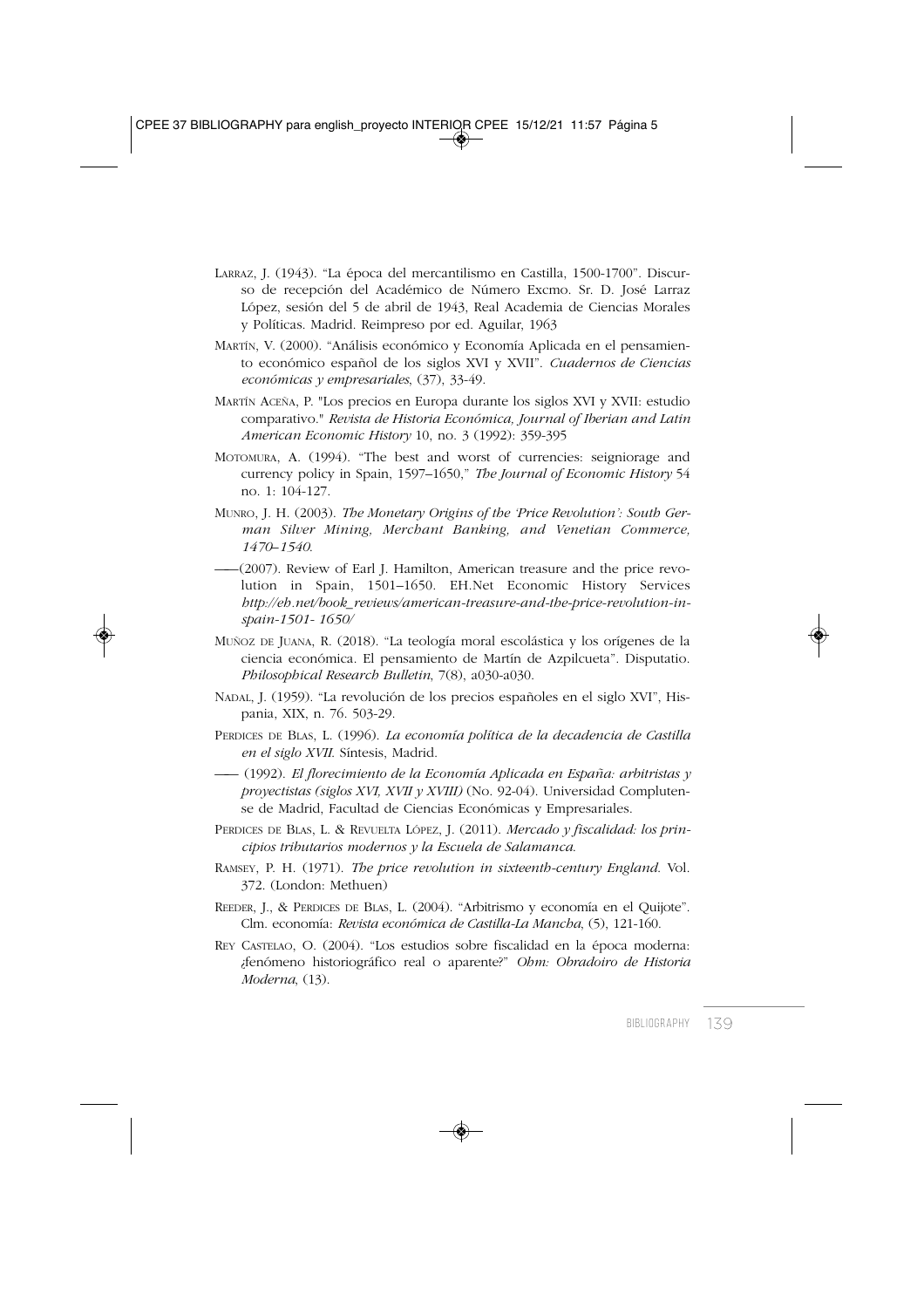Larraz, J. (1943). “La época del mercantilismo en Castilla, 1500-1700”. Discurso de recepción del Académico de Número Excmo. Sr. D. José Larraz López, sesión del 5 de abril de 1943, Real Academia de Ciencias Morales y Políticas. Madrid. Reimpreso por ed. Aguilar, 1963

Martín, V. (2000). “Análisis económico y Economía Aplicada en el pensamiento económico español de los siglos XVI y XVII”. *Cuadernos de Ciencias económicas y empresariales*, (37), 33-49.

Martín Aceña, P. "Los precios en Europa durante los siglos XVI y XVII: estudio comparativo." *Revista de Historia Económica, Journal of Iberian and Latin American Economic History* 10, no. 3 (1992): 359-395

Motomura, A. (1994). “The best and worst of currencies: seigniorage and currency policy in Spain, 1597–1650,” *The Journal of Economic History* 54 no. 1: 104-127.

Munro, J. H. (2003). *The Monetary Origins of the ‘Price Revolution’: South German Silver Mining, Merchant Banking, and Venetian Commerce, 1470–1540.*

——(2007). Review of Earl J. Hamilton, American treasure and the price revolution in Spain, 1501–1650. EH.Net Economic History Services *http://eh.net/book_reviews/american-treasure-and-the-price-revolution-in-spain-1501- 1650/*

Muñoz de Juana, R. (2018). “La teología moral escolástica y los orígenes de la ciencia económica. El pensamiento de Martín de Azpilcueta”. Disputatio. *Philosophical Research Bulletin*, 7(8), a030-a030.

Nadal, J. (1959). “La revolución de los precios españoles en el siglo XVI”, Hispania, XIX, n. 76. 503-29.

Perdices de Blas, L. (1996). *La economía política de la decadencia de Castilla en el siglo XVII.* Síntesis, Madrid.

—— (1992). *El florecimiento de la Economía Aplicada en España: arbitristas y proyectistas (siglos XVI, XVII y XVIII)* (No. 92-04). Universidad Complutense de Madrid, Facultad de Ciencias Económicas y Empresariales.

Perdices de Blas, L. & Revuelta López, J. (2011). *Mercado y fiscalidad: los principios tributarios modernos y la Escuela de Salamanca.*

Ramsey, P. H. (1971). *The price revolution in sixteenth-century England.* Vol. 372. (London: Methuen)

Reeder, J., & Perdices de Blas, L. (2004). “Arbitrismo y economía en el Quijote”. Clm. economía: *Revista económica de Castilla-La Mancha*, (5), 121-160.

Rey Castelao, O. (2004). “Los estudios sobre fiscalidad en la época moderna: ¿fenómeno historiográfico real o aparente?” *Ohm: Obradoiro de Historia Moderna*, (13).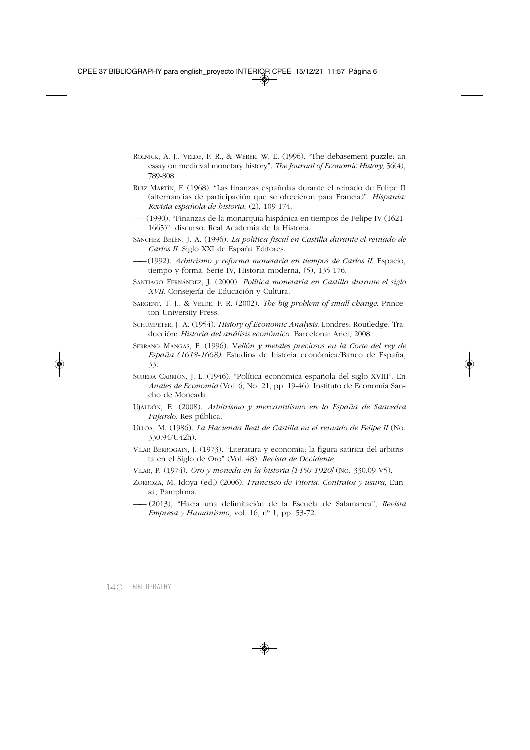ROLNICK, A. J., VELDE, F. R., & WEBER, W. E. (1996). "The debasement puzzle: an essay on medieval monetary history". *The Journal of Economic History*, 56(4), 789-808.

RUIZ MARTÍN, F. (1968). "Las finanzas españolas durante el reinado de Felipe II (alternancias de participación que se ofrecieron para Francia)". *Hispania: Revista española de historia*, (2), 109-174.

——(1990). "Finanzas de la monarquía hispánica en tiempos de Felipe IV (1621-1665)": discurso. Real Academia de la Historia.

SÁNCHEZ BELÉN, J. A. (1996). *La política fiscal en Castilla durante el reinado de Carlos II*. Siglo XXI de España Editores.

—— (1992). *Arbitrismo y reforma monetaria en tiempos de Carlos II*. Espacio, tiempo y forma. Serie IV, Historia moderna, (5), 135-176.

SANTIAGO FERNÁNDEZ, J. (2000). *Política monetaria en Castilla durante el siglo XVII*. Consejería de Educación y Cultura.

SARGENT, T. J., & VELDE, F. R. (2002). *The big problem of small change*. Princeton University Press.

SCHUMPETER, J. A. (1954). *History of Economic Analysis*. Londres: Routledge. Traducción: *Historia del análisis económico*. Barcelona: Ariel, 2008.

SERRANO MANGAS, F. (1996). V*ellón y metales preciosos en la Corte del rey de España (1618-1668)*. Estudios de historia económica/Banco de España, 33.

SUREDA CARRIÓN, J. L. (1946). "Política económica española del siglo XVIII". En *Anales de Economía* (Vol. 6, No. 21, pp. 19-46). Instituto de Economía Sancho de Moncada.

UJALDÓN, E. (2008). *Arbitrismo y mercantilismo en la España de Saavedra Fajardo*. Res pública.

ULLOA, M. (1986). *La Hacienda Real de Castilla en el reinado de Felipe II* (No. 330.94/U42h).

VILAR BERROGAIN, J. (1973). "Literatura y economía: la figura satírica del arbitrista en el Siglo de Oro" (Vol. 48). *Revista de Occidente*.

VILAR, P. (1974). *Oro y moneda en la historia [1450-1920]* (No. 330.09 V5).

ZORROZA, M. Idoya (ed.) (2006), *Francisco de Vitoria. Contratos y usura*, Eunsa, Pamplona.

—— (2013), "Hacia una delimitación de la Escuela de Salamanca", *Revista Empresa y Humanismo,* vol. 16, nº 1, pp. 53-72.